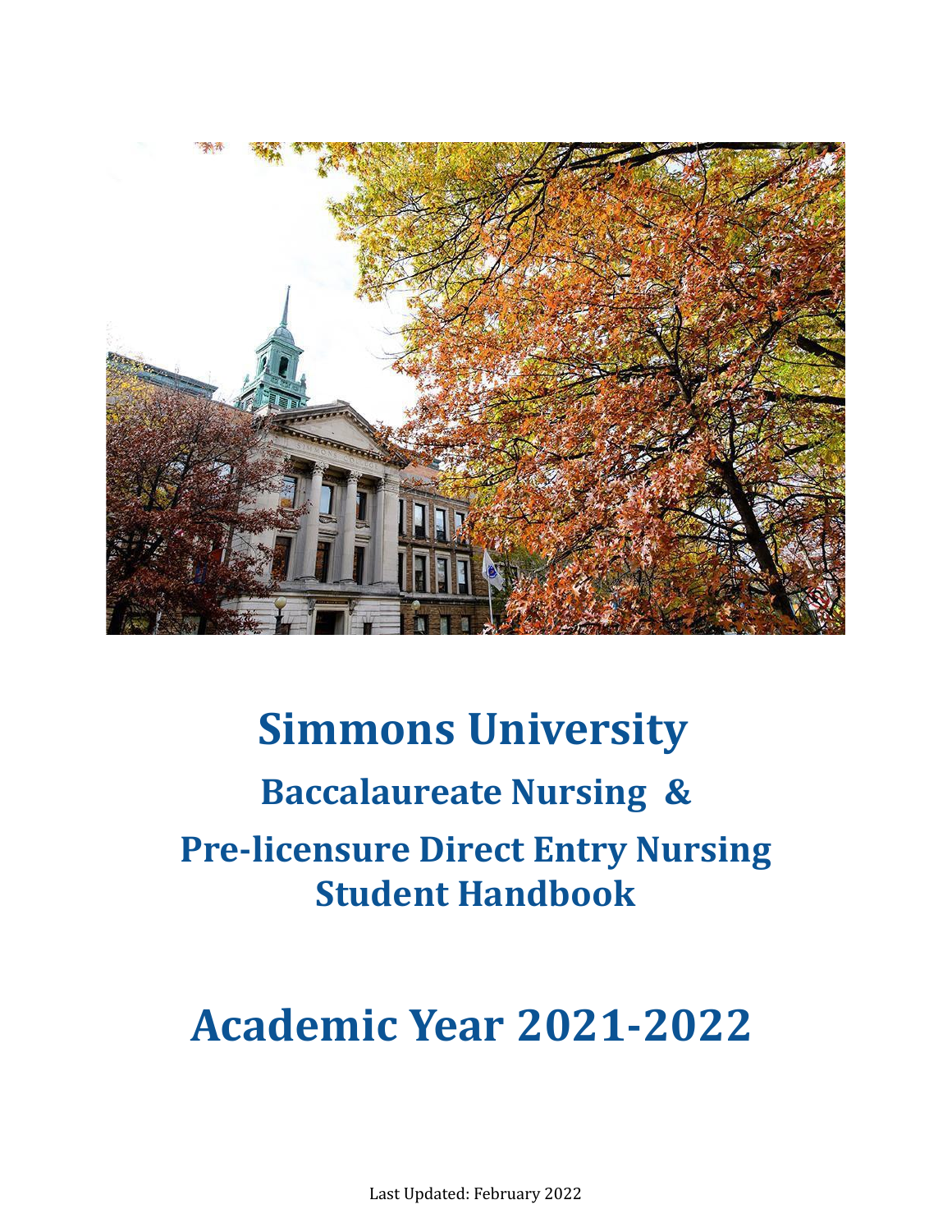# Simmons University

## Baccalaureate Nursing &

## Pre-licensure Direct Entry Nursing Student Handbook

# Academic Year 2021-2022

Last Updated: February 2022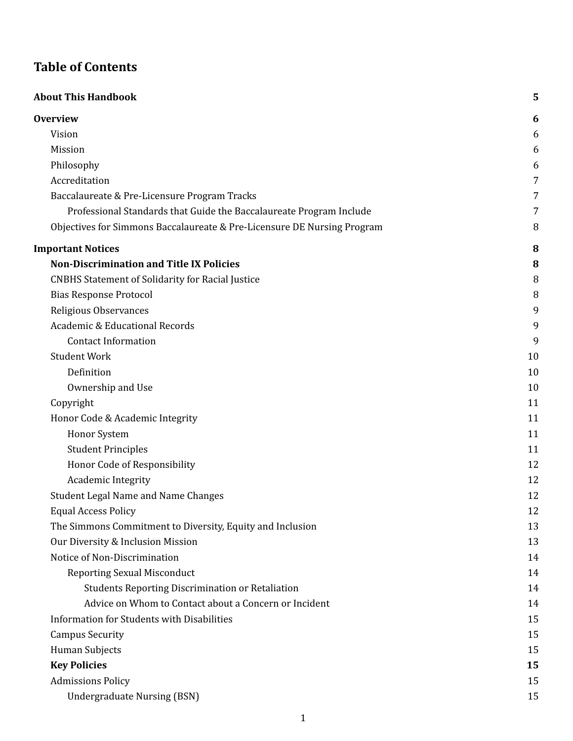# Table of Contents

| | |
|---|---|
| **About This Handbook** | **5** |
| **Overview** | **6** |
| Vision | 6 |
| Mission | 6 |
| Philosophy | 6 |
| Accreditation | 7 |
| Baccalaureate & Pre-Licensure Program Tracks | 7 |
| Professional Standards that Guide the Baccalaureate Program Include | 7 |
| Objectives for Simmons Baccalaureate & Pre-Licensure DE Nursing Program | 8 |
| **Important Notices** | **8** |
| **Non-Discrimination and Title IX Policies** | **8** |
| CNBHS Statement of Solidarity for Racial Justice | 8 |
| Bias Response Protocol | 8 |
| Religious Observances | 9 |
| Academic & Educational Records | 9 |
| Contact Information | 9 |
| Student Work | 10 |
| Definition | 10 |
| Ownership and Use | 10 |
| Copyright | 11 |
| Honor Code & Academic Integrity | 11 |
| Honor System | 11 |
| Student Principles | 11 |
| Honor Code of Responsibility | 12 |
| Academic Integrity | 12 |
| Student Legal Name and Name Changes | 12 |
| Equal Access Policy | 12 |
| The Simmons Commitment to Diversity, Equity and Inclusion | 13 |
| Our Diversity & Inclusion Mission | 13 |
| Notice of Non-Discrimination | 14 |
| Reporting Sexual Misconduct | 14 |
| Students Reporting Discrimination or Retaliation | 14 |
| Advice on Whom to Contact about a Concern or Incident | 14 |
| Information for Students with Disabilities | 15 |
| Campus Security | 15 |
| Human Subjects | 15 |
| **Key Policies** | **15** |
| Admissions Policy | 15 |
| Undergraduate Nursing (BSN) | 15 |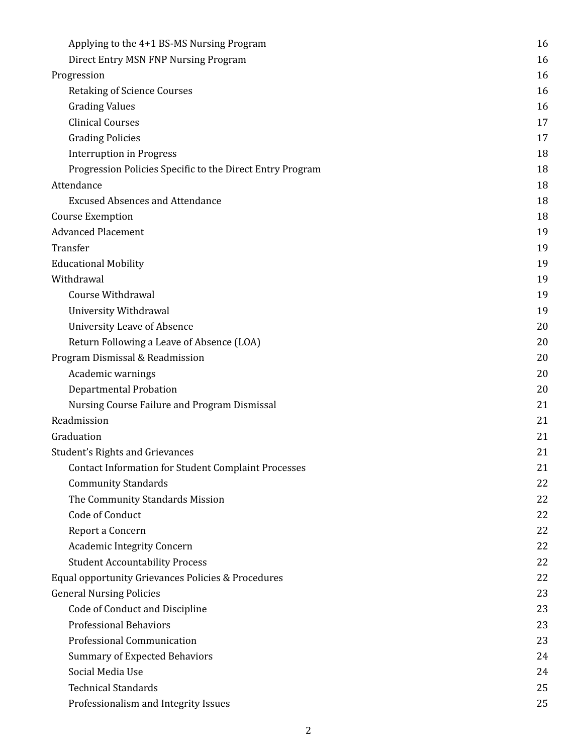- Applying to the 4+1 BS-MS Nursing Program 16
- Direct Entry MSN FNP Nursing Program 16

Progression 16

- Retaking of Science Courses 16
- Grading Values 16
- Clinical Courses 17
- Grading Policies 17
- Interruption in Progress 18
- Progression Policies Specific to the Direct Entry Program 18

Attendance 18

- Excused Absences and Attendance 18

Course Exemption 18

Advanced Placement 19

Transfer 19

Educational Mobility 19

Withdrawal 19

- Course Withdrawal 19
- University Withdrawal 19
- University Leave of Absence 20
- Return Following a Leave of Absence (LOA) 20

Program Dismissal & Readmission 20

- Academic warnings 20
- Departmental Probation 20
- Nursing Course Failure and Program Dismissal 21

Readmission 21

Graduation 21

Student's Rights and Grievances 21

- Contact Information for Student Complaint Processes 21
- Community Standards 22
- The Community Standards Mission 22
- Code of Conduct 22
- Report a Concern 22
- Academic Integrity Concern 22
- Student Accountability Process 22

Equal opportunity Grievances Policies & Procedures 22

General Nursing Policies 23

- Code of Conduct and Discipline 23
- Professional Behaviors 23
- Professional Communication 23
- Summary of Expected Behaviors 24
- Social Media Use 24
- Technical Standards 25
- Professionalism and Integrity Issues 25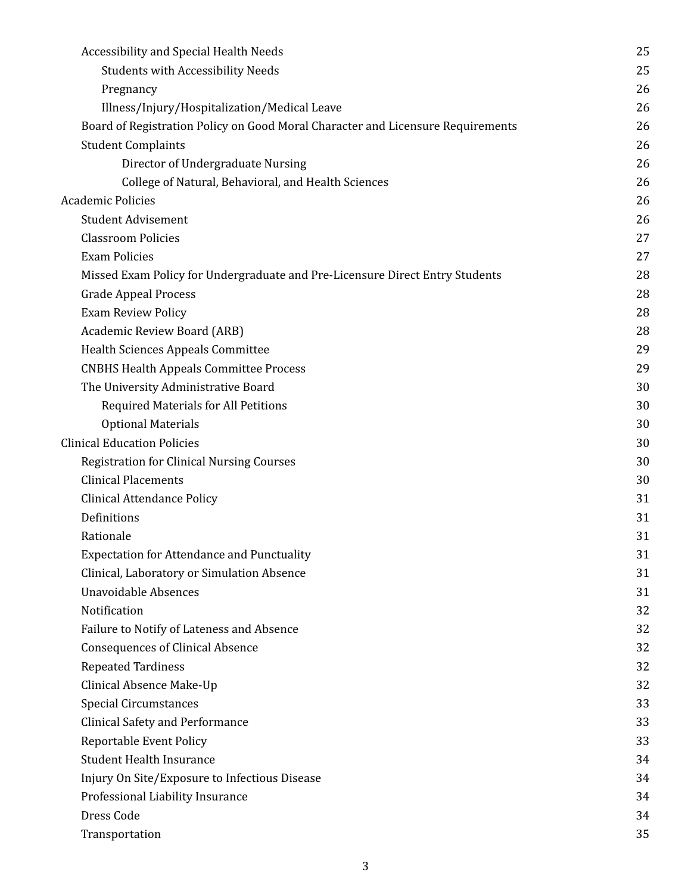- Accessibility and Special Health Needs 25
  - Students with Accessibility Needs 25
  - Pregnancy 26
  - Illness/Injury/Hospitalization/Medical Leave 26
- Board of Registration Policy on Good Moral Character and Licensure Requirements 26
- Student Complaints 26
  - Director of Undergraduate Nursing 26
  - College of Natural, Behavioral, and Health Sciences 26

Academic Policies 26

- Student Advisement 26
- Classroom Policies 27
- Exam Policies 27
- Missed Exam Policy for Undergraduate and Pre-Licensure Direct Entry Students 28
- Grade Appeal Process 28
- Exam Review Policy 28
- Academic Review Board (ARB) 28
- Health Sciences Appeals Committee 29
- CNBHS Health Appeals Committee Process 29
- The University Administrative Board 30
  - Required Materials for All Petitions 30
  - Optional Materials 30

Clinical Education Policies 30

- Registration for Clinical Nursing Courses 30
- Clinical Placements 30
- Clinical Attendance Policy 31
- Definitions 31
- Rationale 31
- Expectation for Attendance and Punctuality 31
- Clinical, Laboratory or Simulation Absence 31
- Unavoidable Absences 31
- Notification 32
- Failure to Notify of Lateness and Absence 32
- Consequences of Clinical Absence 32
- Repeated Tardiness 32
- Clinical Absence Make-Up 32
- Special Circumstances 33
- Clinical Safety and Performance 33
- Reportable Event Policy 33
- Student Health Insurance 34
- Injury On Site/Exposure to Infectious Disease 34
- Professional Liability Insurance 34
- Dress Code 34
- Transportation 35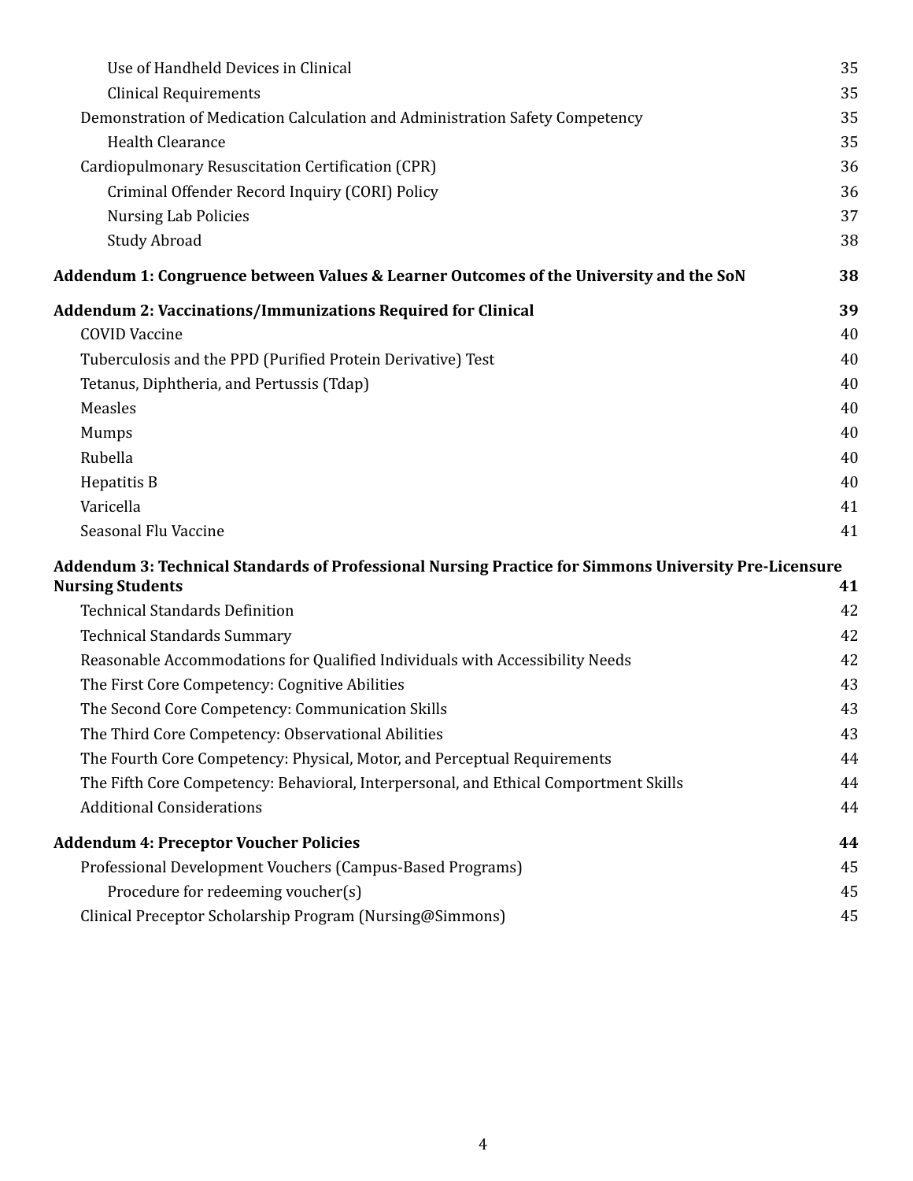Use of Handheld Devices in Clinical 35

Clinical Requirements 35

Demonstration of Medication Calculation and Administration Safety Competency 35

Health Clearance 35

Cardiopulmonary Resuscitation Certification (CPR) 36

Criminal Offender Record Inquiry (CORI) Policy 36

Nursing Lab Policies 37

Study Abroad 38

**Addendum 1: Congruence between Values & Learner Outcomes of the University and the SoN 38**

**Addendum 2: Vaccinations/Immunizations Required for Clinical 39**

COVID Vaccine 40

Tuberculosis and the PPD (Purified Protein Derivative) Test 40

Tetanus, Diphtheria, and Pertussis (Tdap) 40

Measles 40

Mumps 40

Rubella 40

Hepatitis B 40

Varicella 41

Seasonal Flu Vaccine 41

**Addendum 3: Technical Standards of Professional Nursing Practice for Simmons University Pre-Licensure Nursing Students 41**

Technical Standards Definition 42

Technical Standards Summary 42

Reasonable Accommodations for Qualified Individuals with Accessibility Needs 42

The First Core Competency: Cognitive Abilities 43

The Second Core Competency: Communication Skills 43

The Third Core Competency: Observational Abilities 43

The Fourth Core Competency: Physical, Motor, and Perceptual Requirements 44

The Fifth Core Competency: Behavioral, Interpersonal, and Ethical Comportment Skills 44

Additional Considerations 44

**Addendum 4: Preceptor Voucher Policies 44**

Professional Development Vouchers (Campus-Based Programs) 45

Procedure for redeeming voucher(s) 45

Clinical Preceptor Scholarship Program (Nursing@Simmons) 45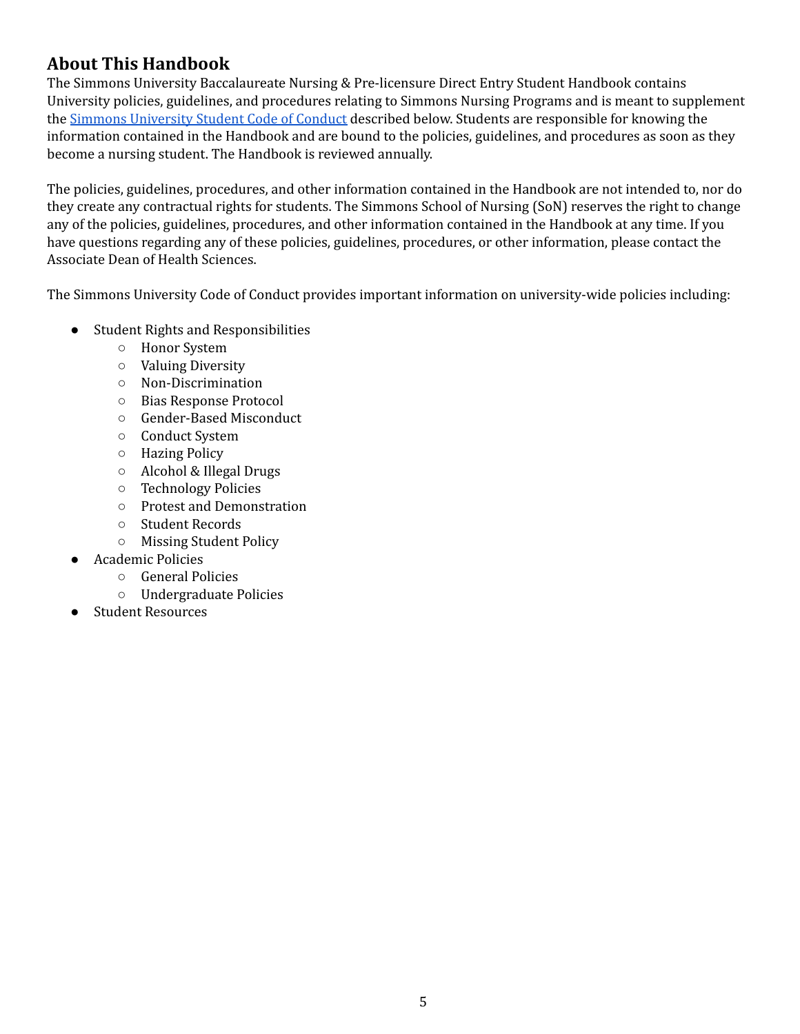## About This Handbook

The Simmons University Baccalaureate Nursing & Pre-licensure Direct Entry Student Handbook contains University policies, guidelines, and procedures relating to Simmons Nursing Programs and is meant to supplement the [Simmons University Student Code of Conduct]() described below. Students are responsible for knowing the information contained in the Handbook and are bound to the policies, guidelines, and procedures as soon as they become a nursing student. The Handbook is reviewed annually.

The policies, guidelines, procedures, and other information contained in the Handbook are not intended to, nor do they create any contractual rights for students. The Simmons School of Nursing (SoN) reserves the right to change any of the policies, guidelines, procedures, and other information contained in the Handbook at any time. If you have questions regarding any of these policies, guidelines, procedures, or other information, please contact the Associate Dean of Health Sciences.

The Simmons University Code of Conduct provides important information on university-wide policies including:

- Student Rights and Responsibilities
    - Honor System
    - Valuing Diversity
    - Non-Discrimination
    - Bias Response Protocol
    - Gender-Based Misconduct
    - Conduct System
    - Hazing Policy
    - Alcohol & Illegal Drugs
    - Technology Policies
    - Protest and Demonstration
    - Student Records
    - Missing Student Policy
- Academic Policies
    - General Policies
    - Undergraduate Policies
- Student Resources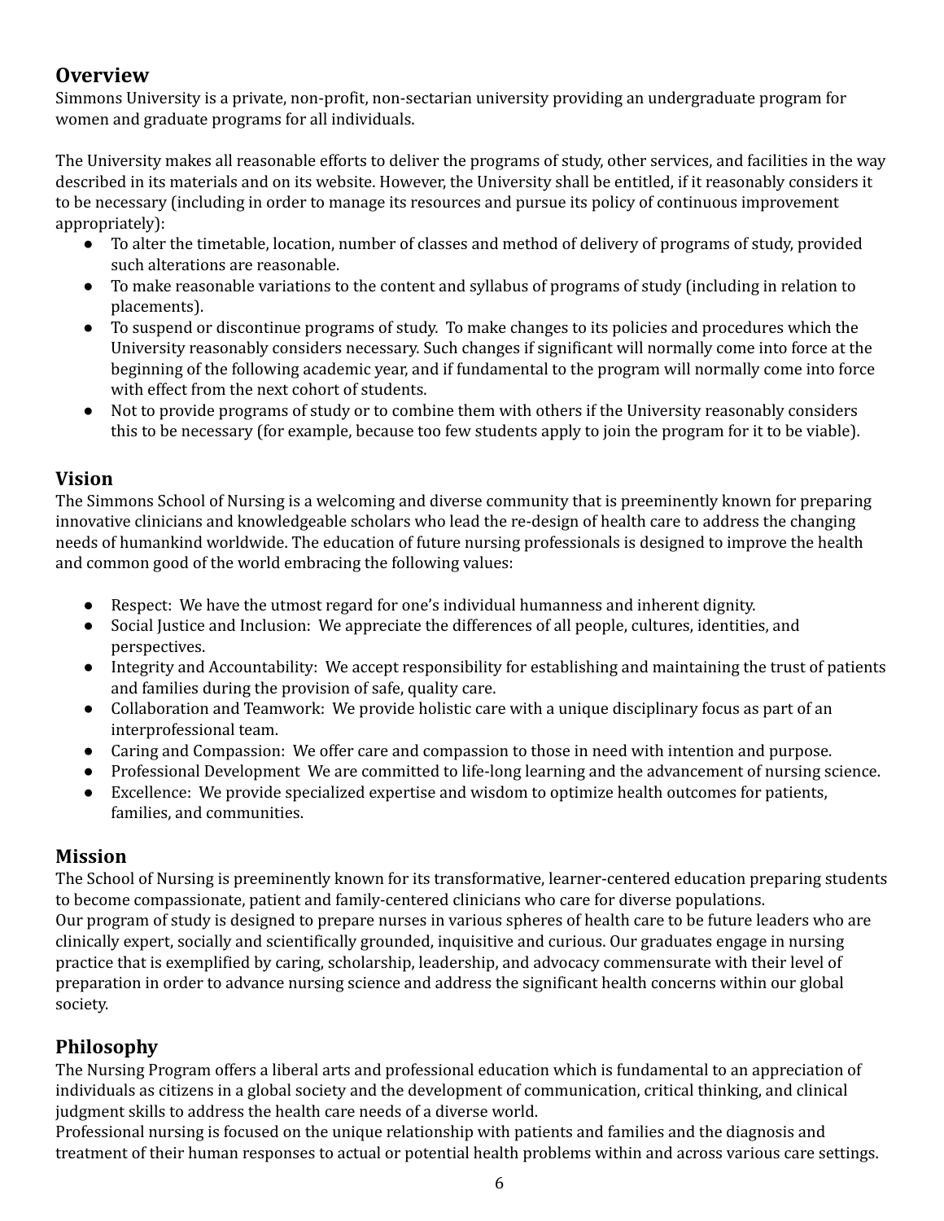## Overview

Simmons University is a private, non-profit, non-sectarian university providing an undergraduate program for women and graduate programs for all individuals.

The University makes all reasonable efforts to deliver the programs of study, other services, and facilities in the way described in its materials and on its website. However, the University shall be entitled, if it reasonably considers it to be necessary (including in order to manage its resources and pursue its policy of continuous improvement appropriately):

- To alter the timetable, location, number of classes and method of delivery of programs of study, provided such alterations are reasonable.
- To make reasonable variations to the content and syllabus of programs of study (including in relation to placements).
- To suspend or discontinue programs of study. To make changes to its policies and procedures which the University reasonably considers necessary. Such changes if significant will normally come into force at the beginning of the following academic year, and if fundamental to the program will normally come into force with effect from the next cohort of students.
- Not to provide programs of study or to combine them with others if the University reasonably considers this to be necessary (for example, because too few students apply to join the program for it to be viable).

## Vision

The Simmons School of Nursing is a welcoming and diverse community that is preeminently known for preparing innovative clinicians and knowledgeable scholars who lead the re-design of health care to address the changing needs of humankind worldwide. The education of future nursing professionals is designed to improve the health and common good of the world embracing the following values:

- Respect: We have the utmost regard for one's individual humanness and inherent dignity.
- Social Justice and Inclusion: We appreciate the differences of all people, cultures, identities, and perspectives.
- Integrity and Accountability: We accept responsibility for establishing and maintaining the trust of patients and families during the provision of safe, quality care.
- Collaboration and Teamwork: We provide holistic care with a unique disciplinary focus as part of an interprofessional team.
- Caring and Compassion: We offer care and compassion to those in need with intention and purpose.
- Professional Development We are committed to life-long learning and the advancement of nursing science.
- Excellence: We provide specialized expertise and wisdom to optimize health outcomes for patients, families, and communities.

## Mission

The School of Nursing is preeminently known for its transformative, learner-centered education preparing students to become compassionate, patient and family-centered clinicians who care for diverse populations.
Our program of study is designed to prepare nurses in various spheres of health care to be future leaders who are clinically expert, socially and scientifically grounded, inquisitive and curious. Our graduates engage in nursing practice that is exemplified by caring, scholarship, leadership, and advocacy commensurate with their level of preparation in order to advance nursing science and address the significant health concerns within our global society.

## Philosophy

The Nursing Program offers a liberal arts and professional education which is fundamental to an appreciation of individuals as citizens in a global society and the development of communication, critical thinking, and clinical judgment skills to address the health care needs of a diverse world.
Professional nursing is focused on the unique relationship with patients and families and the diagnosis and treatment of their human responses to actual or potential health problems within and across various care settings.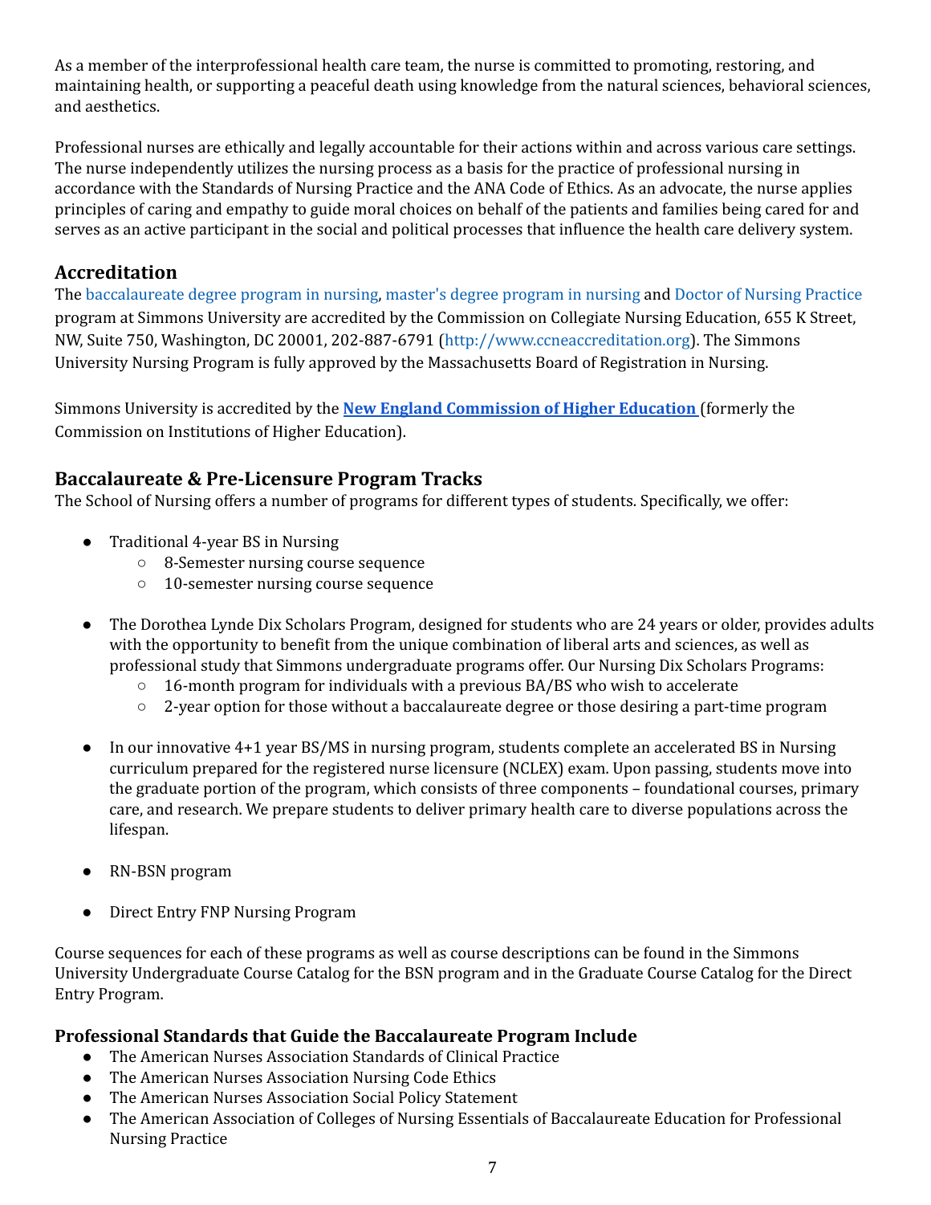As a member of the interprofessional health care team, the nurse is committed to promoting, restoring, and maintaining health, or supporting a peaceful death using knowledge from the natural sciences, behavioral sciences, and aesthetics.

Professional nurses are ethically and legally accountable for their actions within and across various care settings. The nurse independently utilizes the nursing process as a basis for the practice of professional nursing in accordance with the Standards of Nursing Practice and the ANA Code of Ethics. As an advocate, the nurse applies principles of caring and empathy to guide moral choices on behalf of the patients and families being cared for and serves as an active participant in the social and political processes that influence the health care delivery system.

## Accreditation

The baccalaureate degree program in nursing, master's degree program in nursing and Doctor of Nursing Practice program at Simmons University are accredited by the Commission on Collegiate Nursing Education, 655 K Street, NW, Suite 750, Washington, DC 20001, 202-887-6791 (http://www.ccneaccreditation.org). The Simmons University Nursing Program is fully approved by the Massachusetts Board of Registration in Nursing.

Simmons University is accredited by the **New England Commission of Higher Education** (formerly the Commission on Institutions of Higher Education).

## Baccalaureate & Pre-Licensure Program Tracks

The School of Nursing offers a number of programs for different types of students. Specifically, we offer:

- Traditional 4-year BS in Nursing
  - 8-Semester nursing course sequence
  - 10-semester nursing course sequence
- The Dorothea Lynde Dix Scholars Program, designed for students who are 24 years or older, provides adults with the opportunity to benefit from the unique combination of liberal arts and sciences, as well as professional study that Simmons undergraduate programs offer. Our Nursing Dix Scholars Programs:
  - 16-month program for individuals with a previous BA/BS who wish to accelerate
  - 2-year option for those without a baccalaureate degree or those desiring a part-time program
- In our innovative 4+1 year BS/MS in nursing program, students complete an accelerated BS in Nursing curriculum prepared for the registered nurse licensure (NCLEX) exam. Upon passing, students move into the graduate portion of the program, which consists of three components – foundational courses, primary care, and research. We prepare students to deliver primary health care to diverse populations across the lifespan.
- RN-BSN program
- Direct Entry FNP Nursing Program

Course sequences for each of these programs as well as course descriptions can be found in the Simmons University Undergraduate Course Catalog for the BSN program and in the Graduate Course Catalog for the Direct Entry Program.

### Professional Standards that Guide the Baccalaureate Program Include

- The American Nurses Association Standards of Clinical Practice
- The American Nurses Association Nursing Code Ethics
- The American Nurses Association Social Policy Statement
- The American Association of Colleges of Nursing Essentials of Baccalaureate Education for Professional Nursing Practice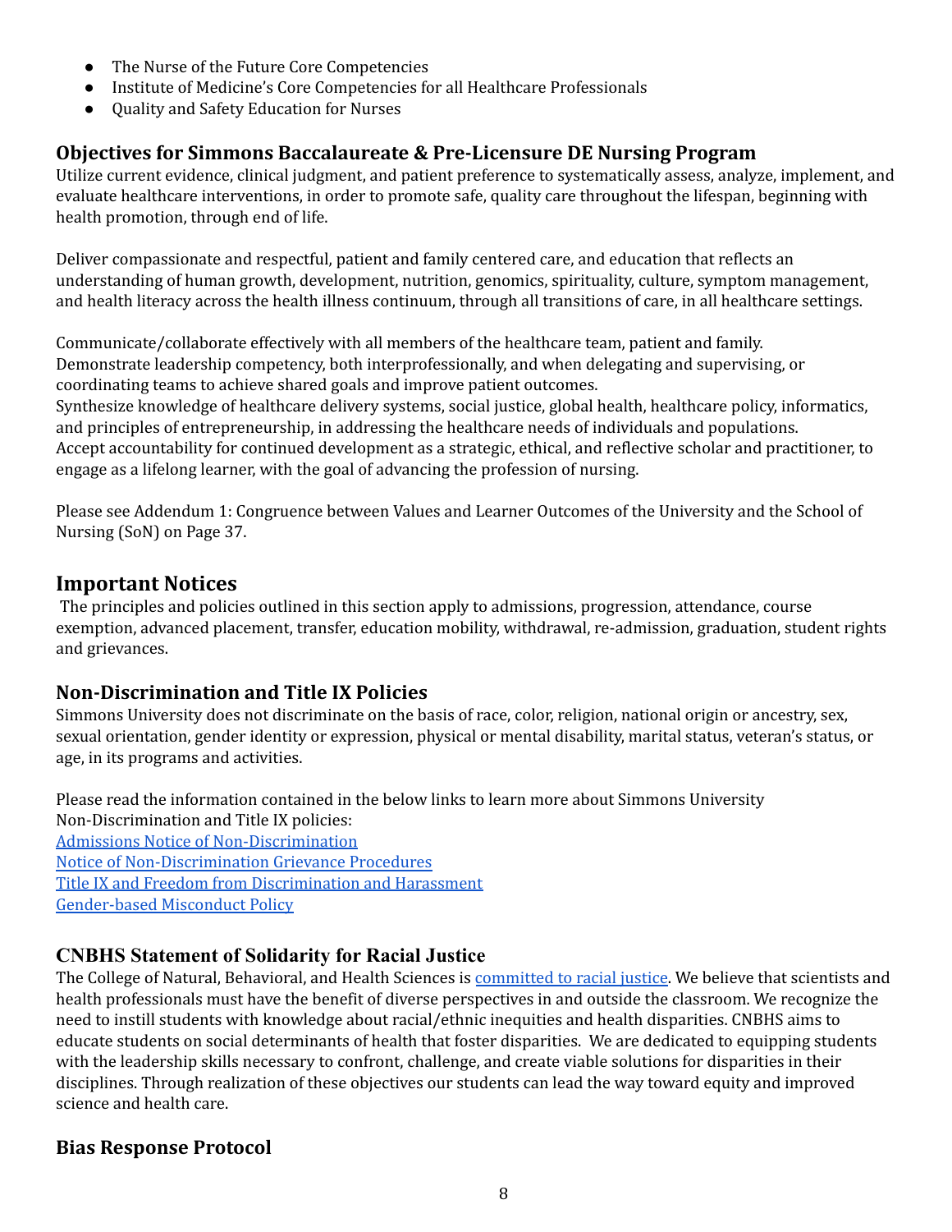- The Nurse of the Future Core Competencies
- Institute of Medicine's Core Competencies for all Healthcare Professionals
- Quality and Safety Education for Nurses

## Objectives for Simmons Baccalaureate & Pre-Licensure DE Nursing Program

Utilize current evidence, clinical judgment, and patient preference to systematically assess, analyze, implement, and evaluate healthcare interventions, in order to promote safe, quality care throughout the lifespan, beginning with health promotion, through end of life.

Deliver compassionate and respectful, patient and family centered care, and education that reflects an understanding of human growth, development, nutrition, genomics, spirituality, culture, symptom management, and health literacy across the health illness continuum, through all transitions of care, in all healthcare settings.

Communicate/collaborate effectively with all members of the healthcare team, patient and family.
Demonstrate leadership competency, both interprofessionally, and when delegating and supervising, or coordinating teams to achieve shared goals and improve patient outcomes.
Synthesize knowledge of healthcare delivery systems, social justice, global health, healthcare policy, informatics, and principles of entrepreneurship, in addressing the healthcare needs of individuals and populations.
Accept accountability for continued development as a strategic, ethical, and reflective scholar and practitioner, to engage as a lifelong learner, with the goal of advancing the profession of nursing.

Please see Addendum 1: Congruence between Values and Learner Outcomes of the University and the School of Nursing (SoN) on Page 37.

# Important Notices

The principles and policies outlined in this section apply to admissions, progression, attendance, course exemption, advanced placement, transfer, education mobility, withdrawal, re-admission, graduation, student rights and grievances.

## Non-Discrimination and Title IX Policies

Simmons University does not discriminate on the basis of race, color, religion, national origin or ancestry, sex, sexual orientation, gender identity or expression, physical or mental disability, marital status, veteran's status, or age, in its programs and activities.

Please read the information contained in the below links to learn more about Simmons University Non-Discrimination and Title IX policies:
Admissions Notice of Non-Discrimination
Notice of Non-Discrimination Grievance Procedures
Title IX and Freedom from Discrimination and Harassment
Gender-based Misconduct Policy

## CNBHS Statement of Solidarity for Racial Justice

The College of Natural, Behavioral, and Health Sciences is committed to racial justice. We believe that scientists and health professionals must have the benefit of diverse perspectives in and outside the classroom. We recognize the need to instill students with knowledge about racial/ethnic inequities and health disparities. CNBHS aims to educate students on social determinants of health that foster disparities. We are dedicated to equipping students with the leadership skills necessary to confront, challenge, and create viable solutions for disparities in their disciplines. Through realization of these objectives our students can lead the way toward equity and improved science and health care.

## Bias Response Protocol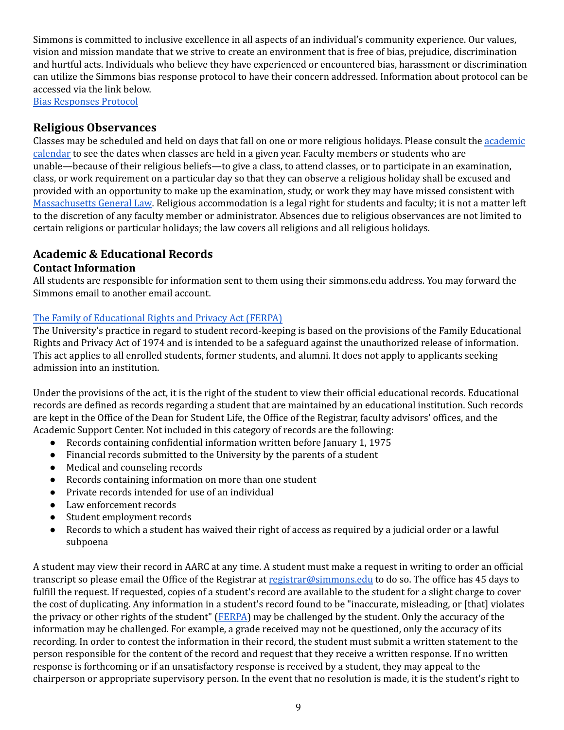Simmons is committed to inclusive excellence in all aspects of an individual's community experience. Our values, vision and mission mandate that we strive to create an environment that is free of bias, prejudice, discrimination and hurtful acts. Individuals who believe they have experienced or encountered bias, harassment or discrimination can utilize the Simmons bias response protocol to have their concern addressed. Information about protocol can be accessed via the link below.
Bias Responses Protocol

## Religious Observances

Classes may be scheduled and held on days that fall on one or more religious holidays. Please consult the academic calendar to see the dates when classes are held in a given year. Faculty members or students who are unable—because of their religious beliefs—to give a class, to attend classes, or to participate in an examination, class, or work requirement on a particular day so that they can observe a religious holiday shall be excused and provided with an opportunity to make up the examination, study, or work they may have missed consistent with Massachusetts General Law. Religious accommodation is a legal right for students and faculty; it is not a matter left to the discretion of any faculty member or administrator. Absences due to religious observances are not limited to certain religions or particular holidays; the law covers all religions and all religious holidays.

## Academic & Educational Records

### Contact Information

All students are responsible for information sent to them using their simmons.edu address. You may forward the Simmons email to another email account.

The Family of Educational Rights and Privacy Act (FERPA)

The University's practice in regard to student record-keeping is based on the provisions of the Family Educational Rights and Privacy Act of 1974 and is intended to be a safeguard against the unauthorized release of information. This act applies to all enrolled students, former students, and alumni. It does not apply to applicants seeking admission into an institution.

Under the provisions of the act, it is the right of the student to view their official educational records. Educational records are defined as records regarding a student that are maintained by an educational institution. Such records are kept in the Office of the Dean for Student Life, the Office of the Registrar, faculty advisors' offices, and the Academic Support Center. Not included in this category of records are the following:

- Records containing confidential information written before January 1, 1975
- Financial records submitted to the University by the parents of a student
- Medical and counseling records
- Records containing information on more than one student
- Private records intended for use of an individual
- Law enforcement records
- Student employment records
- Records to which a student has waived their right of access as required by a judicial order or a lawful subpoena

A student may view their record in AARC at any time. A student must make a request in writing to order an official transcript so please email the Office of the Registrar at registrar@simmons.edu to do so. The office has 45 days to fulfill the request. If requested, copies of a student's record are available to the student for a slight charge to cover the cost of duplicating. Any information in a student's record found to be "inaccurate, misleading, or [that] violates the privacy or other rights of the student" (FERPA) may be challenged by the student. Only the accuracy of the information may be challenged. For example, a grade received may not be questioned, only the accuracy of its recording. In order to contest the information in their record, the student must submit a written statement to the person responsible for the content of the record and request that they receive a written response. If no written response is forthcoming or if an unsatisfactory response is received by a student, they may appeal to the chairperson or appropriate supervisory person. In the event that no resolution is made, it is the student's right to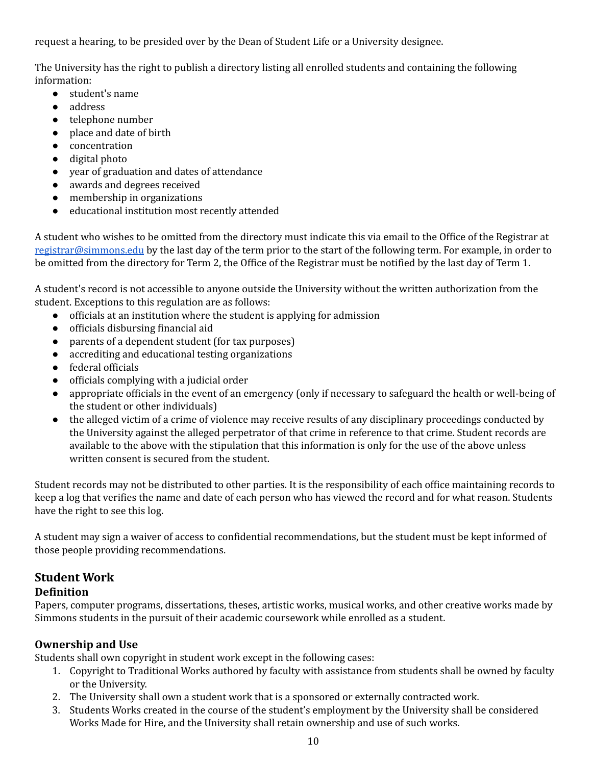request a hearing, to be presided over by the Dean of Student Life or a University designee.

The University has the right to publish a directory listing all enrolled students and containing the following information:

- student's name
- address
- telephone number
- place and date of birth
- concentration
- digital photo
- year of graduation and dates of attendance
- awards and degrees received
- membership in organizations
- educational institution most recently attended

A student who wishes to be omitted from the directory must indicate this via email to the Office of the Registrar at [registrar@simmons.edu](mailto:registrar@simmons.edu) by the last day of the term prior to the start of the following term. For example, in order to be omitted from the directory for Term 2, the Office of the Registrar must be notified by the last day of Term 1.

A student's record is not accessible to anyone outside the University without the written authorization from the student. Exceptions to this regulation are as follows:

- officials at an institution where the student is applying for admission
- officials disbursing financial aid
- parents of a dependent student (for tax purposes)
- accrediting and educational testing organizations
- federal officials
- officials complying with a judicial order
- appropriate officials in the event of an emergency (only if necessary to safeguard the health or well-being of the student or other individuals)
- the alleged victim of a crime of violence may receive results of any disciplinary proceedings conducted by the University against the alleged perpetrator of that crime in reference to that crime. Student records are available to the above with the stipulation that this information is only for the use of the above unless written consent is secured from the student.

Student records may not be distributed to other parties. It is the responsibility of each office maintaining records to keep a log that verifies the name and date of each person who has viewed the record and for what reason. Students have the right to see this log.

A student may sign a waiver of access to confidential recommendations, but the student must be kept informed of those people providing recommendations.

## Student Work

### Definition

Papers, computer programs, dissertations, theses, artistic works, musical works, and other creative works made by Simmons students in the pursuit of their academic coursework while enrolled as a student.

### Ownership and Use

Students shall own copyright in student work except in the following cases:

1. Copyright to Traditional Works authored by faculty with assistance from students shall be owned by faculty or the University.
2. The University shall own a student work that is a sponsored or externally contracted work.
3. Students Works created in the course of the student's employment by the University shall be considered Works Made for Hire, and the University shall retain ownership and use of such works.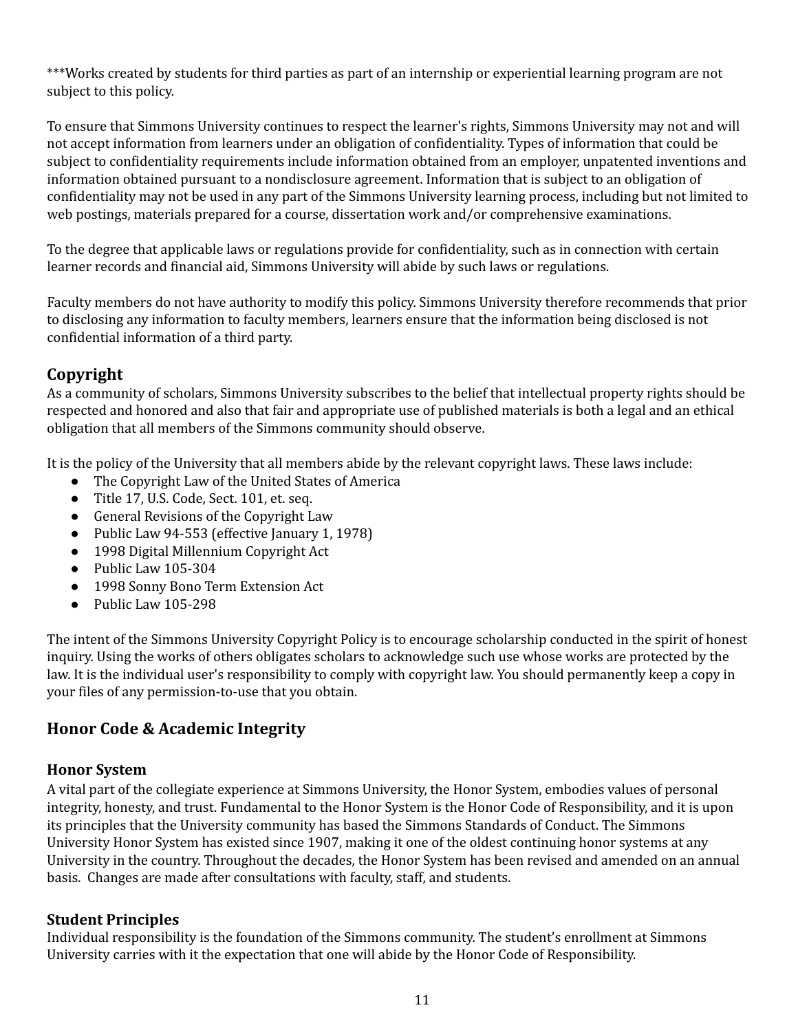***Works created by students for third parties as part of an internship or experiential learning program are not subject to this policy.

To ensure that Simmons University continues to respect the learner's rights, Simmons University may not and will not accept information from learners under an obligation of confidentiality. Types of information that could be subject to confidentiality requirements include information obtained from an employer, unpatented inventions and information obtained pursuant to a nondisclosure agreement. Information that is subject to an obligation of confidentiality may not be used in any part of the Simmons University learning process, including but not limited to web postings, materials prepared for a course, dissertation work and/or comprehensive examinations.

To the degree that applicable laws or regulations provide for confidentiality, such as in connection with certain learner records and financial aid, Simmons University will abide by such laws or regulations.

Faculty members do not have authority to modify this policy. Simmons University therefore recommends that prior to disclosing any information to faculty members, learners ensure that the information being disclosed is not confidential information of a third party.

## Copyright

As a community of scholars, Simmons University subscribes to the belief that intellectual property rights should be respected and honored and also that fair and appropriate use of published materials is both a legal and an ethical obligation that all members of the Simmons community should observe.

It is the policy of the University that all members abide by the relevant copyright laws. These laws include:

- The Copyright Law of the United States of America
- Title 17, U.S. Code, Sect. 101, et. seq.
- General Revisions of the Copyright Law
- Public Law 94-553 (effective January 1, 1978)
- 1998 Digital Millennium Copyright Act
- Public Law 105-304
- 1998 Sonny Bono Term Extension Act
- Public Law 105-298

The intent of the Simmons University Copyright Policy is to encourage scholarship conducted in the spirit of honest inquiry. Using the works of others obligates scholars to acknowledge such use whose works are protected by the law. It is the individual user's responsibility to comply with copyright law. You should permanently keep a copy in your files of any permission-to-use that you obtain.

## Honor Code & Academic Integrity

### Honor System

A vital part of the collegiate experience at Simmons University, the Honor System, embodies values of personal integrity, honesty, and trust. Fundamental to the Honor System is the Honor Code of Responsibility, and it is upon its principles that the University community has based the Simmons Standards of Conduct. The Simmons University Honor System has existed since 1907, making it one of the oldest continuing honor systems at any University in the country. Throughout the decades, the Honor System has been revised and amended on an annual basis. Changes are made after consultations with faculty, staff, and students.

### Student Principles

Individual responsibility is the foundation of the Simmons community. The student's enrollment at Simmons University carries with it the expectation that one will abide by the Honor Code of Responsibility.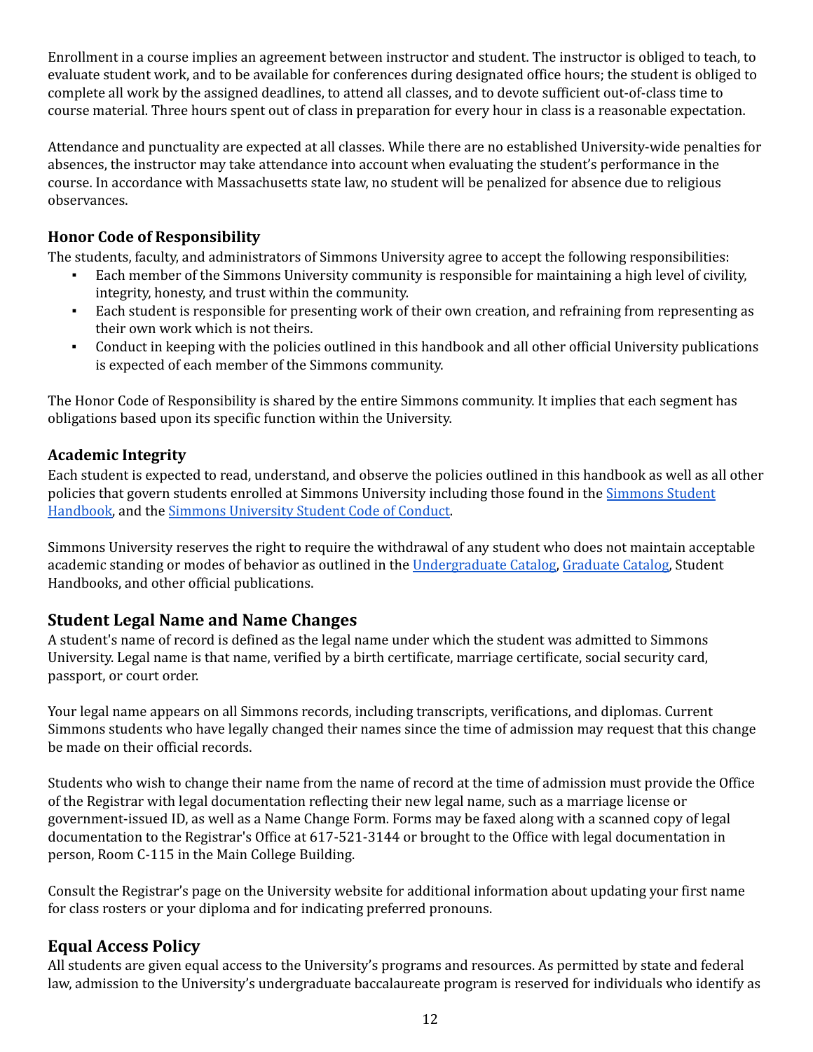Enrollment in a course implies an agreement between instructor and student. The instructor is obliged to teach, to evaluate student work, and to be available for conferences during designated office hours; the student is obliged to complete all work by the assigned deadlines, to attend all classes, and to devote sufficient out-of-class time to course material. Three hours spent out of class in preparation for every hour in class is a reasonable expectation.

Attendance and punctuality are expected at all classes. While there are no established University-wide penalties for absences, the instructor may take attendance into account when evaluating the student's performance in the course. In accordance with Massachusetts state law, no student will be penalized for absence due to religious observances.

### Honor Code of Responsibility

The students, faculty, and administrators of Simmons University agree to accept the following responsibilities:

- Each member of the Simmons University community is responsible for maintaining a high level of civility, integrity, honesty, and trust within the community.
- Each student is responsible for presenting work of their own creation, and refraining from representing as their own work which is not theirs.
- Conduct in keeping with the policies outlined in this handbook and all other official University publications is expected of each member of the Simmons community.

The Honor Code of Responsibility is shared by the entire Simmons community. It implies that each segment has obligations based upon its specific function within the University.

### Academic Integrity

Each student is expected to read, understand, and observe the policies outlined in this handbook as well as all other policies that govern students enrolled at Simmons University including those found in the Simmons Student Handbook, and the Simmons University Student Code of Conduct.

Simmons University reserves the right to require the withdrawal of any student who does not maintain acceptable academic standing or modes of behavior as outlined in the Undergraduate Catalog, Graduate Catalog, Student Handbooks, and other official publications.

## Student Legal Name and Name Changes

A student's name of record is defined as the legal name under which the student was admitted to Simmons University. Legal name is that name, verified by a birth certificate, marriage certificate, social security card, passport, or court order.

Your legal name appears on all Simmons records, including transcripts, verifications, and diplomas. Current Simmons students who have legally changed their names since the time of admission may request that this change be made on their official records.

Students who wish to change their name from the name of record at the time of admission must provide the Office of the Registrar with legal documentation reflecting their new legal name, such as a marriage license or government-issued ID, as well as a Name Change Form. Forms may be faxed along with a scanned copy of legal documentation to the Registrar's Office at 617-521-3144 or brought to the Office with legal documentation in person, Room C-115 in the Main College Building.

Consult the Registrar's page on the University website for additional information about updating your first name for class rosters or your diploma and for indicating preferred pronouns.

## Equal Access Policy

All students are given equal access to the University's programs and resources. As permitted by state and federal law, admission to the University's undergraduate baccalaureate program is reserved for individuals who identify as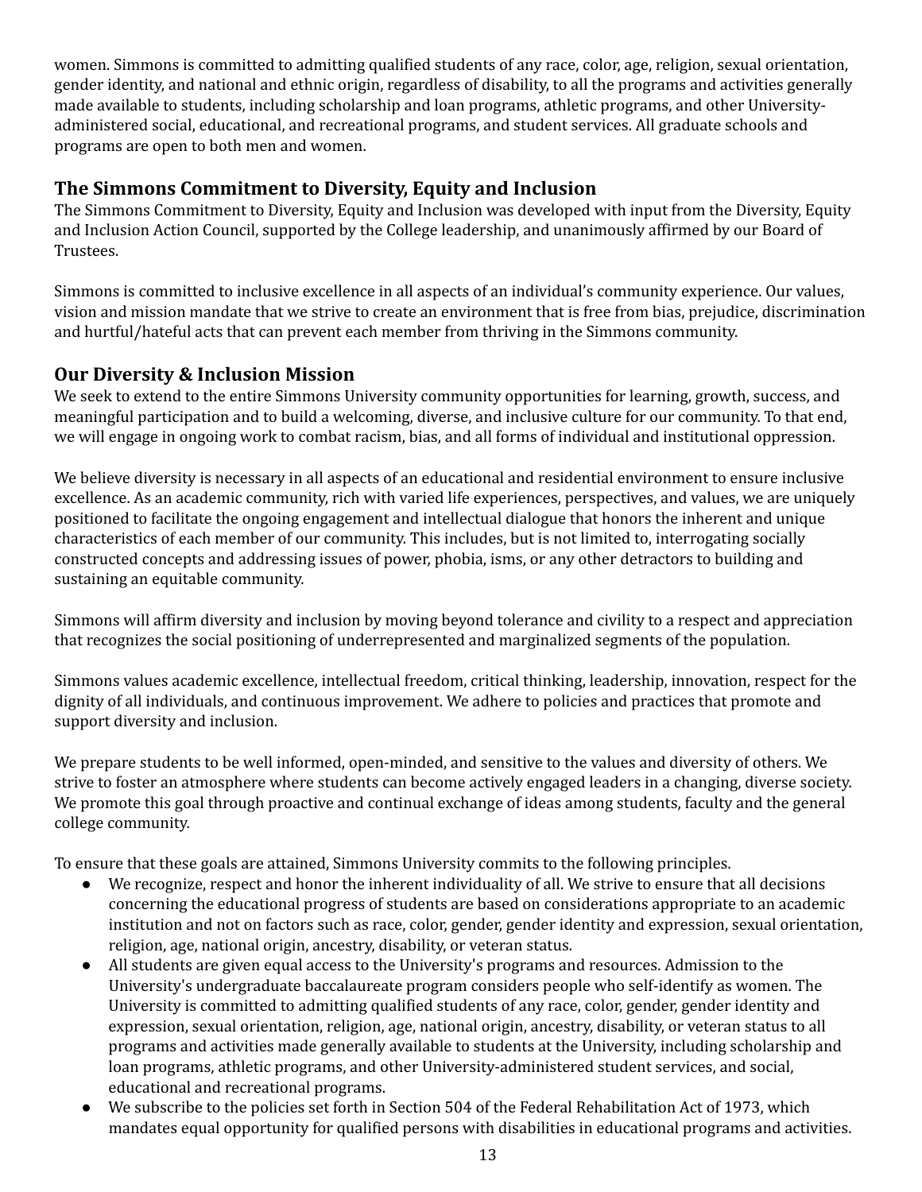women. Simmons is committed to admitting qualified students of any race, color, age, religion, sexual orientation, gender identity, and national and ethnic origin, regardless of disability, to all the programs and activities generally made available to students, including scholarship and loan programs, athletic programs, and other University-administered social, educational, and recreational programs, and student services. All graduate schools and programs are open to both men and women.

## The Simmons Commitment to Diversity, Equity and Inclusion

The Simmons Commitment to Diversity, Equity and Inclusion was developed with input from the Diversity, Equity and Inclusion Action Council, supported by the College leadership, and unanimously affirmed by our Board of Trustees.

Simmons is committed to inclusive excellence in all aspects of an individual's community experience. Our values, vision and mission mandate that we strive to create an environment that is free from bias, prejudice, discrimination and hurtful/hateful acts that can prevent each member from thriving in the Simmons community.

## Our Diversity & Inclusion Mission

We seek to extend to the entire Simmons University community opportunities for learning, growth, success, and meaningful participation and to build a welcoming, diverse, and inclusive culture for our community. To that end, we will engage in ongoing work to combat racism, bias, and all forms of individual and institutional oppression.

We believe diversity is necessary in all aspects of an educational and residential environment to ensure inclusive excellence. As an academic community, rich with varied life experiences, perspectives, and values, we are uniquely positioned to facilitate the ongoing engagement and intellectual dialogue that honors the inherent and unique characteristics of each member of our community. This includes, but is not limited to, interrogating socially constructed concepts and addressing issues of power, phobia, isms, or any other detractors to building and sustaining an equitable community.

Simmons will affirm diversity and inclusion by moving beyond tolerance and civility to a respect and appreciation that recognizes the social positioning of underrepresented and marginalized segments of the population.

Simmons values academic excellence, intellectual freedom, critical thinking, leadership, innovation, respect for the dignity of all individuals, and continuous improvement. We adhere to policies and practices that promote and support diversity and inclusion.

We prepare students to be well informed, open-minded, and sensitive to the values and diversity of others. We strive to foster an atmosphere where students can become actively engaged leaders in a changing, diverse society. We promote this goal through proactive and continual exchange of ideas among students, faculty and the general college community.

To ensure that these goals are attained, Simmons University commits to the following principles.

- We recognize, respect and honor the inherent individuality of all. We strive to ensure that all decisions concerning the educational progress of students are based on considerations appropriate to an academic institution and not on factors such as race, color, gender, gender identity and expression, sexual orientation, religion, age, national origin, ancestry, disability, or veteran status.
- All students are given equal access to the University's programs and resources. Admission to the University's undergraduate baccalaureate program considers people who self-identify as women. The University is committed to admitting qualified students of any race, color, gender, gender identity and expression, sexual orientation, religion, age, national origin, ancestry, disability, or veteran status to all programs and activities made generally available to students at the University, including scholarship and loan programs, athletic programs, and other University-administered student services, and social, educational and recreational programs.
- We subscribe to the policies set forth in Section 504 of the Federal Rehabilitation Act of 1973, which mandates equal opportunity for qualified persons with disabilities in educational programs and activities.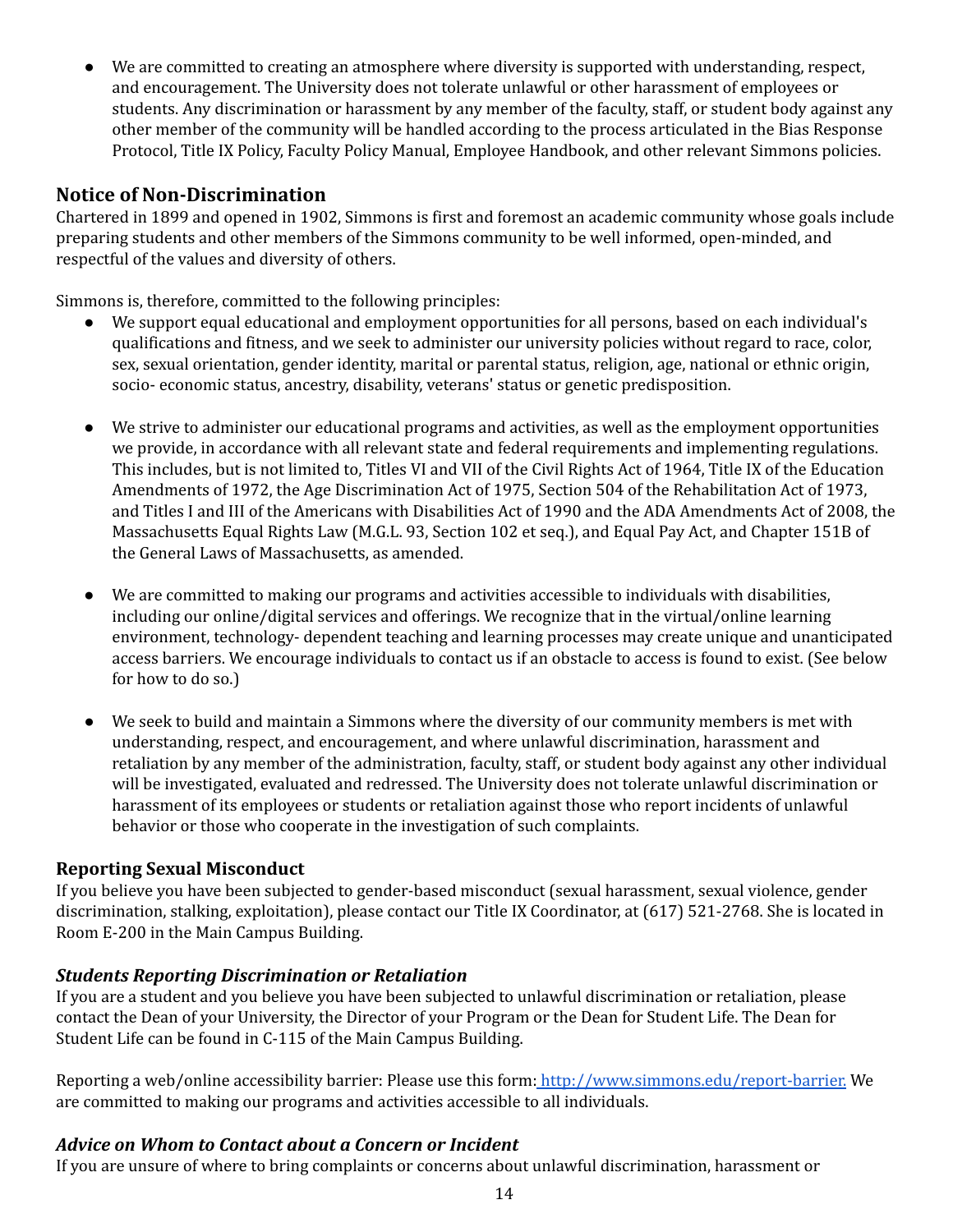- We are committed to creating an atmosphere where diversity is supported with understanding, respect, and encouragement. The University does not tolerate unlawful or other harassment of employees or students. Any discrimination or harassment by any member of the faculty, staff, or student body against any other member of the community will be handled according to the process articulated in the Bias Response Protocol, Title IX Policy, Faculty Policy Manual, Employee Handbook, and other relevant Simmons policies.

## Notice of Non-Discrimination

Chartered in 1899 and opened in 1902, Simmons is first and foremost an academic community whose goals include preparing students and other members of the Simmons community to be well informed, open-minded, and respectful of the values and diversity of others.

Simmons is, therefore, committed to the following principles:

- We support equal educational and employment opportunities for all persons, based on each individual's qualifications and fitness, and we seek to administer our university policies without regard to race, color, sex, sexual orientation, gender identity, marital or parental status, religion, age, national or ethnic origin, socio- economic status, ancestry, disability, veterans' status or genetic predisposition.

- We strive to administer our educational programs and activities, as well as the employment opportunities we provide, in accordance with all relevant state and federal requirements and implementing regulations. This includes, but is not limited to, Titles VI and VII of the Civil Rights Act of 1964, Title IX of the Education Amendments of 1972, the Age Discrimination Act of 1975, Section 504 of the Rehabilitation Act of 1973, and Titles I and III of the Americans with Disabilities Act of 1990 and the ADA Amendments Act of 2008, the Massachusetts Equal Rights Law (M.G.L. 93, Section 102 et seq.), and Equal Pay Act, and Chapter 151B of the General Laws of Massachusetts, as amended.

- We are committed to making our programs and activities accessible to individuals with disabilities, including our online/digital services and offerings. We recognize that in the virtual/online learning environment, technology- dependent teaching and learning processes may create unique and unanticipated access barriers. We encourage individuals to contact us if an obstacle to access is found to exist. (See below for how to do so.)

- We seek to build and maintain a Simmons where the diversity of our community members is met with understanding, respect, and encouragement, and where unlawful discrimination, harassment and retaliation by any member of the administration, faculty, staff, or student body against any other individual will be investigated, evaluated and redressed. The University does not tolerate unlawful discrimination or harassment of its employees or students or retaliation against those who report incidents of unlawful behavior or those who cooperate in the investigation of such complaints.

### Reporting Sexual Misconduct

If you believe you have been subjected to gender-based misconduct (sexual harassment, sexual violence, gender discrimination, stalking, exploitation), please contact our Title IX Coordinator, at (617) 521-2768. She is located in Room E-200 in the Main Campus Building.

### *Students Reporting Discrimination or Retaliation*

If you are a student and you believe you have been subjected to unlawful discrimination or retaliation, please contact the Dean of your University, the Director of your Program or the Dean for Student Life. The Dean for Student Life can be found in C-115 of the Main Campus Building.

Reporting a web/online accessibility barrier: Please use this form: [http://www.simmons.edu/report-barrier.](http://www.simmons.edu/report-barrier) We are committed to making our programs and activities accessible to all individuals.

### *Advice on Whom to Contact about a Concern or Incident*

If you are unsure of where to bring complaints or concerns about unlawful discrimination, harassment or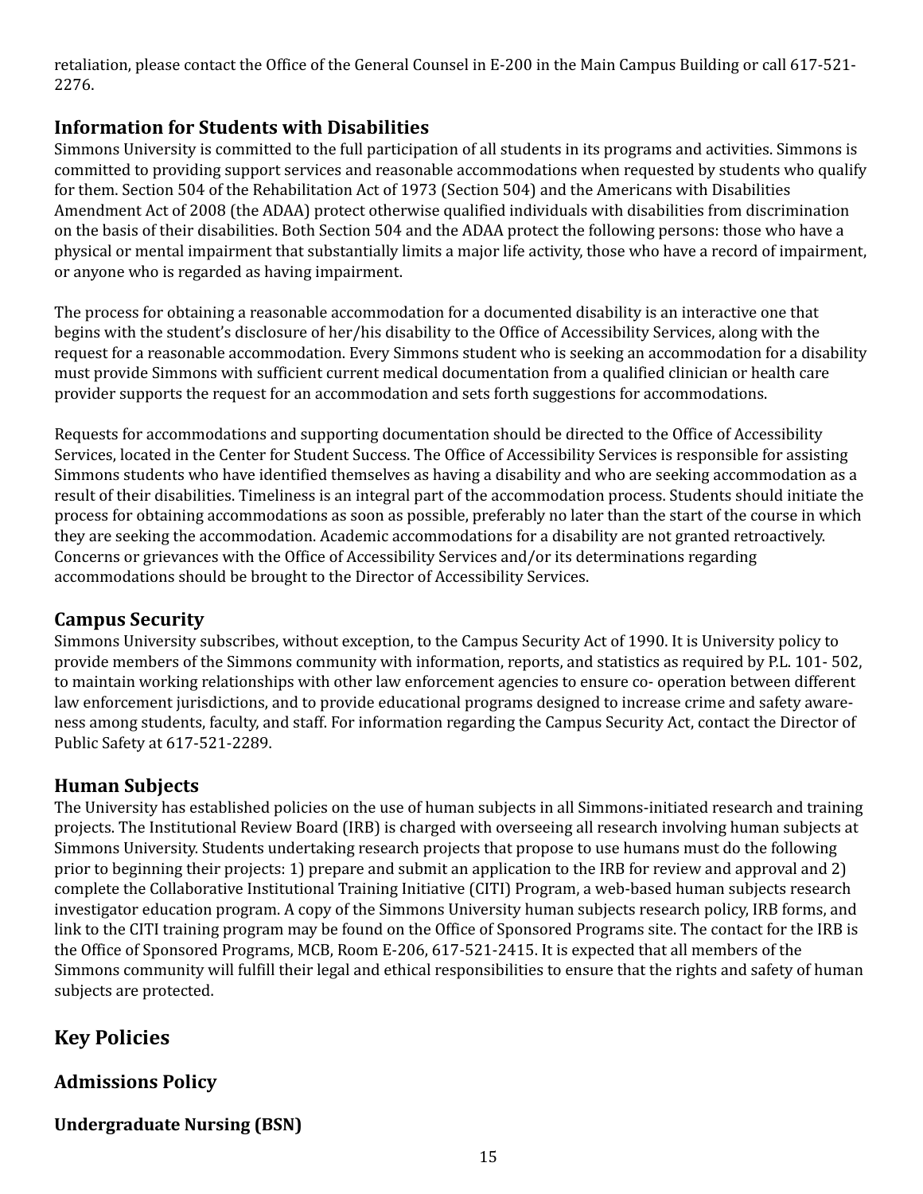retaliation, please contact the Office of the General Counsel in E-200 in the Main Campus Building or call 617-521-2276.

### Information for Students with Disabilities

Simmons University is committed to the full participation of all students in its programs and activities. Simmons is committed to providing support services and reasonable accommodations when requested by students who qualify for them. Section 504 of the Rehabilitation Act of 1973 (Section 504) and the Americans with Disabilities Amendment Act of 2008 (the ADAA) protect otherwise qualified individuals with disabilities from discrimination on the basis of their disabilities. Both Section 504 and the ADAA protect the following persons: those who have a physical or mental impairment that substantially limits a major life activity, those who have a record of impairment, or anyone who is regarded as having impairment.

The process for obtaining a reasonable accommodation for a documented disability is an interactive one that begins with the student's disclosure of her/his disability to the Office of Accessibility Services, along with the request for a reasonable accommodation. Every Simmons student who is seeking an accommodation for a disability must provide Simmons with sufficient current medical documentation from a qualified clinician or health care provider supports the request for an accommodation and sets forth suggestions for accommodations.

Requests for accommodations and supporting documentation should be directed to the Office of Accessibility Services, located in the Center for Student Success. The Office of Accessibility Services is responsible for assisting Simmons students who have identified themselves as having a disability and who are seeking accommodation as a result of their disabilities. Timeliness is an integral part of the accommodation process. Students should initiate the process for obtaining accommodations as soon as possible, preferably no later than the start of the course in which they are seeking the accommodation. Academic accommodations for a disability are not granted retroactively. Concerns or grievances with the Office of Accessibility Services and/or its determinations regarding accommodations should be brought to the Director of Accessibility Services.

### Campus Security

Simmons University subscribes, without exception, to the Campus Security Act of 1990. It is University policy to provide members of the Simmons community with information, reports, and statistics as required by P.L. 101- 502, to maintain working relationships with other law enforcement agencies to ensure co- operation between different law enforcement jurisdictions, and to provide educational programs designed to increase crime and safety awareness among students, faculty, and staff. For information regarding the Campus Security Act, contact the Director of Public Safety at 617-521-2289.

### Human Subjects

The University has established policies on the use of human subjects in all Simmons-initiated research and training projects. The Institutional Review Board (IRB) is charged with overseeing all research involving human subjects at Simmons University. Students undertaking research projects that propose to use humans must do the following prior to beginning their projects: 1) prepare and submit an application to the IRB for review and approval and 2) complete the Collaborative Institutional Training Initiative (CITI) Program, a web-based human subjects research investigator education program. A copy of the Simmons University human subjects research policy, IRB forms, and link to the CITI training program may be found on the Office of Sponsored Programs site. The contact for the IRB is the Office of Sponsored Programs, MCB, Room E-206, 617-521-2415. It is expected that all members of the Simmons community will fulfill their legal and ethical responsibilities to ensure that the rights and safety of human subjects are protected.

## Key Policies

### Admissions Policy

#### Undergraduate Nursing (BSN)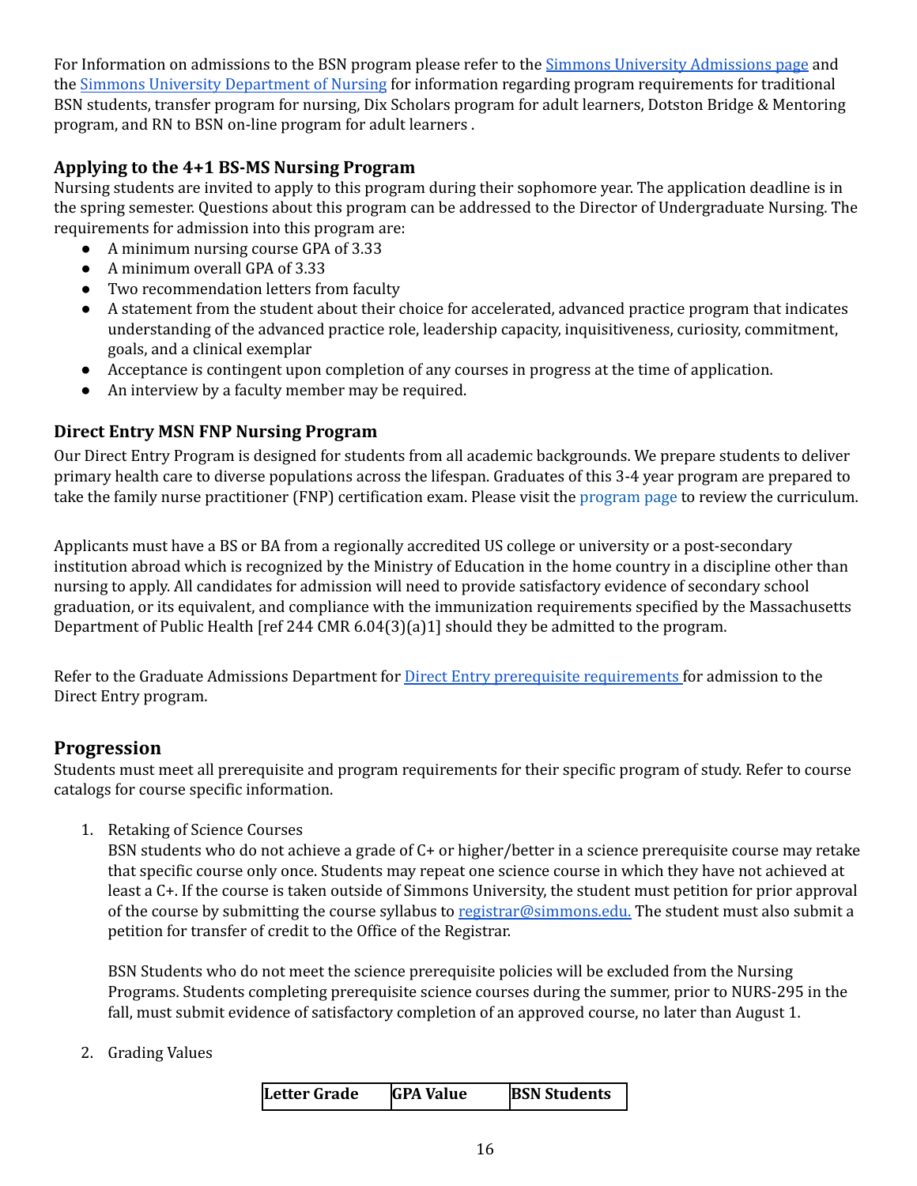For Information on admissions to the BSN program please refer to the [Simmons University Admissions page]() and the [Simmons University Department of Nursing]() for information regarding program requirements for traditional BSN students, transfer program for nursing, Dix Scholars program for adult learners, Dotston Bridge & Mentoring program, and RN to BSN on-line program for adult learners .

### Applying to the 4+1 BS-MS Nursing Program

Nursing students are invited to apply to this program during their sophomore year. The application deadline is in the spring semester. Questions about this program can be addressed to the Director of Undergraduate Nursing. The requirements for admission into this program are:

- A minimum nursing course GPA of 3.33
- A minimum overall GPA of 3.33
- Two recommendation letters from faculty
- A statement from the student about their choice for accelerated, advanced practice program that indicates understanding of the advanced practice role, leadership capacity, inquisitiveness, curiosity, commitment, goals, and a clinical exemplar
- Acceptance is contingent upon completion of any courses in progress at the time of application.
- An interview by a faculty member may be required.

### Direct Entry MSN FNP Nursing Program

Our Direct Entry Program is designed for students from all academic backgrounds. We prepare students to deliver primary health care to diverse populations across the lifespan. Graduates of this 3-4 year program are prepared to take the family nurse practitioner (FNP) certification exam. Please visit the program page to review the curriculum.

Applicants must have a BS or BA from a regionally accredited US college or university or a post-secondary institution abroad which is recognized by the Ministry of Education in the home country in a discipline other than nursing to apply. All candidates for admission will need to provide satisfactory evidence of secondary school graduation, or its equivalent, and compliance with the immunization requirements specified by the Massachusetts Department of Public Health [ref 244 CMR 6.04(3)(a)1] should they be admitted to the program.

Refer to the Graduate Admissions Department for [Direct Entry prerequisite requirements]() for admission to the Direct Entry program.

## Progression

Students must meet all prerequisite and program requirements for their specific program of study. Refer to course catalogs for course specific information.

1. Retaking of Science Courses
   BSN students who do not achieve a grade of C+ or higher/better in a science prerequisite course may retake that specific course only once. Students may repeat one science course in which they have not achieved at least a C+. If the course is taken outside of Simmons University, the student must petition for prior approval of the course by submitting the course syllabus to registrar@simmons.edu. The student must also submit a petition for transfer of credit to the Office of the Registrar.

   BSN Students who do not meet the science prerequisite policies will be excluded from the Nursing Programs. Students completing prerequisite science courses during the summer, prior to NURS-295 in the fall, must submit evidence of satisfactory completion of an approved course, no later than August 1.

2. Grading Values

| Letter Grade | GPA Value | BSN Students |
|---|---|---|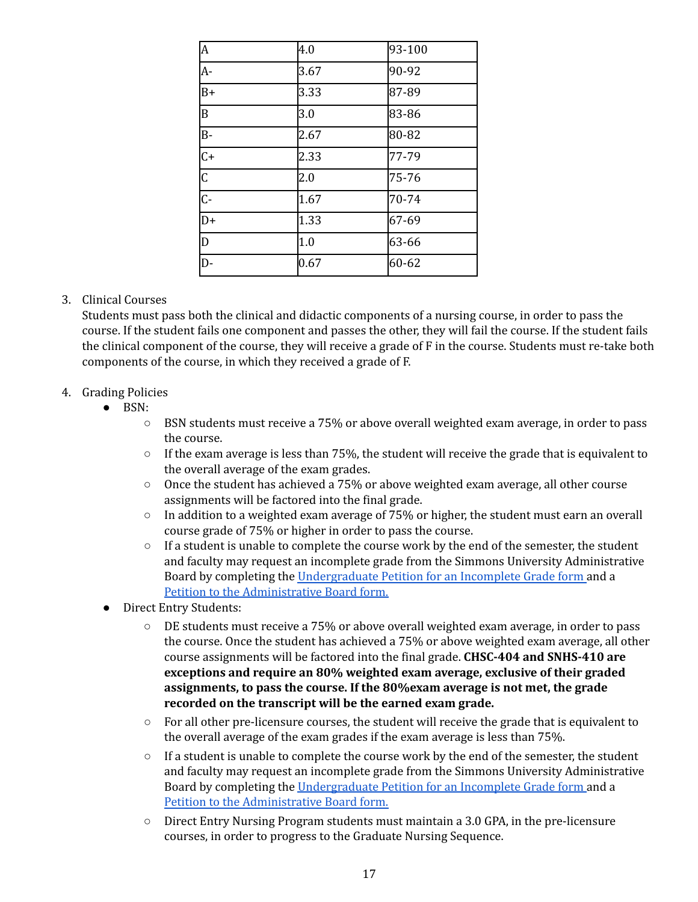| | | |
|---|---|---|
| A | 4.0 | 93-100 |
| A- | 3.67 | 90-92 |
| B+ | 3.33 | 87-89 |
| B | 3.0 | 83-86 |
| B- | 2.67 | 80-82 |
| C+ | 2.33 | 77-79 |
| C | 2.0 | 75-76 |
| C- | 1.67 | 70-74 |
| D+ | 1.33 | 67-69 |
| D | 1.0 | 63-66 |
| D- | 0.67 | 60-62 |

3. Clinical Courses
   Students must pass both the clinical and didactic components of a nursing course, in order to pass the course. If the student fails one component and passes the other, they will fail the course. If the student fails the clinical component of the course, they will receive a grade of F in the course. Students must re-take both components of the course, in which they received a grade of F.

4. Grading Policies
   - BSN:
     - BSN students must receive a 75% or above overall weighted exam average, in order to pass the course.
     - If the exam average is less than 75%, the student will receive the grade that is equivalent to the overall average of the exam grades.
     - Once the student has achieved a 75% or above weighted exam average, all other course assignments will be factored into the final grade.
     - In addition to a weighted exam average of 75% or higher, the student must earn an overall course grade of 75% or higher in order to pass the course.
     - If a student is unable to complete the course work by the end of the semester, the student and faculty may request an incomplete grade from the Simmons University Administrative Board by completing the Undergraduate Petition for an Incomplete Grade form and a Petition to the Administrative Board form.
   - Direct Entry Students:
     - DE students must receive a 75% or above overall weighted exam average, in order to pass the course. Once the student has achieved a 75% or above weighted exam average, all other course assignments will be factored into the final grade. **CHSC-404 and SNHS-410 are exceptions and require an 80% weighted exam average, exclusive of their graded assignments, to pass the course. If the 80%exam average is not met, the grade recorded on the transcript will be the earned exam grade.**
     - For all other pre-licensure courses, the student will receive the grade that is equivalent to the overall average of the exam grades if the exam average is less than 75%.
     - If a student is unable to complete the course work by the end of the semester, the student and faculty may request an incomplete grade from the Simmons University Administrative Board by completing the Undergraduate Petition for an Incomplete Grade form and a Petition to the Administrative Board form.
     - Direct Entry Nursing Program students must maintain a 3.0 GPA, in the pre-licensure courses, in order to progress to the Graduate Nursing Sequence.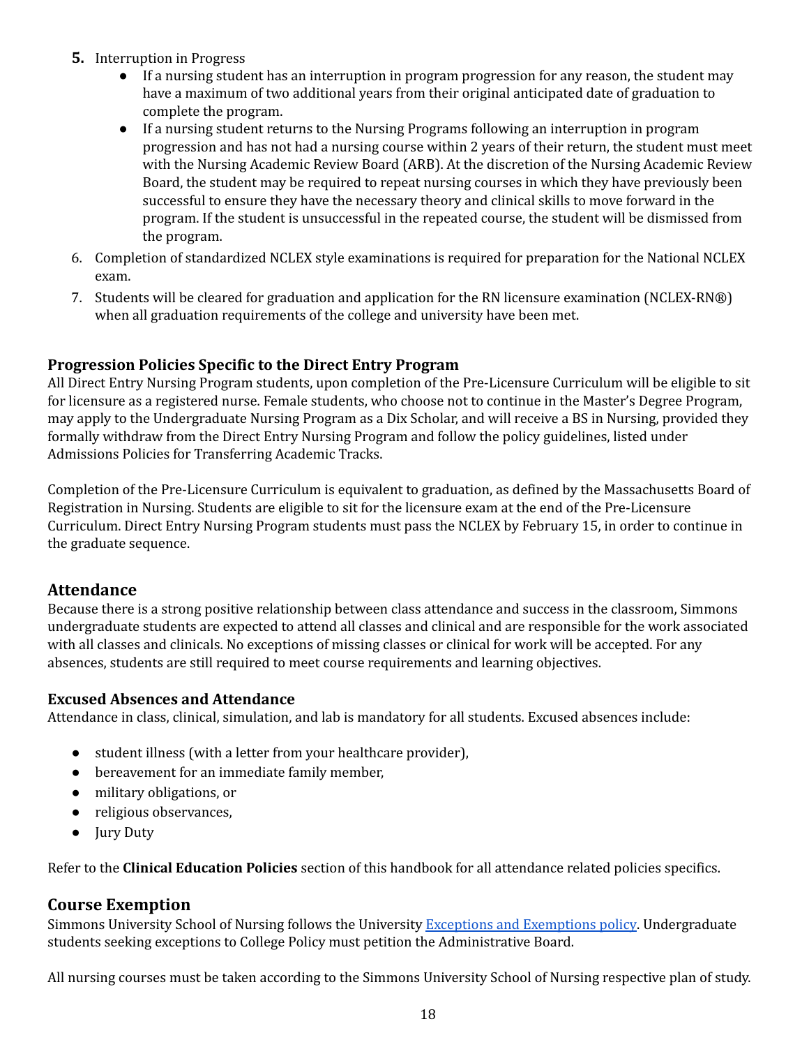5. Interruption in Progress
    - If a nursing student has an interruption in program progression for any reason, the student may have a maximum of two additional years from their original anticipated date of graduation to complete the program.
    - If a nursing student returns to the Nursing Programs following an interruption in program progression and has not had a nursing course within 2 years of their return, the student must meet with the Nursing Academic Review Board (ARB). At the discretion of the Nursing Academic Review Board, the student may be required to repeat nursing courses in which they have previously been successful to ensure they have the necessary theory and clinical skills to move forward in the program. If the student is unsuccessful in the repeated course, the student will be dismissed from the program.
6. Completion of standardized NCLEX style examinations is required for preparation for the National NCLEX exam.
7. Students will be cleared for graduation and application for the RN licensure examination (NCLEX-RN®) when all graduation requirements of the college and university have been met.

### Progression Policies Specific to the Direct Entry Program

All Direct Entry Nursing Program students, upon completion of the Pre-Licensure Curriculum will be eligible to sit for licensure as a registered nurse. Female students, who choose not to continue in the Master's Degree Program, may apply to the Undergraduate Nursing Program as a Dix Scholar, and will receive a BS in Nursing, provided they formally withdraw from the Direct Entry Nursing Program and follow the policy guidelines, listed under Admissions Policies for Transferring Academic Tracks.

Completion of the Pre-Licensure Curriculum is equivalent to graduation, as defined by the Massachusetts Board of Registration in Nursing. Students are eligible to sit for the licensure exam at the end of the Pre-Licensure Curriculum. Direct Entry Nursing Program students must pass the NCLEX by February 15, in order to continue in the graduate sequence.

## Attendance

Because there is a strong positive relationship between class attendance and success in the classroom, Simmons undergraduate students are expected to attend all classes and clinical and are responsible for the work associated with all classes and clinicals. No exceptions of missing classes or clinical for work will be accepted. For any absences, students are still required to meet course requirements and learning objectives.

### Excused Absences and Attendance

Attendance in class, clinical, simulation, and lab is mandatory for all students. Excused absences include:

- student illness (with a letter from your healthcare provider),
- bereavement for an immediate family member,
- military obligations, or
- religious observances,
- Jury Duty

Refer to the **Clinical Education Policies** section of this handbook for all attendance related policies specifics.

## Course Exemption

Simmons University School of Nursing follows the University [Exceptions and Exemptions policy](). Undergraduate students seeking exceptions to College Policy must petition the Administrative Board.

All nursing courses must be taken according to the Simmons University School of Nursing respective plan of study.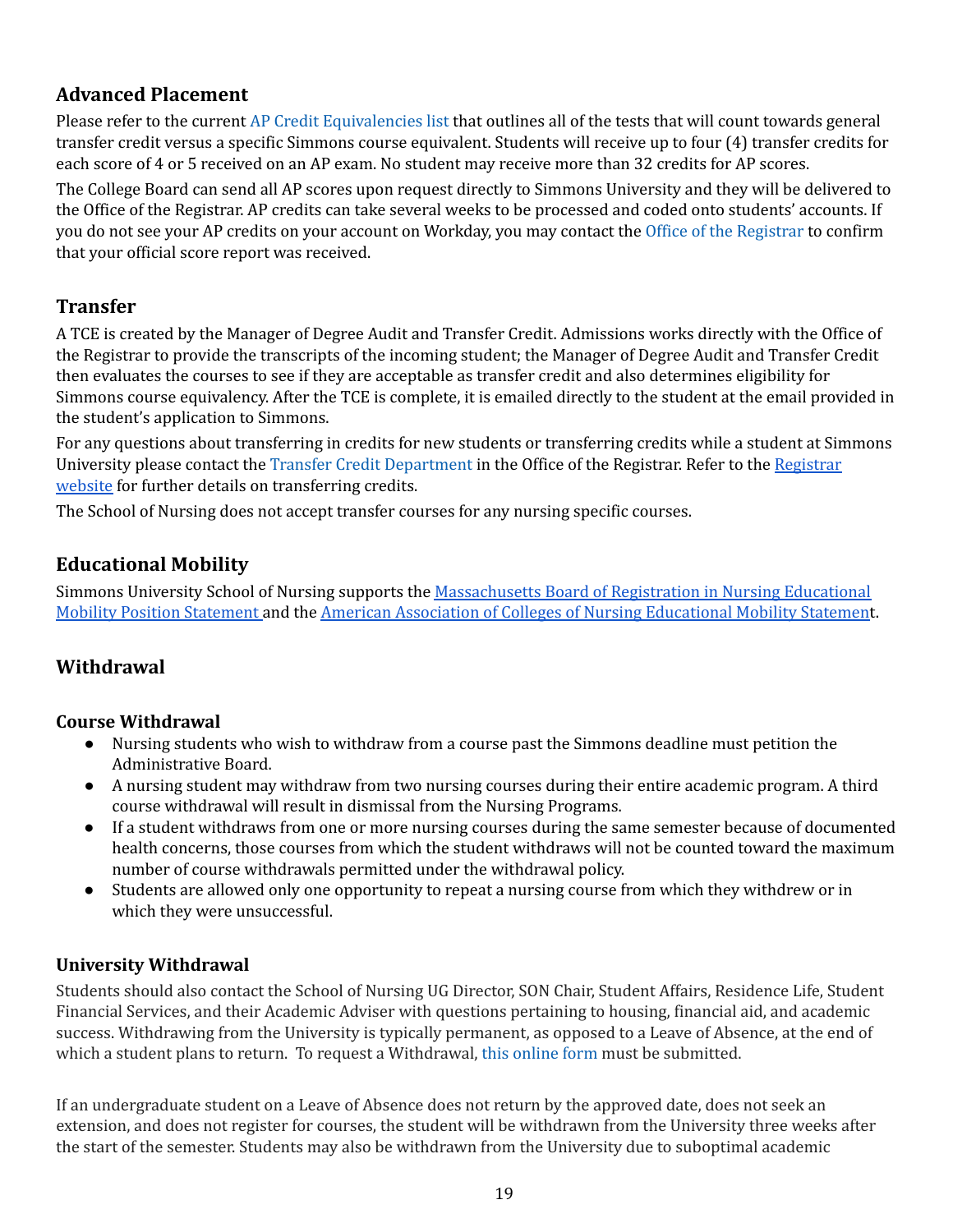## Advanced Placement

Please refer to the current AP Credit Equivalencies list that outlines all of the tests that will count towards general transfer credit versus a specific Simmons course equivalent. Students will receive up to four (4) transfer credits for each score of 4 or 5 received on an AP exam. No student may receive more than 32 credits for AP scores.

The College Board can send all AP scores upon request directly to Simmons University and they will be delivered to the Office of the Registrar. AP credits can take several weeks to be processed and coded onto students' accounts. If you do not see your AP credits on your account on Workday, you may contact the Office of the Registrar to confirm that your official score report was received.

## Transfer

A TCE is created by the Manager of Degree Audit and Transfer Credit. Admissions works directly with the Office of the Registrar to provide the transcripts of the incoming student; the Manager of Degree Audit and Transfer Credit then evaluates the courses to see if they are acceptable as transfer credit and also determines eligibility for Simmons course equivalency. After the TCE is complete, it is emailed directly to the student at the email provided in the student's application to Simmons.

For any questions about transferring in credits for new students or transferring credits while a student at Simmons University please contact the Transfer Credit Department in the Office of the Registrar. Refer to the Registrar website for further details on transferring credits.

The School of Nursing does not accept transfer courses for any nursing specific courses.

## Educational Mobility

Simmons University School of Nursing supports the Massachusetts Board of Registration in Nursing Educational Mobility Position Statement and the American Association of Colleges of Nursing Educational Mobility Statement.

## Withdrawal

### Course Withdrawal

- Nursing students who wish to withdraw from a course past the Simmons deadline must petition the Administrative Board.
- A nursing student may withdraw from two nursing courses during their entire academic program. A third course withdrawal will result in dismissal from the Nursing Programs.
- If a student withdraws from one or more nursing courses during the same semester because of documented health concerns, those courses from which the student withdraws will not be counted toward the maximum number of course withdrawals permitted under the withdrawal policy.
- Students are allowed only one opportunity to repeat a nursing course from which they withdrew or in which they were unsuccessful.

### University Withdrawal

Students should also contact the School of Nursing UG Director, SON Chair, Student Affairs, Residence Life, Student Financial Services, and their Academic Adviser with questions pertaining to housing, financial aid, and academic success. Withdrawing from the University is typically permanent, as opposed to a Leave of Absence, at the end of which a student plans to return. To request a Withdrawal, this online form must be submitted.

If an undergraduate student on a Leave of Absence does not return by the approved date, does not seek an extension, and does not register for courses, the student will be withdrawn from the University three weeks after the start of the semester. Students may also be withdrawn from the University due to suboptimal academic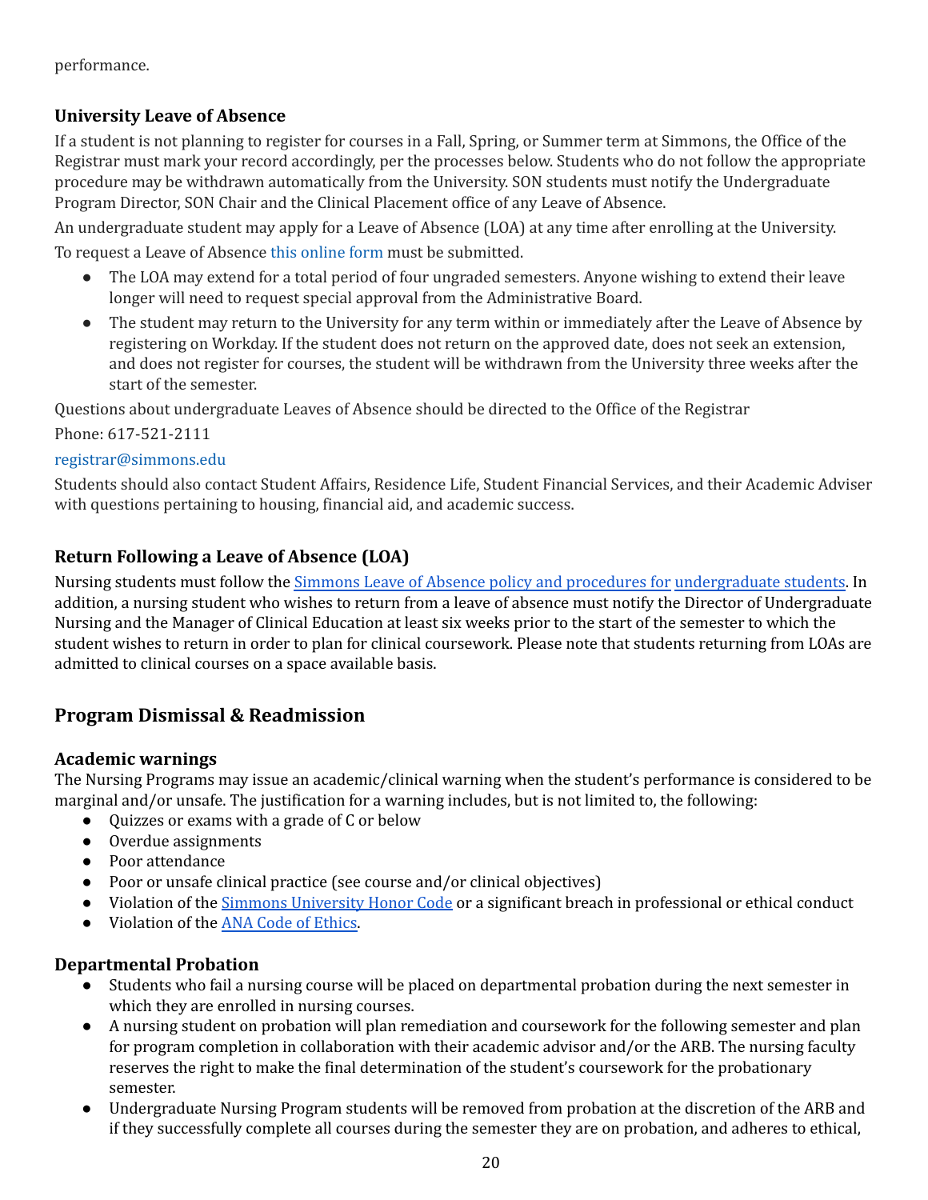performance.

### University Leave of Absence

If a student is not planning to register for courses in a Fall, Spring, or Summer term at Simmons, the Office of the Registrar must mark your record accordingly, per the processes below. Students who do not follow the appropriate procedure may be withdrawn automatically from the University. SON students must notify the Undergraduate Program Director, SON Chair and the Clinical Placement office of any Leave of Absence.

An undergraduate student may apply for a Leave of Absence (LOA) at any time after enrolling at the University.

To request a Leave of Absence this online form must be submitted.

- The LOA may extend for a total period of four ungraded semesters. Anyone wishing to extend their leave longer will need to request special approval from the Administrative Board.
- The student may return to the University for any term within or immediately after the Leave of Absence by registering on Workday. If the student does not return on the approved date, does not seek an extension, and does not register for courses, the student will be withdrawn from the University three weeks after the start of the semester.

Questions about undergraduate Leaves of Absence should be directed to the Office of the Registrar

Phone: 617-521-2111

registrar@simmons.edu

Students should also contact Student Affairs, Residence Life, Student Financial Services, and their Academic Adviser with questions pertaining to housing, financial aid, and academic success.

### Return Following a Leave of Absence (LOA)

Nursing students must follow the Simmons Leave of Absence policy and procedures for undergraduate students. In addition, a nursing student who wishes to return from a leave of absence must notify the Director of Undergraduate Nursing and the Manager of Clinical Education at least six weeks prior to the start of the semester to which the student wishes to return in order to plan for clinical coursework. Please note that students returning from LOAs are admitted to clinical courses on a space available basis.

## Program Dismissal & Readmission

### Academic warnings

The Nursing Programs may issue an academic/clinical warning when the student's performance is considered to be marginal and/or unsafe. The justification for a warning includes, but is not limited to, the following:

- Quizzes or exams with a grade of C or below
- Overdue assignments
- Poor attendance
- Poor or unsafe clinical practice (see course and/or clinical objectives)
- Violation of the Simmons University Honor Code or a significant breach in professional or ethical conduct
- Violation of the ANA Code of Ethics.

### Departmental Probation

- Students who fail a nursing course will be placed on departmental probation during the next semester in which they are enrolled in nursing courses.
- A nursing student on probation will plan remediation and coursework for the following semester and plan for program completion in collaboration with their academic advisor and/or the ARB. The nursing faculty reserves the right to make the final determination of the student's coursework for the probationary semester.
- Undergraduate Nursing Program students will be removed from probation at the discretion of the ARB and if they successfully complete all courses during the semester they are on probation, and adheres to ethical,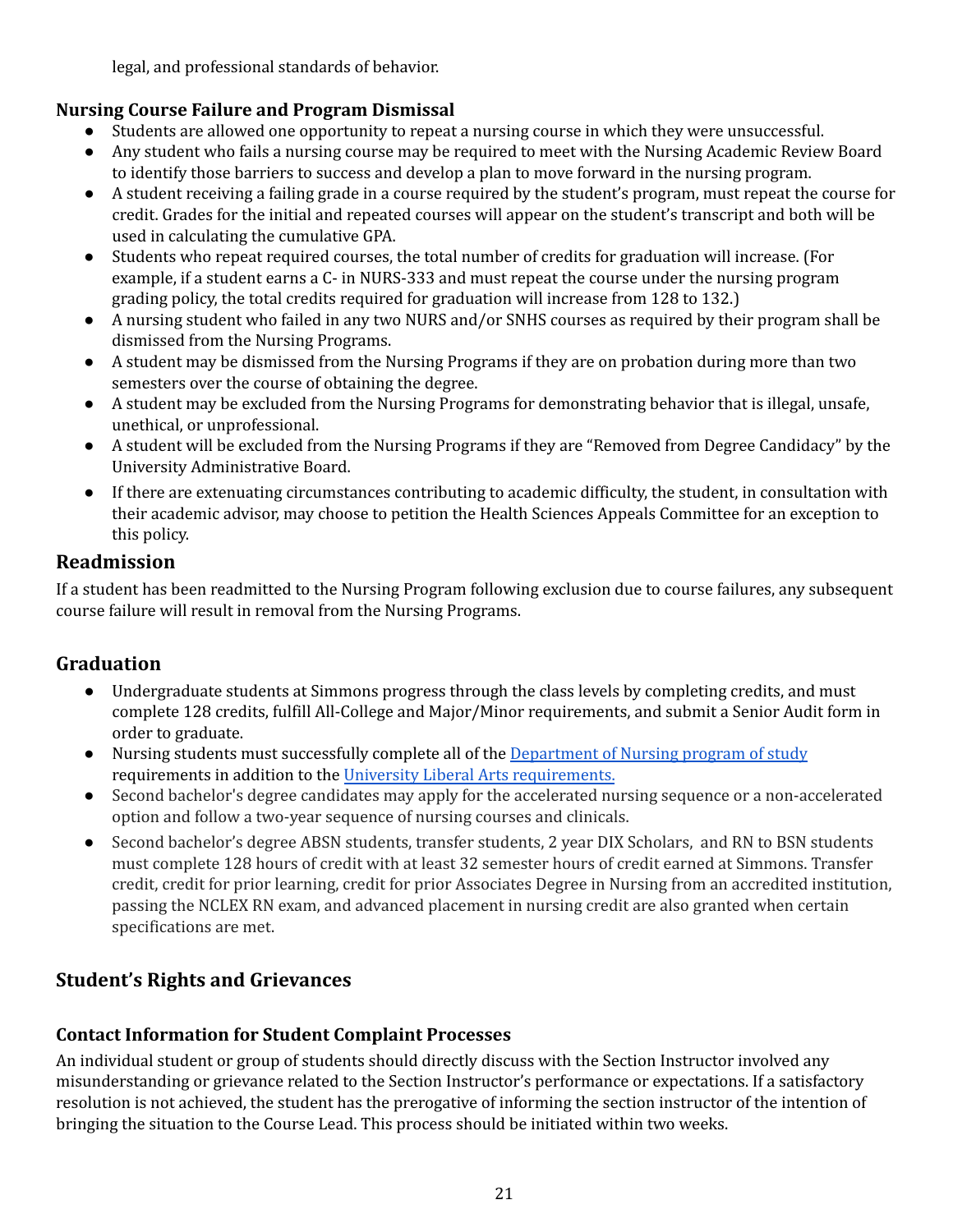legal, and professional standards of behavior.

### Nursing Course Failure and Program Dismissal

- Students are allowed one opportunity to repeat a nursing course in which they were unsuccessful.
- Any student who fails a nursing course may be required to meet with the Nursing Academic Review Board to identify those barriers to success and develop a plan to move forward in the nursing program.
- A student receiving a failing grade in a course required by the student's program, must repeat the course for credit. Grades for the initial and repeated courses will appear on the student's transcript and both will be used in calculating the cumulative GPA.
- Students who repeat required courses, the total number of credits for graduation will increase. (For example, if a student earns a C- in NURS-333 and must repeat the course under the nursing program grading policy, the total credits required for graduation will increase from 128 to 132.)
- A nursing student who failed in any two NURS and/or SNHS courses as required by their program shall be dismissed from the Nursing Programs.
- A student may be dismissed from the Nursing Programs if they are on probation during more than two semesters over the course of obtaining the degree.
- A student may be excluded from the Nursing Programs for demonstrating behavior that is illegal, unsafe, unethical, or unprofessional.
- A student will be excluded from the Nursing Programs if they are "Removed from Degree Candidacy" by the University Administrative Board.
- If there are extenuating circumstances contributing to academic difficulty, the student, in consultation with their academic advisor, may choose to petition the Health Sciences Appeals Committee for an exception to this policy.

## Readmission

If a student has been readmitted to the Nursing Program following exclusion due to course failures, any subsequent course failure will result in removal from the Nursing Programs.

## Graduation

- Undergraduate students at Simmons progress through the class levels by completing credits, and must complete 128 credits, fulfill All-College and Major/Minor requirements, and submit a Senior Audit form in order to graduate.
- Nursing students must successfully complete all of the [Department of Nursing program of study] requirements in addition to the [University Liberal Arts requirements.]
- Second bachelor's degree candidates may apply for the accelerated nursing sequence or a non-accelerated option and follow a two-year sequence of nursing courses and clinicals.
- Second bachelor's degree ABSN students, transfer students, 2 year DIX Scholars, and RN to BSN students must complete 128 hours of credit with at least 32 semester hours of credit earned at Simmons. Transfer credit, credit for prior learning, credit for prior Associates Degree in Nursing from an accredited institution, passing the NCLEX RN exam, and advanced placement in nursing credit are also granted when certain specifications are met.

## Student's Rights and Grievances

### Contact Information for Student Complaint Processes

An individual student or group of students should directly discuss with the Section Instructor involved any misunderstanding or grievance related to the Section Instructor's performance or expectations. If a satisfactory resolution is not achieved, the student has the prerogative of informing the section instructor of the intention of bringing the situation to the Course Lead. This process should be initiated within two weeks.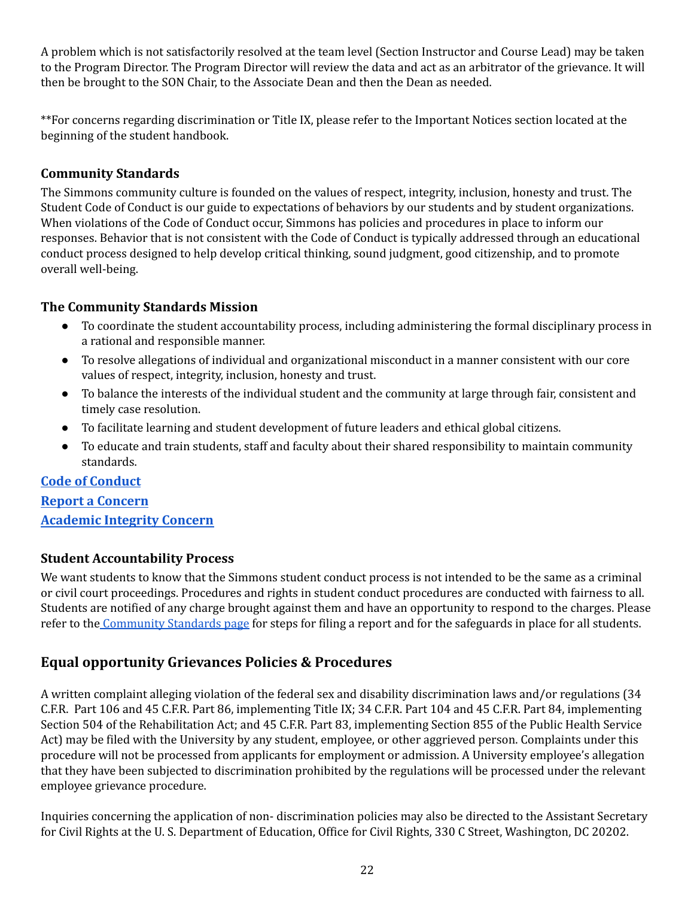A problem which is not satisfactorily resolved at the team level (Section Instructor and Course Lead) may be taken to the Program Director. The Program Director will review the data and act as an arbitrator of the grievance. It will then be brought to the SON Chair, to the Associate Dean and then the Dean as needed.

**For concerns regarding discrimination or Title IX, please refer to the Important Notices section located at the beginning of the student handbook.

### Community Standards

The Simmons community culture is founded on the values of respect, integrity, inclusion, honesty and trust. The Student Code of Conduct is our guide to expectations of behaviors by our students and by student organizations. When violations of the Code of Conduct occur, Simmons has policies and procedures in place to inform our responses. Behavior that is not consistent with the Code of Conduct is typically addressed through an educational conduct process designed to help develop critical thinking, sound judgment, good citizenship, and to promote overall well-being.

### The Community Standards Mission

- To coordinate the student accountability process, including administering the formal disciplinary process in a rational and responsible manner.
- To resolve allegations of individual and organizational misconduct in a manner consistent with our core values of respect, integrity, inclusion, honesty and trust.
- To balance the interests of the individual student and the community at large through fair, consistent and timely case resolution.
- To facilitate learning and student development of future leaders and ethical global citizens.
- To educate and train students, staff and faculty about their shared responsibility to maintain community standards.

**Code of Conduct**
**Report a Concern**
**Academic Integrity Concern**

### Student Accountability Process

We want students to know that the Simmons student conduct process is not intended to be the same as a criminal or civil court proceedings. Procedures and rights in student conduct procedures are conducted with fairness to all. Students are notified of any charge brought against them and have an opportunity to respond to the charges. Please refer to the Community Standards page for steps for filing a report and for the safeguards in place for all students.

## Equal opportunity Grievances Policies & Procedures

A written complaint alleging violation of the federal sex and disability discrimination laws and/or regulations (34 C.F.R. Part 106 and 45 C.F.R. Part 86, implementing Title IX; 34 C.F.R. Part 104 and 45 C.F.R. Part 84, implementing Section 504 of the Rehabilitation Act; and 45 C.F.R. Part 83, implementing Section 855 of the Public Health Service Act) may be filed with the University by any student, employee, or other aggrieved person. Complaints under this procedure will not be processed from applicants for employment or admission. A University employee's allegation that they have been subjected to discrimination prohibited by the regulations will be processed under the relevant employee grievance procedure.

Inquiries concerning the application of non- discrimination policies may also be directed to the Assistant Secretary for Civil Rights at the U. S. Department of Education, Office for Civil Rights, 330 C Street, Washington, DC 20202.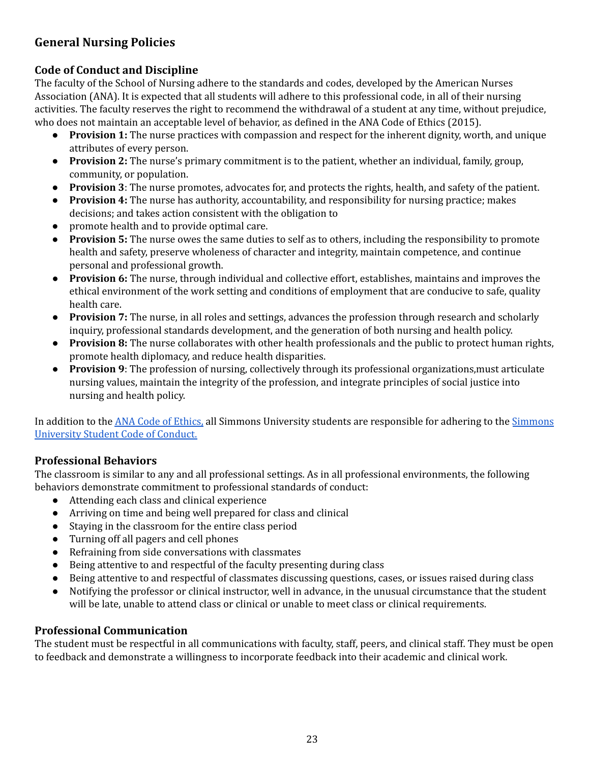## General Nursing Policies

### Code of Conduct and Discipline

The faculty of the School of Nursing adhere to the standards and codes, developed by the American Nurses Association (ANA). It is expected that all students will adhere to this professional code, in all of their nursing activities. The faculty reserves the right to recommend the withdrawal of a student at any time, without prejudice, who does not maintain an acceptable level of behavior, as defined in the ANA Code of Ethics (2015).

- **Provision 1:** The nurse practices with compassion and respect for the inherent dignity, worth, and unique attributes of every person.
- **Provision 2:** The nurse's primary commitment is to the patient, whether an individual, family, group, community, or population.
- **Provision 3**: The nurse promotes, advocates for, and protects the rights, health, and safety of the patient.
- **Provision 4:** The nurse has authority, accountability, and responsibility for nursing practice; makes decisions; and takes action consistent with the obligation to
- promote health and to provide optimal care.
- **Provision 5:** The nurse owes the same duties to self as to others, including the responsibility to promote health and safety, preserve wholeness of character and integrity, maintain competence, and continue personal and professional growth.
- **Provision 6:** The nurse, through individual and collective effort, establishes, maintains and improves the ethical environment of the work setting and conditions of employment that are conducive to safe, quality health care.
- **Provision 7:** The nurse, in all roles and settings, advances the profession through research and scholarly inquiry, professional standards development, and the generation of both nursing and health policy.
- **Provision 8:** The nurse collaborates with other health professionals and the public to protect human rights, promote health diplomacy, and reduce health disparities.
- **Provision 9**: The profession of nursing, collectively through its professional organizations,must articulate nursing values, maintain the integrity of the profession, and integrate principles of social justice into nursing and health policy.

In addition to the ANA Code of Ethics, all Simmons University students are responsible for adhering to the Simmons University Student Code of Conduct.

### Professional Behaviors

The classroom is similar to any and all professional settings. As in all professional environments, the following behaviors demonstrate commitment to professional standards of conduct:

- Attending each class and clinical experience
- Arriving on time and being well prepared for class and clinical
- Staying in the classroom for the entire class period
- Turning off all pagers and cell phones
- Refraining from side conversations with classmates
- Being attentive to and respectful of the faculty presenting during class
- Being attentive to and respectful of classmates discussing questions, cases, or issues raised during class
- Notifying the professor or clinical instructor, well in advance, in the unusual circumstance that the student will be late, unable to attend class or clinical or unable to meet class or clinical requirements.

### Professional Communication

The student must be respectful in all communications with faculty, staff, peers, and clinical staff. They must be open to feedback and demonstrate a willingness to incorporate feedback into their academic and clinical work.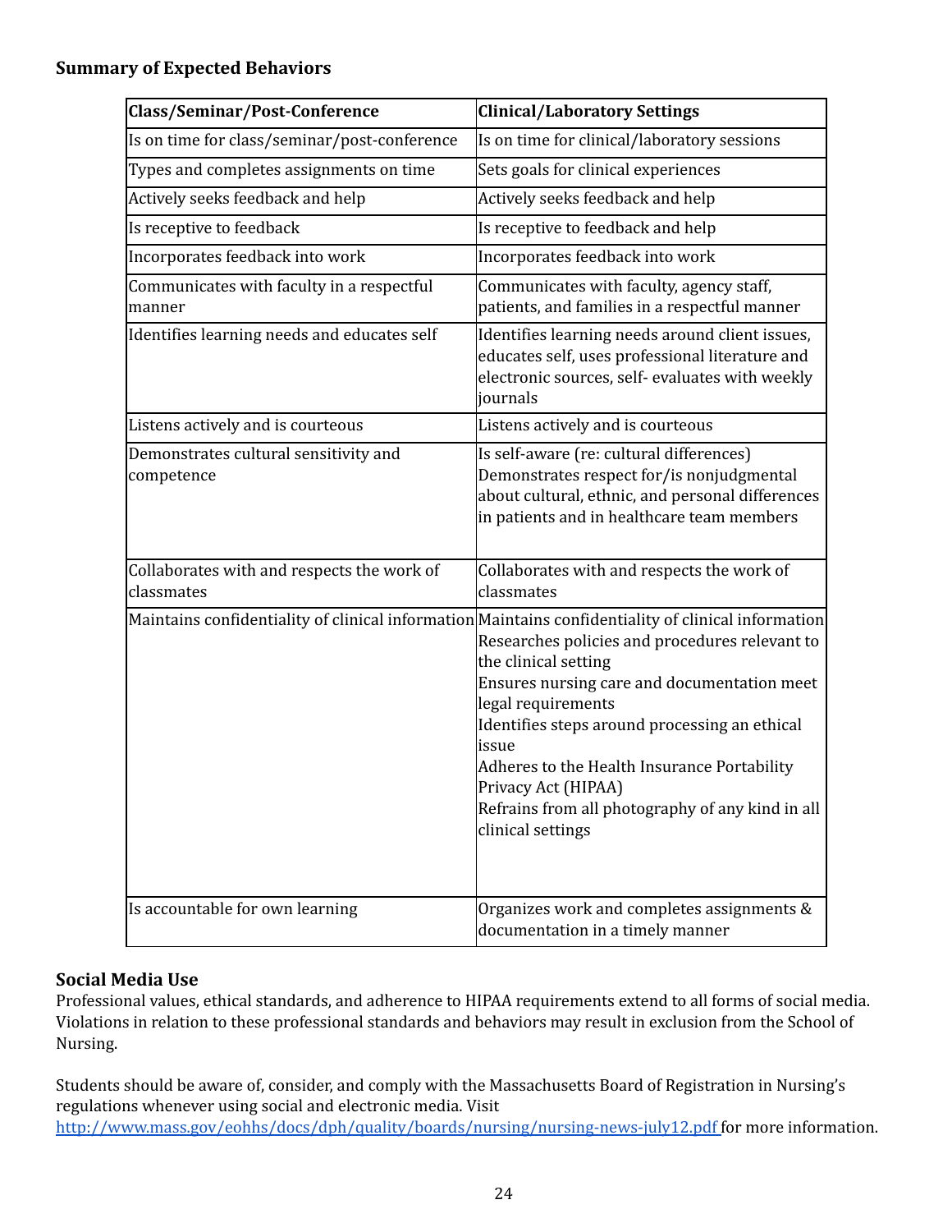### Summary of Expected Behaviors

| Class/Seminar/Post-Conference | Clinical/Laboratory Settings |
|---|---|
| Is on time for class/seminar/post-conference | Is on time for clinical/laboratory sessions |
| Types and completes assignments on time | Sets goals for clinical experiences |
| Actively seeks feedback and help | Actively seeks feedback and help |
| Is receptive to feedback | Is receptive to feedback and help |
| Incorporates feedback into work | Incorporates feedback into work |
| Communicates with faculty in a respectful manner | Communicates with faculty, agency staff, patients, and families in a respectful manner |
| Identifies learning needs and educates self | Identifies learning needs around client issues, educates self, uses professional literature and electronic sources, self- evaluates with weekly journals |
| Listens actively and is courteous | Listens actively and is courteous |
| Demonstrates cultural sensitivity and competence | Is self-aware (re: cultural differences) Demonstrates respect for/is nonjudgmental about cultural, ethnic, and personal differences in patients and in healthcare team members |
| Collaborates with and respects the work of classmates | Collaborates with and respects the work of classmates |
| Maintains confidentiality of clinical information | Maintains confidentiality of clinical information Researches policies and procedures relevant to the clinical setting Ensures nursing care and documentation meet legal requirements Identifies steps around processing an ethical issue Adheres to the Health Insurance Portability Privacy Act (HIPAA) Refrains from all photography of any kind in all clinical settings |
| Is accountable for own learning | Organizes work and completes assignments & documentation in a timely manner |

### Social Media Use

Professional values, ethical standards, and adherence to HIPAA requirements extend to all forms of social media. Violations in relation to these professional standards and behaviors may result in exclusion from the School of Nursing.

Students should be aware of, consider, and comply with the Massachusetts Board of Registration in Nursing's regulations whenever using social and electronic media. Visit [http://www.mass.gov/eohhs/docs/dph/quality/boards/nursing/nursing-news-july12.pdf](http://www.mass.gov/eohhs/docs/dph/quality/boards/nursing/nursing-news-july12.pdf) for more information.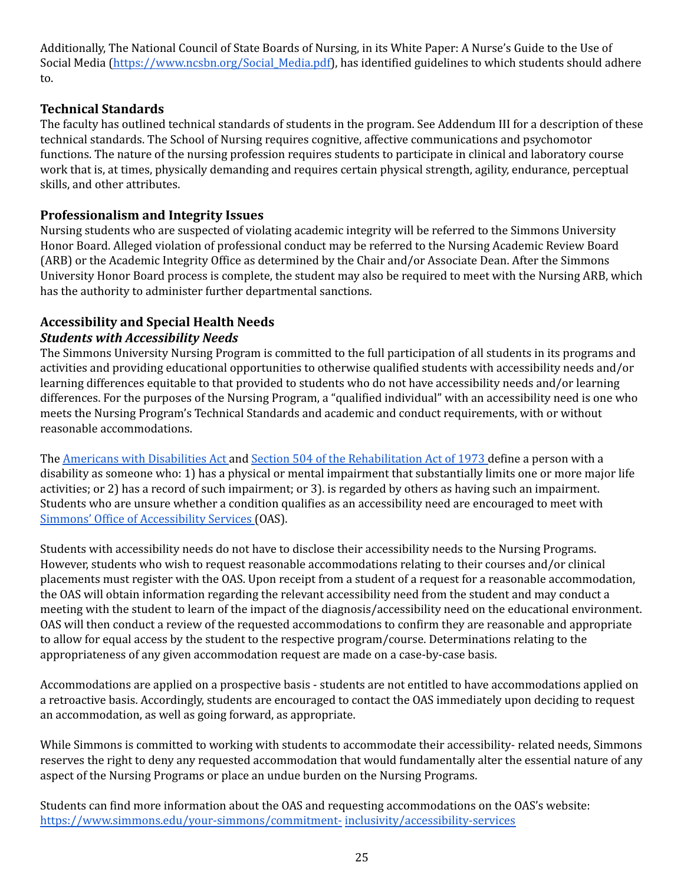Additionally, The National Council of State Boards of Nursing, in its White Paper: A Nurse's Guide to the Use of Social Media (https://www.ncsbn.org/Social_Media.pdf), has identified guidelines to which students should adhere to.

## Technical Standards

The faculty has outlined technical standards of students in the program. See Addendum III for a description of these technical standards. The School of Nursing requires cognitive, affective communications and psychomotor functions. The nature of the nursing profession requires students to participate in clinical and laboratory course work that is, at times, physically demanding and requires certain physical strength, agility, endurance, perceptual skills, and other attributes.

## Professionalism and Integrity Issues

Nursing students who are suspected of violating academic integrity will be referred to the Simmons University Honor Board. Alleged violation of professional conduct may be referred to the Nursing Academic Review Board (ARB) or the Academic Integrity Office as determined by the Chair and/or Associate Dean. After the Simmons University Honor Board process is complete, the student may also be required to meet with the Nursing ARB, which has the authority to administer further departmental sanctions.

## Accessibility and Special Health Needs

### *Students with Accessibility Needs*

The Simmons University Nursing Program is committed to the full participation of all students in its programs and activities and providing educational opportunities to otherwise qualified students with accessibility needs and/or learning differences equitable to that provided to students who do not have accessibility needs and/or learning differences. For the purposes of the Nursing Program, a "qualified individual" with an accessibility need is one who meets the Nursing Program's Technical Standards and academic and conduct requirements, with or without reasonable accommodations.

The Americans with Disabilities Act and Section 504 of the Rehabilitation Act of 1973 define a person with a disability as someone who: 1) has a physical or mental impairment that substantially limits one or more major life activities; or 2) has a record of such impairment; or 3). is regarded by others as having such an impairment. Students who are unsure whether a condition qualifies as an accessibility need are encouraged to meet with Simmons' Office of Accessibility Services (OAS).

Students with accessibility needs do not have to disclose their accessibility needs to the Nursing Programs. However, students who wish to request reasonable accommodations relating to their courses and/or clinical placements must register with the OAS. Upon receipt from a student of a request for a reasonable accommodation, the OAS will obtain information regarding the relevant accessibility need from the student and may conduct a meeting with the student to learn of the impact of the diagnosis/accessibility need on the educational environment. OAS will then conduct a review of the requested accommodations to confirm they are reasonable and appropriate to allow for equal access by the student to the respective program/course. Determinations relating to the appropriateness of any given accommodation request are made on a case-by-case basis.

Accommodations are applied on a prospective basis - students are not entitled to have accommodations applied on a retroactive basis. Accordingly, students are encouraged to contact the OAS immediately upon deciding to request an accommodation, as well as going forward, as appropriate.

While Simmons is committed to working with students to accommodate their accessibility- related needs, Simmons reserves the right to deny any requested accommodation that would fundamentally alter the essential nature of any aspect of the Nursing Programs or place an undue burden on the Nursing Programs.

Students can find more information about the OAS and requesting accommodations on the OAS's website: https://www.simmons.edu/your-simmons/commitment- inclusivity/accessibility-services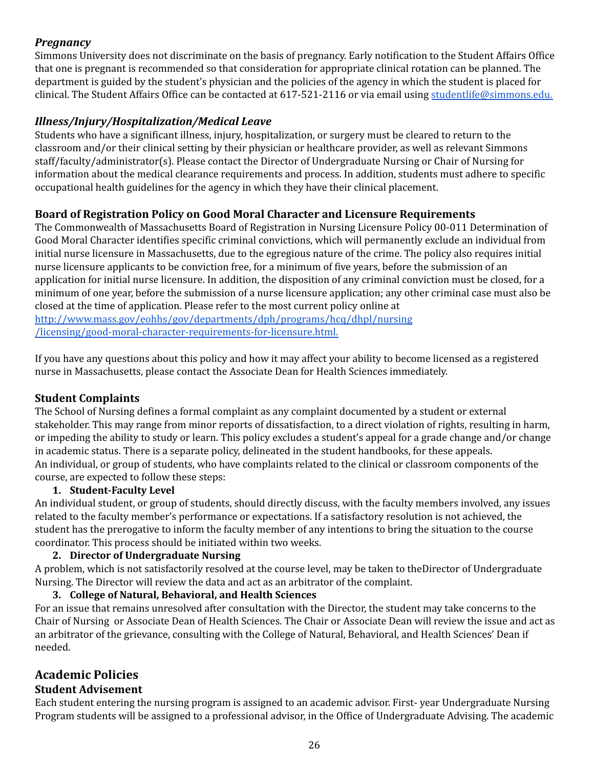### *Pregnancy*

Simmons University does not discriminate on the basis of pregnancy. Early notification to the Student Affairs Office that one is pregnant is recommended so that consideration for appropriate clinical rotation can be planned. The department is guided by the student's physician and the policies of the agency in which the student is placed for clinical. The Student Affairs Office can be contacted at 617-521-2116 or via email using [studentlife@simmons.edu.](mailto:studentlife@simmons.edu)

### *Illness/Injury/Hospitalization/Medical Leave*

Students who have a significant illness, injury, hospitalization, or surgery must be cleared to return to the classroom and/or their clinical setting by their physician or healthcare provider, as well as relevant Simmons staff/faculty/administrator(s). Please contact the Director of Undergraduate Nursing or Chair of Nursing for information about the medical clearance requirements and process. In addition, students must adhere to specific occupational health guidelines for the agency in which they have their clinical placement.

### Board of Registration Policy on Good Moral Character and Licensure Requirements

The Commonwealth of Massachusetts Board of Registration in Nursing Licensure Policy 00-011 Determination of Good Moral Character identifies specific criminal convictions, which will permanently exclude an individual from initial nurse licensure in Massachusetts, due to the egregious nature of the crime. The policy also requires initial nurse licensure applicants to be conviction free, for a minimum of five years, before the submission of an application for initial nurse licensure. In addition, the disposition of any criminal conviction must be closed, for a minimum of one year, before the submission of a nurse licensure application; any other criminal case must also be closed at the time of application. Please refer to the most current policy online at [http://www.mass.gov/eohhs/gov/departments/dph/programs/hcq/dhpl/nursing/licensing/good-moral-character-requirements-for-licensure.html.](http://www.mass.gov/eohhs/gov/departments/dph/programs/hcq/dhpl/nursing/licensing/good-moral-character-requirements-for-licensure.html)

If you have any questions about this policy and how it may affect your ability to become licensed as a registered nurse in Massachusetts, please contact the Associate Dean for Health Sciences immediately.

### Student Complaints

The School of Nursing defines a formal complaint as any complaint documented by a student or external stakeholder. This may range from minor reports of dissatisfaction, to a direct violation of rights, resulting in harm, or impeding the ability to study or learn. This policy excludes a student's appeal for a grade change and/or change in academic status. There is a separate policy, delineated in the student handbooks, for these appeals.
An individual, or group of students, who have complaints related to the clinical or classroom components of the course, are expected to follow these steps:

1. **Student-Faculty Level**

An individual student, or group of students, should directly discuss, with the faculty members involved, any issues related to the faculty member's performance or expectations. If a satisfactory resolution is not achieved, the student has the prerogative to inform the faculty member of any intentions to bring the situation to the course coordinator. This process should be initiated within two weeks.

2. **Director of Undergraduate Nursing**

A problem, which is not satisfactorily resolved at the course level, may be taken to theDirector of Undergraduate Nursing. The Director will review the data and act as an arbitrator of the complaint.

3. **College of Natural, Behavioral, and Health Sciences**

For an issue that remains unresolved after consultation with the Director, the student may take concerns to the Chair of Nursing or Associate Dean of Health Sciences. The Chair or Associate Dean will review the issue and act as an arbitrator of the grievance, consulting with the College of Natural, Behavioral, and Health Sciences' Dean if needed.

## Academic Policies

### Student Advisement

Each student entering the nursing program is assigned to an academic advisor. First- year Undergraduate Nursing Program students will be assigned to a professional advisor, in the Office of Undergraduate Advising. The academic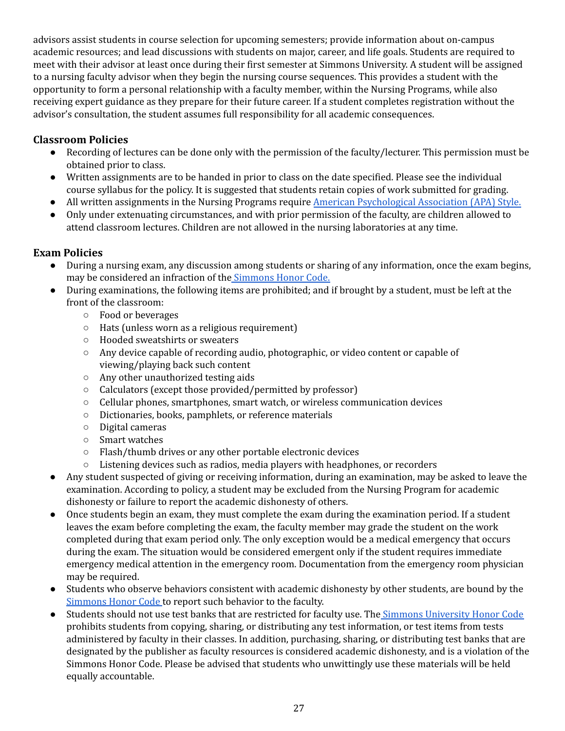advisors assist students in course selection for upcoming semesters; provide information about on-campus academic resources; and lead discussions with students on major, career, and life goals. Students are required to meet with their advisor at least once during their first semester at Simmons University. A student will be assigned to a nursing faculty advisor when they begin the nursing course sequences. This provides a student with the opportunity to form a personal relationship with a faculty member, within the Nursing Programs, while also receiving expert guidance as they prepare for their future career. If a student completes registration without the advisor's consultation, the student assumes full responsibility for all academic consequences.

### Classroom Policies

- Recording of lectures can be done only with the permission of the faculty/lecturer. This permission must be obtained prior to class.
- Written assignments are to be handed in prior to class on the date specified. Please see the individual course syllabus for the policy. It is suggested that students retain copies of work submitted for grading.
- All written assignments in the Nursing Programs require American Psychological Association (APA) Style.
- Only under extenuating circumstances, and with prior permission of the faculty, are children allowed to attend classroom lectures. Children are not allowed in the nursing laboratories at any time.

### Exam Policies

- During a nursing exam, any discussion among students or sharing of any information, once the exam begins, may be considered an infraction of the Simmons Honor Code.
- During examinations, the following items are prohibited; and if brought by a student, must be left at the front of the classroom:
  - Food or beverages
  - Hats (unless worn as a religious requirement)
  - Hooded sweatshirts or sweaters
  - Any device capable of recording audio, photographic, or video content or capable of viewing/playing back such content
  - Any other unauthorized testing aids
  - Calculators (except those provided/permitted by professor)
  - Cellular phones, smartphones, smart watch, or wireless communication devices
  - Dictionaries, books, pamphlets, or reference materials
  - Digital cameras
  - Smart watches
  - Flash/thumb drives or any other portable electronic devices
  - Listening devices such as radios, media players with headphones, or recorders
- Any student suspected of giving or receiving information, during an examination, may be asked to leave the examination. According to policy, a student may be excluded from the Nursing Program for academic dishonesty or failure to report the academic dishonesty of others.
- Once students begin an exam, they must complete the exam during the examination period. If a student leaves the exam before completing the exam, the faculty member may grade the student on the work completed during that exam period only. The only exception would be a medical emergency that occurs during the exam. The situation would be considered emergent only if the student requires immediate emergency medical attention in the emergency room. Documentation from the emergency room physician may be required.
- Students who observe behaviors consistent with academic dishonesty by other students, are bound by the Simmons Honor Code to report such behavior to the faculty.
- Students should not use test banks that are restricted for faculty use. The Simmons University Honor Code prohibits students from copying, sharing, or distributing any test information, or test items from tests administered by faculty in their classes. In addition, purchasing, sharing, or distributing test banks that are designated by the publisher as faculty resources is considered academic dishonesty, and is a violation of the Simmons Honor Code. Please be advised that students who unwittingly use these materials will be held equally accountable.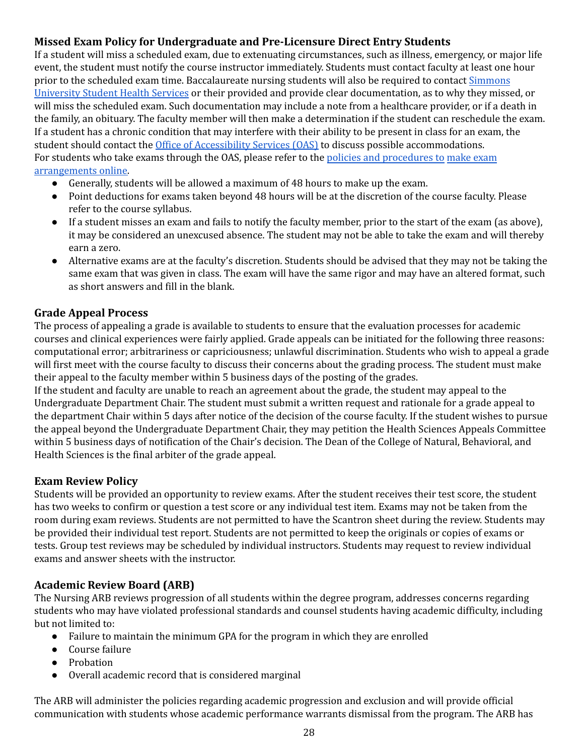### Missed Exam Policy for Undergraduate and Pre-Licensure Direct Entry Students

If a student will miss a scheduled exam, due to extenuating circumstances, such as illness, emergency, or major life event, the student must notify the course instructor immediately. Students must contact faculty at least one hour prior to the scheduled exam time. Baccalaureate nursing students will also be required to contact Simmons University Student Health Services or their provided and provide clear documentation, as to why they missed, or will miss the scheduled exam. Such documentation may include a note from a healthcare provider, or if a death in the family, an obituary. The faculty member will then make a determination if the student can reschedule the exam. If a student has a chronic condition that may interfere with their ability to be present in class for an exam, the student should contact the Office of Accessibility Services (OAS) to discuss possible accommodations.
For students who take exams through the OAS, please refer to the policies and procedures to make exam arrangements online.

- Generally, students will be allowed a maximum of 48 hours to make up the exam.
- Point deductions for exams taken beyond 48 hours will be at the discretion of the course faculty. Please refer to the course syllabus.
- If a student misses an exam and fails to notify the faculty member, prior to the start of the exam (as above), it may be considered an unexcused absence. The student may not be able to take the exam and will thereby earn a zero.
- Alternative exams are at the faculty's discretion. Students should be advised that they may not be taking the same exam that was given in class. The exam will have the same rigor and may have an altered format, such as short answers and fill in the blank.

### Grade Appeal Process

The process of appealing a grade is available to students to ensure that the evaluation processes for academic courses and clinical experiences were fairly applied. Grade appeals can be initiated for the following three reasons: computational error; arbitrariness or capriciousness; unlawful discrimination. Students who wish to appeal a grade will first meet with the course faculty to discuss their concerns about the grading process. The student must make their appeal to the faculty member within 5 business days of the posting of the grades.
If the student and faculty are unable to reach an agreement about the grade, the student may appeal to the Undergraduate Department Chair. The student must submit a written request and rationale for a grade appeal to the department Chair within 5 days after notice of the decision of the course faculty. If the student wishes to pursue the appeal beyond the Undergraduate Department Chair, they may petition the Health Sciences Appeals Committee within 5 business days of notification of the Chair's decision. The Dean of the College of Natural, Behavioral, and Health Sciences is the final arbiter of the grade appeal.

### Exam Review Policy

Students will be provided an opportunity to review exams. After the student receives their test score, the student has two weeks to confirm or question a test score or any individual test item. Exams may not be taken from the room during exam reviews. Students are not permitted to have the Scantron sheet during the review. Students may be provided their individual test report. Students are not permitted to keep the originals or copies of exams or tests. Group test reviews may be scheduled by individual instructors. Students may request to review individual exams and answer sheets with the instructor.

### Academic Review Board (ARB)

The Nursing ARB reviews progression of all students within the degree program, addresses concerns regarding students who may have violated professional standards and counsel students having academic difficulty, including but not limited to:

- Failure to maintain the minimum GPA for the program in which they are enrolled
- Course failure
- Probation
- Overall academic record that is considered marginal

The ARB will administer the policies regarding academic progression and exclusion and will provide official communication with students whose academic performance warrants dismissal from the program. The ARB has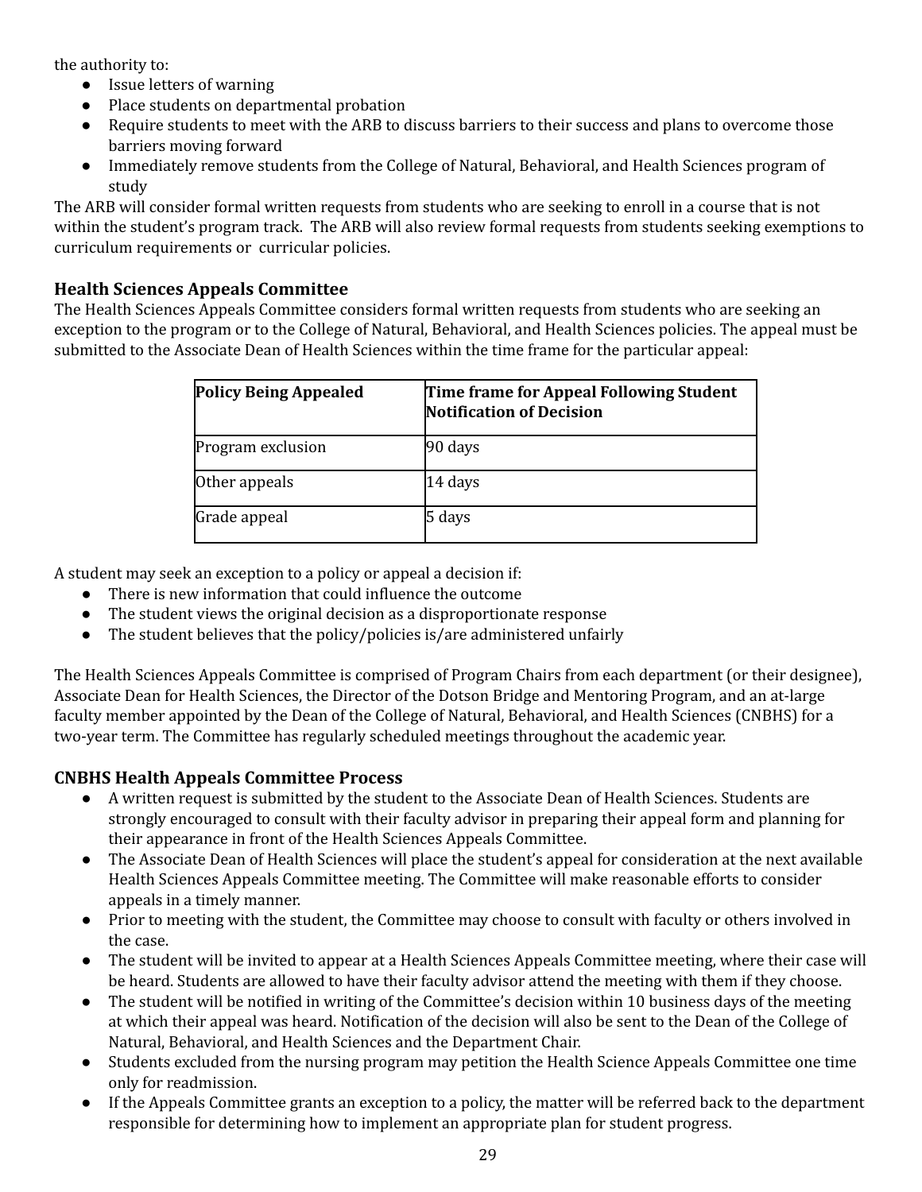the authority to:

- Issue letters of warning
- Place students on departmental probation
- Require students to meet with the ARB to discuss barriers to their success and plans to overcome those barriers moving forward
- Immediately remove students from the College of Natural, Behavioral, and Health Sciences program of study

The ARB will consider formal written requests from students who are seeking to enroll in a course that is not within the student's program track. The ARB will also review formal requests from students seeking exemptions to curriculum requirements or curricular policies.

### Health Sciences Appeals Committee

The Health Sciences Appeals Committee considers formal written requests from students who are seeking an exception to the program or to the College of Natural, Behavioral, and Health Sciences policies. The appeal must be submitted to the Associate Dean of Health Sciences within the time frame for the particular appeal:

| Policy Being Appealed | Time frame for Appeal Following Student Notification of Decision |
|---|---|
| Program exclusion | 90 days |
| Other appeals | 14 days |
| Grade appeal | 5 days |

A student may seek an exception to a policy or appeal a decision if:

- There is new information that could influence the outcome
- The student views the original decision as a disproportionate response
- The student believes that the policy/policies is/are administered unfairly

The Health Sciences Appeals Committee is comprised of Program Chairs from each department (or their designee), Associate Dean for Health Sciences, the Director of the Dotson Bridge and Mentoring Program, and an at-large faculty member appointed by the Dean of the College of Natural, Behavioral, and Health Sciences (CNBHS) for a two-year term. The Committee has regularly scheduled meetings throughout the academic year.

### CNBHS Health Appeals Committee Process

- A written request is submitted by the student to the Associate Dean of Health Sciences. Students are strongly encouraged to consult with their faculty advisor in preparing their appeal form and planning for their appearance in front of the Health Sciences Appeals Committee.
- The Associate Dean of Health Sciences will place the student's appeal for consideration at the next available Health Sciences Appeals Committee meeting. The Committee will make reasonable efforts to consider appeals in a timely manner.
- Prior to meeting with the student, the Committee may choose to consult with faculty or others involved in the case.
- The student will be invited to appear at a Health Sciences Appeals Committee meeting, where their case will be heard. Students are allowed to have their faculty advisor attend the meeting with them if they choose.
- The student will be notified in writing of the Committee's decision within 10 business days of the meeting at which their appeal was heard. Notification of the decision will also be sent to the Dean of the College of Natural, Behavioral, and Health Sciences and the Department Chair.
- Students excluded from the nursing program may petition the Health Science Appeals Committee one time only for readmission.
- If the Appeals Committee grants an exception to a policy, the matter will be referred back to the department responsible for determining how to implement an appropriate plan for student progress.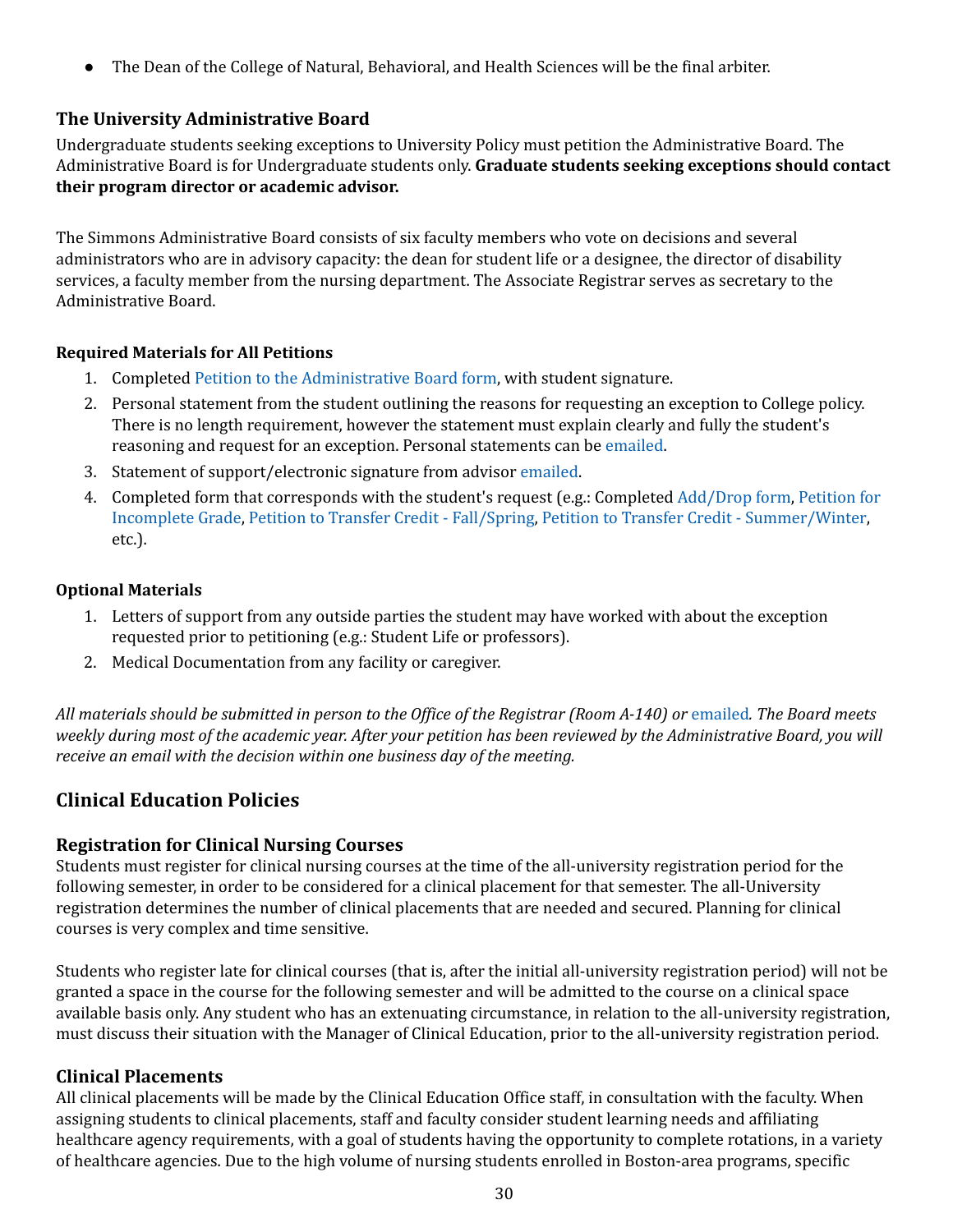- The Dean of the College of Natural, Behavioral, and Health Sciences will be the final arbiter.

### The University Administrative Board

Undergraduate students seeking exceptions to University Policy must petition the Administrative Board. The Administrative Board is for Undergraduate students only. **Graduate students seeking exceptions should contact their program director or academic advisor.**

The Simmons Administrative Board consists of six faculty members who vote on decisions and several administrators who are in advisory capacity: the dean for student life or a designee, the director of disability services, a faculty member from the nursing department. The Associate Registrar serves as secretary to the Administrative Board.

#### Required Materials for All Petitions

1. Completed Petition to the Administrative Board form, with student signature.
2. Personal statement from the student outlining the reasons for requesting an exception to College policy. There is no length requirement, however the statement must explain clearly and fully the student's reasoning and request for an exception. Personal statements can be emailed.
3. Statement of support/electronic signature from advisor emailed.
4. Completed form that corresponds with the student's request (e.g.: Completed Add/Drop form, Petition for Incomplete Grade, Petition to Transfer Credit - Fall/Spring, Petition to Transfer Credit - Summer/Winter, etc.).

#### Optional Materials

1. Letters of support from any outside parties the student may have worked with about the exception requested prior to petitioning (e.g.: Student Life or professors).
2. Medical Documentation from any facility or caregiver.

*All materials should be submitted in person to the Office of the Registrar (Room A-140) or emailed. The Board meets weekly during most of the academic year. After your petition has been reviewed by the Administrative Board, you will receive an email with the decision within one business day of the meeting.*

## Clinical Education Policies

### Registration for Clinical Nursing Courses

Students must register for clinical nursing courses at the time of the all-university registration period for the following semester, in order to be considered for a clinical placement for that semester. The all-University registration determines the number of clinical placements that are needed and secured. Planning for clinical courses is very complex and time sensitive.

Students who register late for clinical courses (that is, after the initial all-university registration period) will not be granted a space in the course for the following semester and will be admitted to the course on a clinical space available basis only. Any student who has an extenuating circumstance, in relation to the all-university registration, must discuss their situation with the Manager of Clinical Education, prior to the all-university registration period.

### Clinical Placements

All clinical placements will be made by the Clinical Education Office staff, in consultation with the faculty. When assigning students to clinical placements, staff and faculty consider student learning needs and affiliating healthcare agency requirements, with a goal of students having the opportunity to complete rotations, in a variety of healthcare agencies. Due to the high volume of nursing students enrolled in Boston-area programs, specific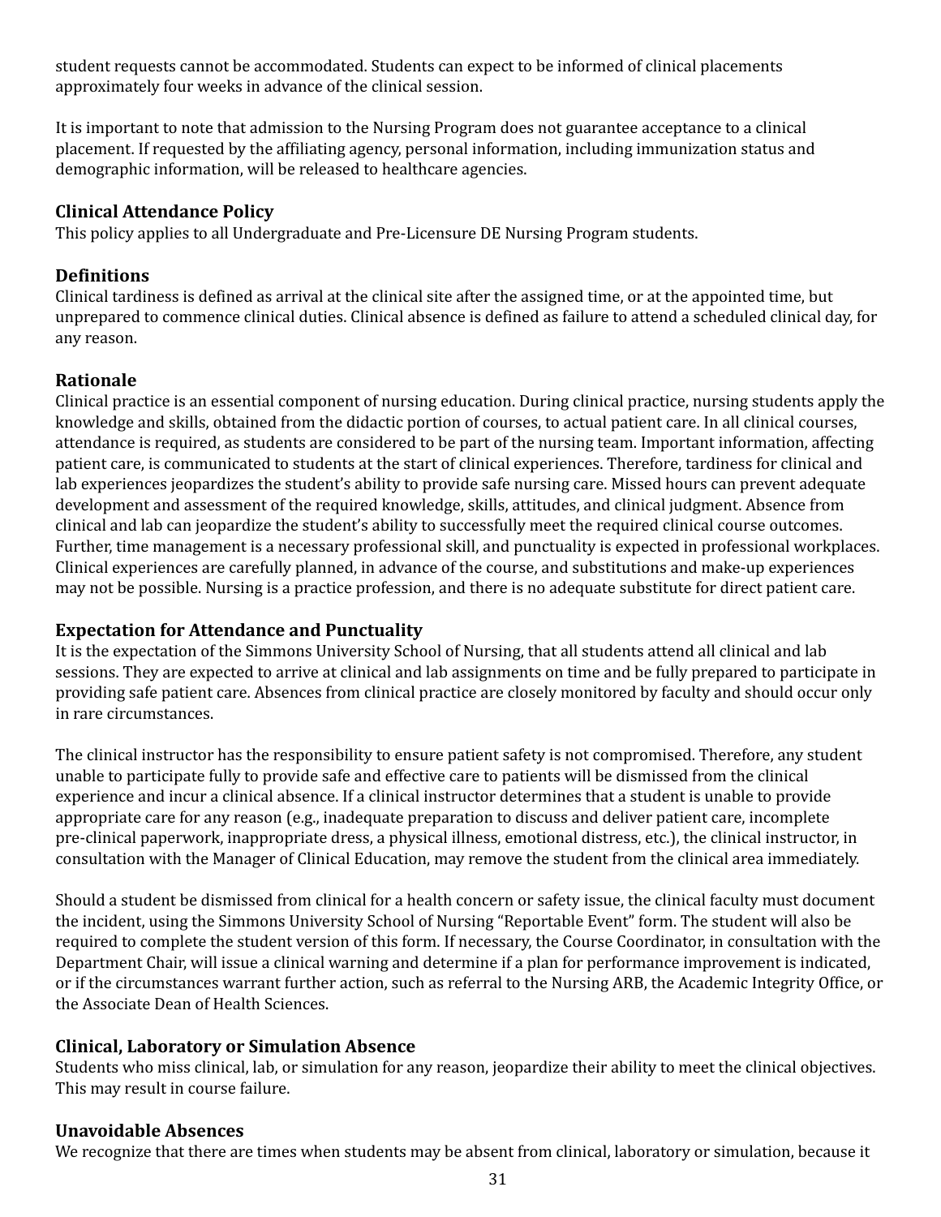student requests cannot be accommodated. Students can expect to be informed of clinical placements approximately four weeks in advance of the clinical session.

It is important to note that admission to the Nursing Program does not guarantee acceptance to a clinical placement. If requested by the affiliating agency, personal information, including immunization status and demographic information, will be released to healthcare agencies.

### Clinical Attendance Policy

This policy applies to all Undergraduate and Pre-Licensure DE Nursing Program students.

### Definitions

Clinical tardiness is defined as arrival at the clinical site after the assigned time, or at the appointed time, but unprepared to commence clinical duties. Clinical absence is defined as failure to attend a scheduled clinical day, for any reason.

### Rationale

Clinical practice is an essential component of nursing education. During clinical practice, nursing students apply the knowledge and skills, obtained from the didactic portion of courses, to actual patient care. In all clinical courses, attendance is required, as students are considered to be part of the nursing team. Important information, affecting patient care, is communicated to students at the start of clinical experiences. Therefore, tardiness for clinical and lab experiences jeopardizes the student's ability to provide safe nursing care. Missed hours can prevent adequate development and assessment of the required knowledge, skills, attitudes, and clinical judgment. Absence from clinical and lab can jeopardize the student's ability to successfully meet the required clinical course outcomes. Further, time management is a necessary professional skill, and punctuality is expected in professional workplaces. Clinical experiences are carefully planned, in advance of the course, and substitutions and make-up experiences may not be possible. Nursing is a practice profession, and there is no adequate substitute for direct patient care.

### Expectation for Attendance and Punctuality

It is the expectation of the Simmons University School of Nursing, that all students attend all clinical and lab sessions. They are expected to arrive at clinical and lab assignments on time and be fully prepared to participate in providing safe patient care. Absences from clinical practice are closely monitored by faculty and should occur only in rare circumstances.

The clinical instructor has the responsibility to ensure patient safety is not compromised. Therefore, any student unable to participate fully to provide safe and effective care to patients will be dismissed from the clinical experience and incur a clinical absence. If a clinical instructor determines that a student is unable to provide appropriate care for any reason (e.g., inadequate preparation to discuss and deliver patient care, incomplete pre-clinical paperwork, inappropriate dress, a physical illness, emotional distress, etc.), the clinical instructor, in consultation with the Manager of Clinical Education, may remove the student from the clinical area immediately.

Should a student be dismissed from clinical for a health concern or safety issue, the clinical faculty must document the incident, using the Simmons University School of Nursing "Reportable Event" form. The student will also be required to complete the student version of this form. If necessary, the Course Coordinator, in consultation with the Department Chair, will issue a clinical warning and determine if a plan for performance improvement is indicated, or if the circumstances warrant further action, such as referral to the Nursing ARB, the Academic Integrity Office, or the Associate Dean of Health Sciences.

### Clinical, Laboratory or Simulation Absence

Students who miss clinical, lab, or simulation for any reason, jeopardize their ability to meet the clinical objectives. This may result in course failure.

### Unavoidable Absences

We recognize that there are times when students may be absent from clinical, laboratory or simulation, because it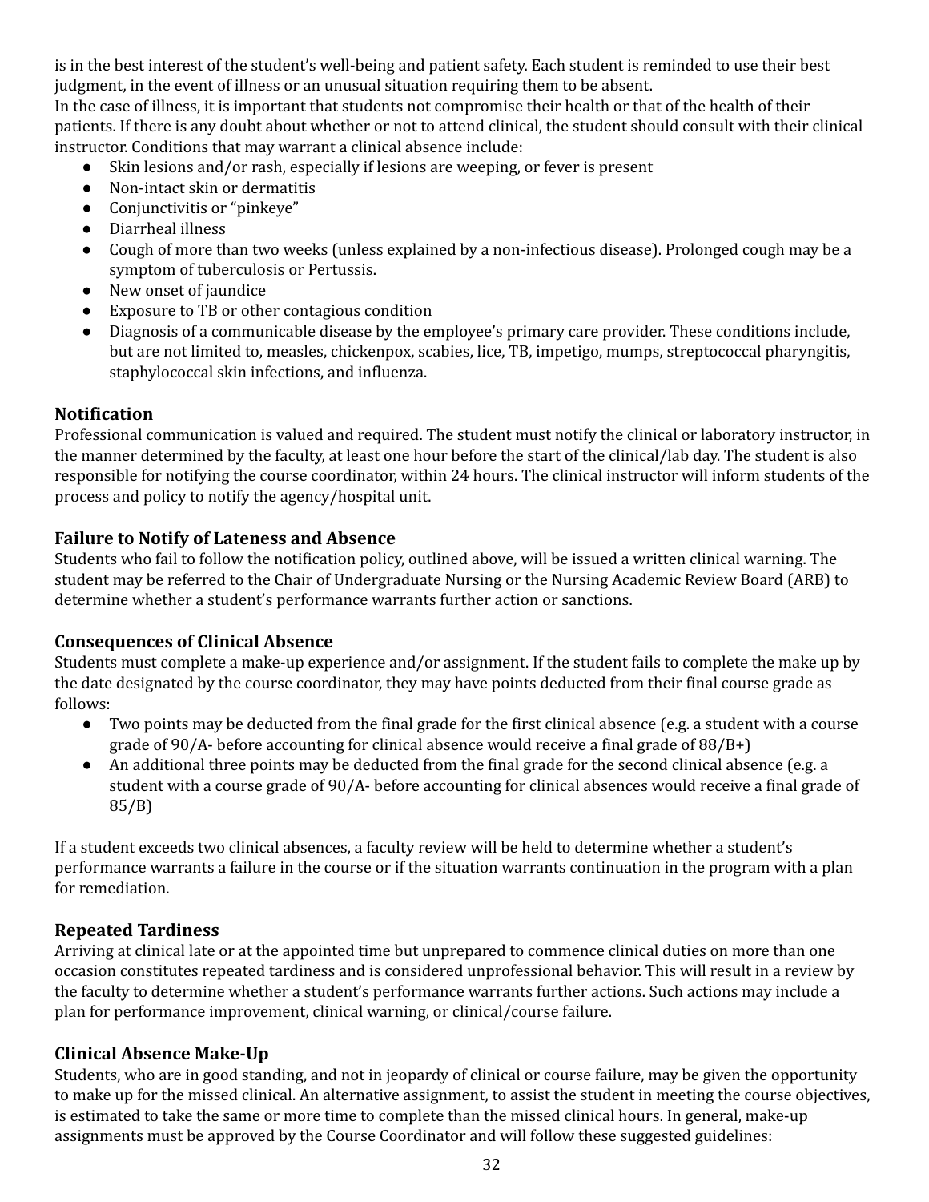is in the best interest of the student's well-being and patient safety. Each student is reminded to use their best judgment, in the event of illness or an unusual situation requiring them to be absent.
In the case of illness, it is important that students not compromise their health or that of the health of their patients. If there is any doubt about whether or not to attend clinical, the student should consult with their clinical instructor. Conditions that may warrant a clinical absence include:

- Skin lesions and/or rash, especially if lesions are weeping, or fever is present
- Non-intact skin or dermatitis
- Conjunctivitis or "pinkeye"
- Diarrheal illness
- Cough of more than two weeks (unless explained by a non-infectious disease). Prolonged cough may be a symptom of tuberculosis or Pertussis.
- New onset of jaundice
- Exposure to TB or other contagious condition
- Diagnosis of a communicable disease by the employee's primary care provider. These conditions include, but are not limited to, measles, chickenpox, scabies, lice, TB, impetigo, mumps, streptococcal pharyngitis, staphylococcal skin infections, and influenza.

### Notification

Professional communication is valued and required. The student must notify the clinical or laboratory instructor, in the manner determined by the faculty, at least one hour before the start of the clinical/lab day. The student is also responsible for notifying the course coordinator, within 24 hours. The clinical instructor will inform students of the process and policy to notify the agency/hospital unit.

### Failure to Notify of Lateness and Absence

Students who fail to follow the notification policy, outlined above, will be issued a written clinical warning. The student may be referred to the Chair of Undergraduate Nursing or the Nursing Academic Review Board (ARB) to determine whether a student's performance warrants further action or sanctions.

### Consequences of Clinical Absence

Students must complete a make-up experience and/or assignment. If the student fails to complete the make up by the date designated by the course coordinator, they may have points deducted from their final course grade as follows:

- Two points may be deducted from the final grade for the first clinical absence (e.g. a student with a course grade of 90/A- before accounting for clinical absence would receive a final grade of 88/B+)
- An additional three points may be deducted from the final grade for the second clinical absence (e.g. a student with a course grade of 90/A- before accounting for clinical absences would receive a final grade of 85/B)

If a student exceeds two clinical absences, a faculty review will be held to determine whether a student's performance warrants a failure in the course or if the situation warrants continuation in the program with a plan for remediation.

### Repeated Tardiness

Arriving at clinical late or at the appointed time but unprepared to commence clinical duties on more than one occasion constitutes repeated tardiness and is considered unprofessional behavior. This will result in a review by the faculty to determine whether a student's performance warrants further actions. Such actions may include a plan for performance improvement, clinical warning, or clinical/course failure.

### Clinical Absence Make-Up

Students, who are in good standing, and not in jeopardy of clinical or course failure, may be given the opportunity to make up for the missed clinical. An alternative assignment, to assist the student in meeting the course objectives, is estimated to take the same or more time to complete than the missed clinical hours. In general, make-up assignments must be approved by the Course Coordinator and will follow these suggested guidelines: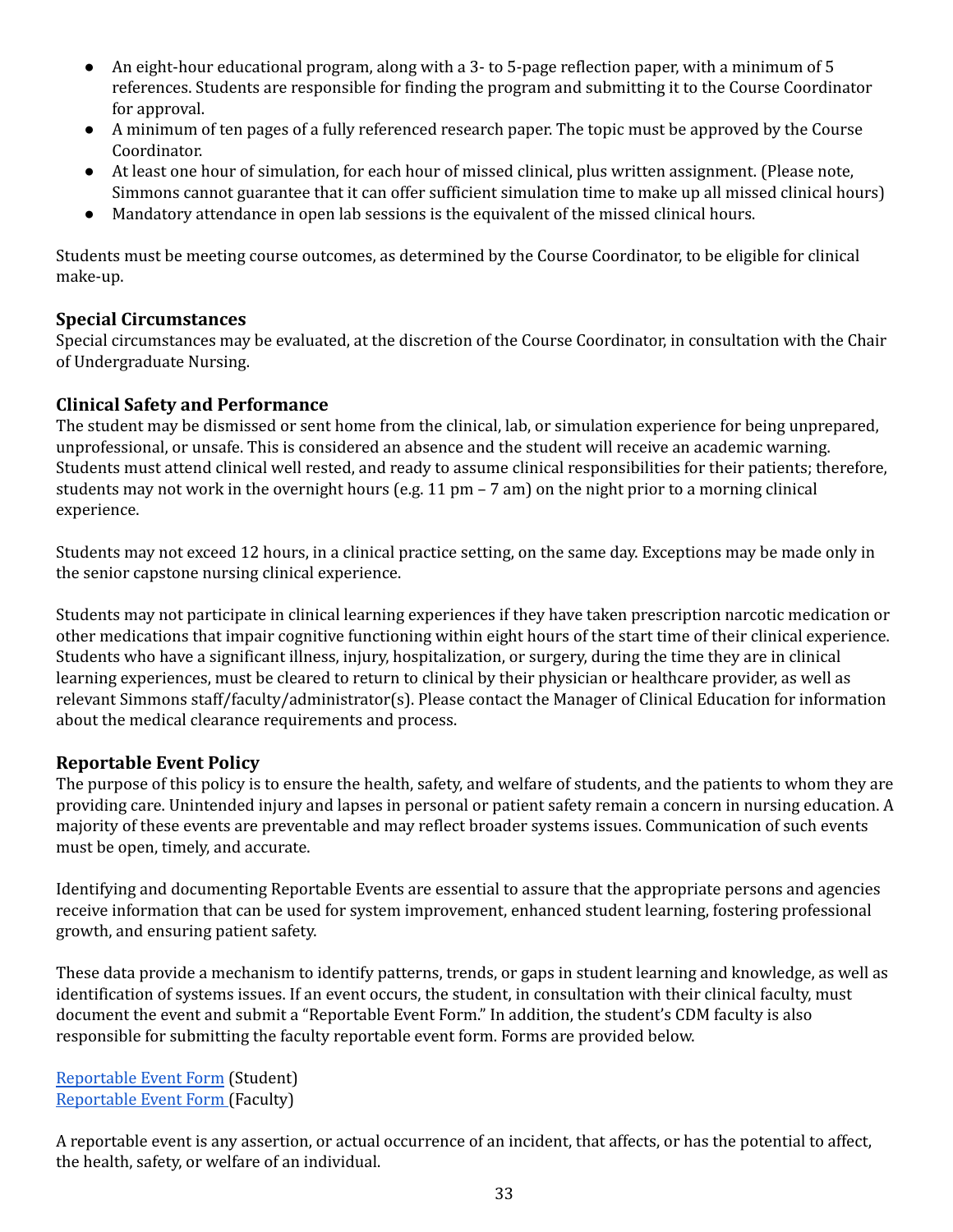- An eight-hour educational program, along with a 3- to 5-page reflection paper, with a minimum of 5 references. Students are responsible for finding the program and submitting it to the Course Coordinator for approval.
- A minimum of ten pages of a fully referenced research paper. The topic must be approved by the Course Coordinator.
- At least one hour of simulation, for each hour of missed clinical, plus written assignment. (Please note, Simmons cannot guarantee that it can offer sufficient simulation time to make up all missed clinical hours)
- Mandatory attendance in open lab sessions is the equivalent of the missed clinical hours.

Students must be meeting course outcomes, as determined by the Course Coordinator, to be eligible for clinical make-up.

### Special Circumstances

Special circumstances may be evaluated, at the discretion of the Course Coordinator, in consultation with the Chair of Undergraduate Nursing.

### Clinical Safety and Performance

The student may be dismissed or sent home from the clinical, lab, or simulation experience for being unprepared, unprofessional, or unsafe. This is considered an absence and the student will receive an academic warning. Students must attend clinical well rested, and ready to assume clinical responsibilities for their patients; therefore, students may not work in the overnight hours (e.g. 11 pm – 7 am) on the night prior to a morning clinical experience.

Students may not exceed 12 hours, in a clinical practice setting, on the same day. Exceptions may be made only in the senior capstone nursing clinical experience.

Students may not participate in clinical learning experiences if they have taken prescription narcotic medication or other medications that impair cognitive functioning within eight hours of the start time of their clinical experience. Students who have a significant illness, injury, hospitalization, or surgery, during the time they are in clinical learning experiences, must be cleared to return to clinical by their physician or healthcare provider, as well as relevant Simmons staff/faculty/administrator(s). Please contact the Manager of Clinical Education for information about the medical clearance requirements and process.

### Reportable Event Policy

The purpose of this policy is to ensure the health, safety, and welfare of students, and the patients to whom they are providing care. Unintended injury and lapses in personal or patient safety remain a concern in nursing education. A majority of these events are preventable and may reflect broader systems issues. Communication of such events must be open, timely, and accurate.

Identifying and documenting Reportable Events are essential to assure that the appropriate persons and agencies receive information that can be used for system improvement, enhanced student learning, fostering professional growth, and ensuring patient safety.

These data provide a mechanism to identify patterns, trends, or gaps in student learning and knowledge, as well as identification of systems issues. If an event occurs, the student, in consultation with their clinical faculty, must document the event and submit a "Reportable Event Form." In addition, the student's CDM faculty is also responsible for submitting the faculty reportable event form. Forms are provided below.

Reportable Event Form (Student)
Reportable Event Form (Faculty)

A reportable event is any assertion, or actual occurrence of an incident, that affects, or has the potential to affect, the health, safety, or welfare of an individual.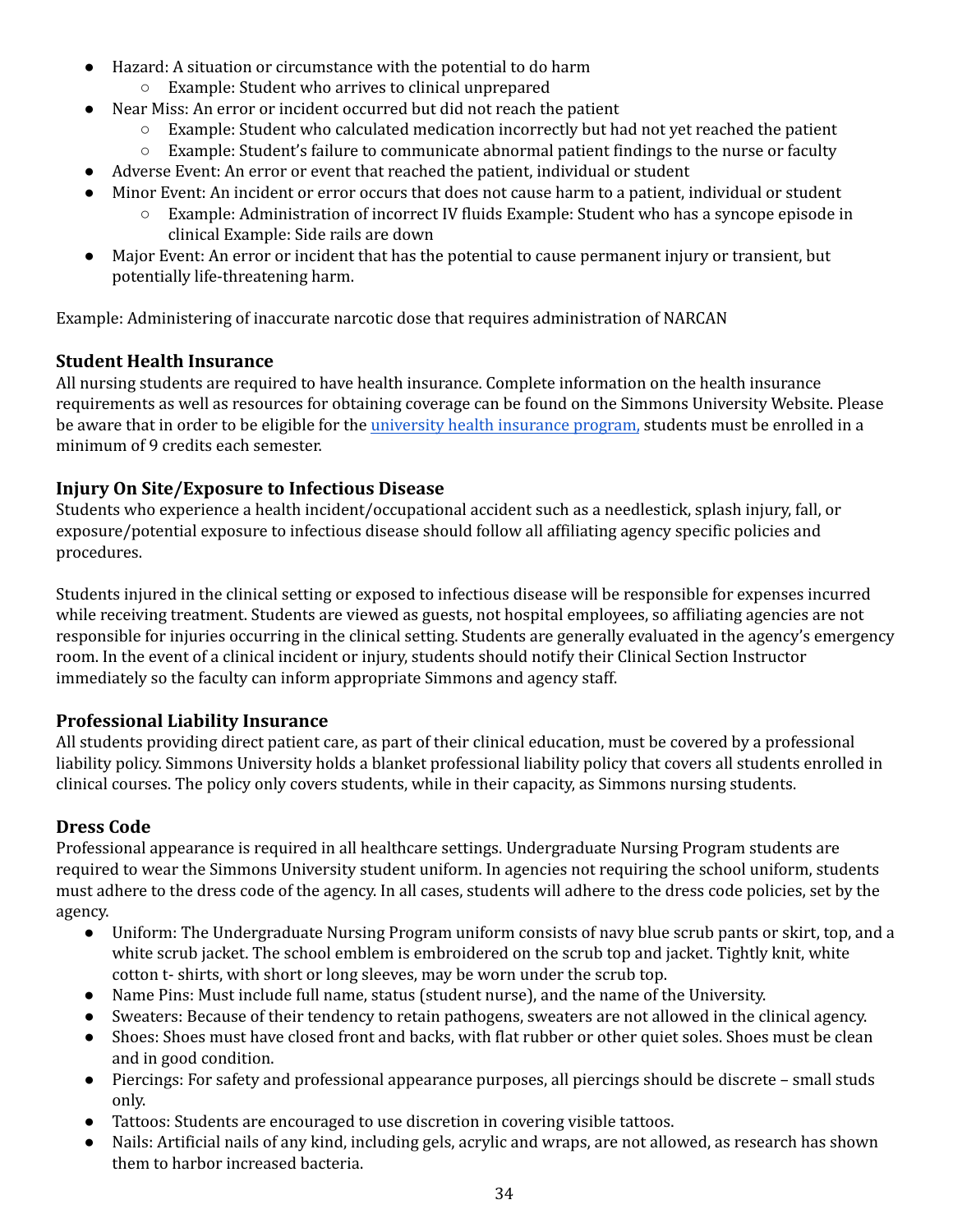- Hazard: A situation or circumstance with the potential to do harm
    - Example: Student who arrives to clinical unprepared
- Near Miss: An error or incident occurred but did not reach the patient
    - Example: Student who calculated medication incorrectly but had not yet reached the patient
    - Example: Student's failure to communicate abnormal patient findings to the nurse or faculty
- Adverse Event: An error or event that reached the patient, individual or student
- Minor Event: An incident or error occurs that does not cause harm to a patient, individual or student
    - Example: Administration of incorrect IV fluids Example: Student who has a syncope episode in clinical Example: Side rails are down
- Major Event: An error or incident that has the potential to cause permanent injury or transient, but potentially life-threatening harm.

Example: Administering of inaccurate narcotic dose that requires administration of NARCAN

### Student Health Insurance

All nursing students are required to have health insurance. Complete information on the health insurance requirements as well as resources for obtaining coverage can be found on the Simmons University Website. Please be aware that in order to be eligible for the university health insurance program, students must be enrolled in a minimum of 9 credits each semester.

### Injury On Site/Exposure to Infectious Disease

Students who experience a health incident/occupational accident such as a needlestick, splash injury, fall, or exposure/potential exposure to infectious disease should follow all affiliating agency specific policies and procedures.

Students injured in the clinical setting or exposed to infectious disease will be responsible for expenses incurred while receiving treatment. Students are viewed as guests, not hospital employees, so affiliating agencies are not responsible for injuries occurring in the clinical setting. Students are generally evaluated in the agency's emergency room. In the event of a clinical incident or injury, students should notify their Clinical Section Instructor immediately so the faculty can inform appropriate Simmons and agency staff.

### Professional Liability Insurance

All students providing direct patient care, as part of their clinical education, must be covered by a professional liability policy. Simmons University holds a blanket professional liability policy that covers all students enrolled in clinical courses. The policy only covers students, while in their capacity, as Simmons nursing students.

### Dress Code

Professional appearance is required in all healthcare settings. Undergraduate Nursing Program students are required to wear the Simmons University student uniform. In agencies not requiring the school uniform, students must adhere to the dress code of the agency. In all cases, students will adhere to the dress code policies, set by the agency.

- Uniform: The Undergraduate Nursing Program uniform consists of navy blue scrub pants or skirt, top, and a white scrub jacket. The school emblem is embroidered on the scrub top and jacket. Tightly knit, white cotton t- shirts, with short or long sleeves, may be worn under the scrub top.
- Name Pins: Must include full name, status (student nurse), and the name of the University.
- Sweaters: Because of their tendency to retain pathogens, sweaters are not allowed in the clinical agency.
- Shoes: Shoes must have closed front and backs, with flat rubber or other quiet soles. Shoes must be clean and in good condition.
- Piercings: For safety and professional appearance purposes, all piercings should be discrete – small studs only.
- Tattoos: Students are encouraged to use discretion in covering visible tattoos.
- Nails: Artificial nails of any kind, including gels, acrylic and wraps, are not allowed, as research has shown them to harbor increased bacteria.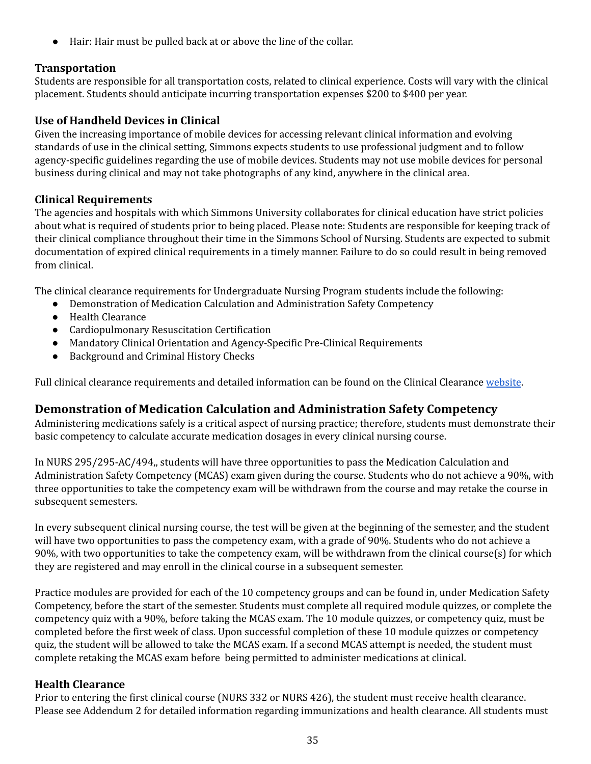- Hair: Hair must be pulled back at or above the line of the collar.

### Transportation

Students are responsible for all transportation costs, related to clinical experience. Costs will vary with the clinical placement. Students should anticipate incurring transportation expenses $200 to $400 per year.

### Use of Handheld Devices in Clinical

Given the increasing importance of mobile devices for accessing relevant clinical information and evolving standards of use in the clinical setting, Simmons expects students to use professional judgment and to follow agency-specific guidelines regarding the use of mobile devices. Students may not use mobile devices for personal business during clinical and may not take photographs of any kind, anywhere in the clinical area.

### Clinical Requirements

The agencies and hospitals with which Simmons University collaborates for clinical education have strict policies about what is required of students prior to being placed. Please note: Students are responsible for keeping track of their clinical compliance throughout their time in the Simmons School of Nursing. Students are expected to submit documentation of expired clinical requirements in a timely manner. Failure to do so could result in being removed from clinical.

The clinical clearance requirements for Undergraduate Nursing Program students include the following:

- Demonstration of Medication Calculation and Administration Safety Competency
- Health Clearance
- Cardiopulmonary Resuscitation Certification
- Mandatory Clinical Orientation and Agency-Specific Pre-Clinical Requirements
- Background and Criminal History Checks

Full clinical clearance requirements and detailed information can be found on the Clinical Clearance website.

## Demonstration of Medication Calculation and Administration Safety Competency

Administering medications safely is a critical aspect of nursing practice; therefore, students must demonstrate their basic competency to calculate accurate medication dosages in every clinical nursing course.

In NURS 295/295-AC/494,, students will have three opportunities to pass the Medication Calculation and Administration Safety Competency (MCAS) exam given during the course. Students who do not achieve a 90%, with three opportunities to take the competency exam will be withdrawn from the course and may retake the course in subsequent semesters.

In every subsequent clinical nursing course, the test will be given at the beginning of the semester, and the student will have two opportunities to pass the competency exam, with a grade of 90%. Students who do not achieve a 90%, with two opportunities to take the competency exam, will be withdrawn from the clinical course(s) for which they are registered and may enroll in the clinical course in a subsequent semester.

Practice modules are provided for each of the 10 competency groups and can be found in, under Medication Safety Competency, before the start of the semester. Students must complete all required module quizzes, or complete the competency quiz with a 90%, before taking the MCAS exam. The 10 module quizzes, or competency quiz, must be completed before the first week of class. Upon successful completion of these 10 module quizzes or competency quiz, the student will be allowed to take the MCAS exam. If a second MCAS attempt is needed, the student must complete retaking the MCAS exam before being permitted to administer medications at clinical.

### Health Clearance

Prior to entering the first clinical course (NURS 332 or NURS 426), the student must receive health clearance. Please see Addendum 2 for detailed information regarding immunizations and health clearance. All students must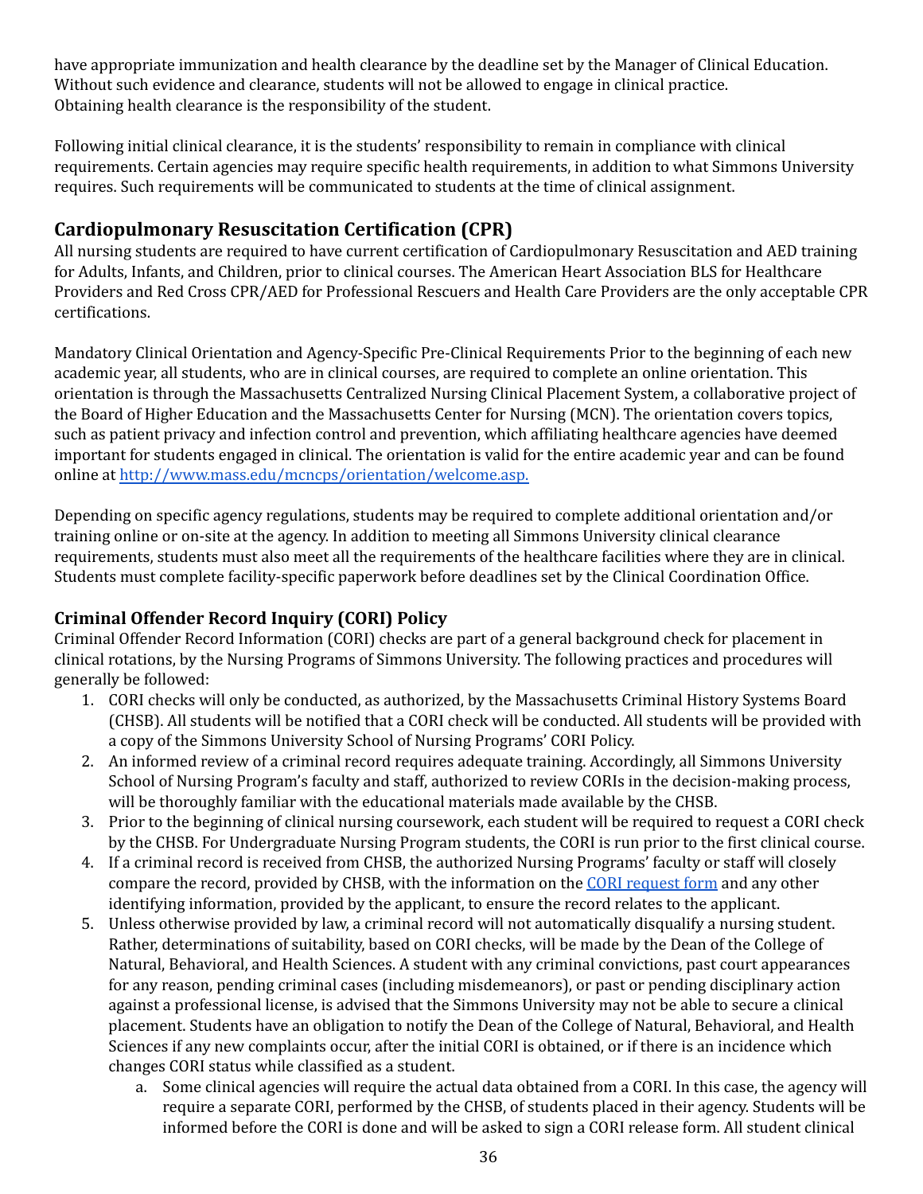have appropriate immunization and health clearance by the deadline set by the Manager of Clinical Education. Without such evidence and clearance, students will not be allowed to engage in clinical practice. Obtaining health clearance is the responsibility of the student.

Following initial clinical clearance, it is the students' responsibility to remain in compliance with clinical requirements. Certain agencies may require specific health requirements, in addition to what Simmons University requires. Such requirements will be communicated to students at the time of clinical assignment.

## Cardiopulmonary Resuscitation Certification (CPR)

All nursing students are required to have current certification of Cardiopulmonary Resuscitation and AED training for Adults, Infants, and Children, prior to clinical courses. The American Heart Association BLS for Healthcare Providers and Red Cross CPR/AED for Professional Rescuers and Health Care Providers are the only acceptable CPR certifications.

Mandatory Clinical Orientation and Agency-Specific Pre-Clinical Requirements Prior to the beginning of each new academic year, all students, who are in clinical courses, are required to complete an online orientation. This orientation is through the Massachusetts Centralized Nursing Clinical Placement System, a collaborative project of the Board of Higher Education and the Massachusetts Center for Nursing (MCN). The orientation covers topics, such as patient privacy and infection control and prevention, which affiliating healthcare agencies have deemed important for students engaged in clinical. The orientation is valid for the entire academic year and can be found online at [http://www.mass.edu/mcncps/orientation/welcome.asp.](http://www.mass.edu/mcncps/orientation/welcome.asp)

Depending on specific agency regulations, students may be required to complete additional orientation and/or training online or on-site at the agency. In addition to meeting all Simmons University clinical clearance requirements, students must also meet all the requirements of the healthcare facilities where they are in clinical. Students must complete facility-specific paperwork before deadlines set by the Clinical Coordination Office.

### Criminal Offender Record Inquiry (CORI) Policy

Criminal Offender Record Information (CORI) checks are part of a general background check for placement in clinical rotations, by the Nursing Programs of Simmons University. The following practices and procedures will generally be followed:

1. CORI checks will only be conducted, as authorized, by the Massachusetts Criminal History Systems Board (CHSB). All students will be notified that a CORI check will be conducted. All students will be provided with a copy of the Simmons University School of Nursing Programs' CORI Policy.
2. An informed review of a criminal record requires adequate training. Accordingly, all Simmons University School of Nursing Program's faculty and staff, authorized to review CORIs in the decision-making process, will be thoroughly familiar with the educational materials made available by the CHSB.
3. Prior to the beginning of clinical nursing coursework, each student will be required to request a CORI check by the CHSB. For Undergraduate Nursing Program students, the CORI is run prior to the first clinical course.
4. If a criminal record is received from CHSB, the authorized Nursing Programs' faculty or staff will closely compare the record, provided by CHSB, with the information on the [CORI request form]() and any other identifying information, provided by the applicant, to ensure the record relates to the applicant.
5. Unless otherwise provided by law, a criminal record will not automatically disqualify a nursing student. Rather, determinations of suitability, based on CORI checks, will be made by the Dean of the College of Natural, Behavioral, and Health Sciences. A student with any criminal convictions, past court appearances for any reason, pending criminal cases (including misdemeanors), or past or pending disciplinary action against a professional license, is advised that the Simmons University may not be able to secure a clinical placement. Students have an obligation to notify the Dean of the College of Natural, Behavioral, and Health Sciences if any new complaints occur, after the initial CORI is obtained, or if there is an incidence which changes CORI status while classified as a student.
    a. Some clinical agencies will require the actual data obtained from a CORI. In this case, the agency will require a separate CORI, performed by the CHSB, of students placed in their agency. Students will be informed before the CORI is done and will be asked to sign a CORI release form. All student clinical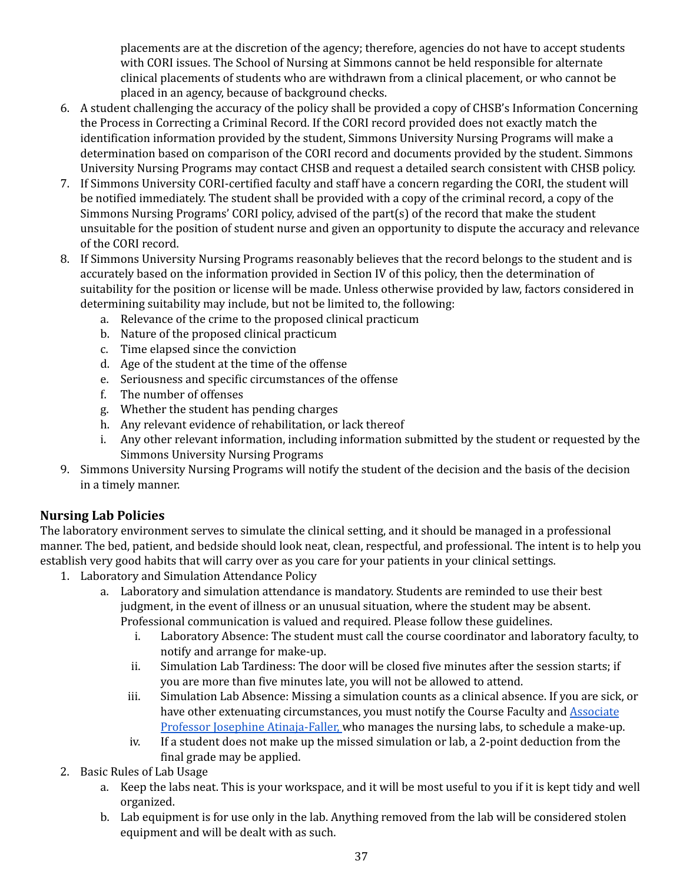placements are at the discretion of the agency; therefore, agencies do not have to accept students with CORI issues. The School of Nursing at Simmons cannot be held responsible for alternate clinical placements of students who are withdrawn from a clinical placement, or who cannot be placed in an agency, because of background checks.

6. A student challenging the accuracy of the policy shall be provided a copy of CHSB's Information Concerning the Process in Correcting a Criminal Record. If the CORI record provided does not exactly match the identification information provided by the student, Simmons University Nursing Programs will make a determination based on comparison of the CORI record and documents provided by the student. Simmons University Nursing Programs may contact CHSB and request a detailed search consistent with CHSB policy.
7. If Simmons University CORI-certified faculty and staff have a concern regarding the CORI, the student will be notified immediately. The student shall be provided with a copy of the criminal record, a copy of the Simmons Nursing Programs' CORI policy, advised of the part(s) of the record that make the student unsuitable for the position of student nurse and given an opportunity to dispute the accuracy and relevance of the CORI record.
8. If Simmons University Nursing Programs reasonably believes that the record belongs to the student and is accurately based on the information provided in Section IV of this policy, then the determination of suitability for the position or license will be made. Unless otherwise provided by law, factors considered in determining suitability may include, but not be limited to, the following:
    a. Relevance of the crime to the proposed clinical practicum
    b. Nature of the proposed clinical practicum
    c. Time elapsed since the conviction
    d. Age of the student at the time of the offense
    e. Seriousness and specific circumstances of the offense
    f. The number of offenses
    g. Whether the student has pending charges
    h. Any relevant evidence of rehabilitation, or lack thereof
    i. Any other relevant information, including information submitted by the student or requested by the Simmons University Nursing Programs
9. Simmons University Nursing Programs will notify the student of the decision and the basis of the decision in a timely manner.

### Nursing Lab Policies

The laboratory environment serves to simulate the clinical setting, and it should be managed in a professional manner. The bed, patient, and bedside should look neat, clean, respectful, and professional. The intent is to help you establish very good habits that will carry over as you care for your patients in your clinical settings.

1. Laboratory and Simulation Attendance Policy
    a. Laboratory and simulation attendance is mandatory. Students are reminded to use their best judgment, in the event of illness or an unusual situation, where the student may be absent. Professional communication is valued and required. Please follow these guidelines.
        i. Laboratory Absence: The student must call the course coordinator and laboratory faculty, to notify and arrange for make-up.
        ii. Simulation Lab Tardiness: The door will be closed five minutes after the session starts; if you are more than five minutes late, you will not be allowed to attend.
        iii. Simulation Lab Absence: Missing a simulation counts as a clinical absence. If you are sick, or have other extenuating circumstances, you must notify the Course Faculty and Associate Professor Josephine Atinaja-Faller, who manages the nursing labs, to schedule a make-up.
        iv. If a student does not make up the missed simulation or lab, a 2-point deduction from the final grade may be applied.
2. Basic Rules of Lab Usage
    a. Keep the labs neat. This is your workspace, and it will be most useful to you if it is kept tidy and well organized.
    b. Lab equipment is for use only in the lab. Anything removed from the lab will be considered stolen equipment and will be dealt with as such.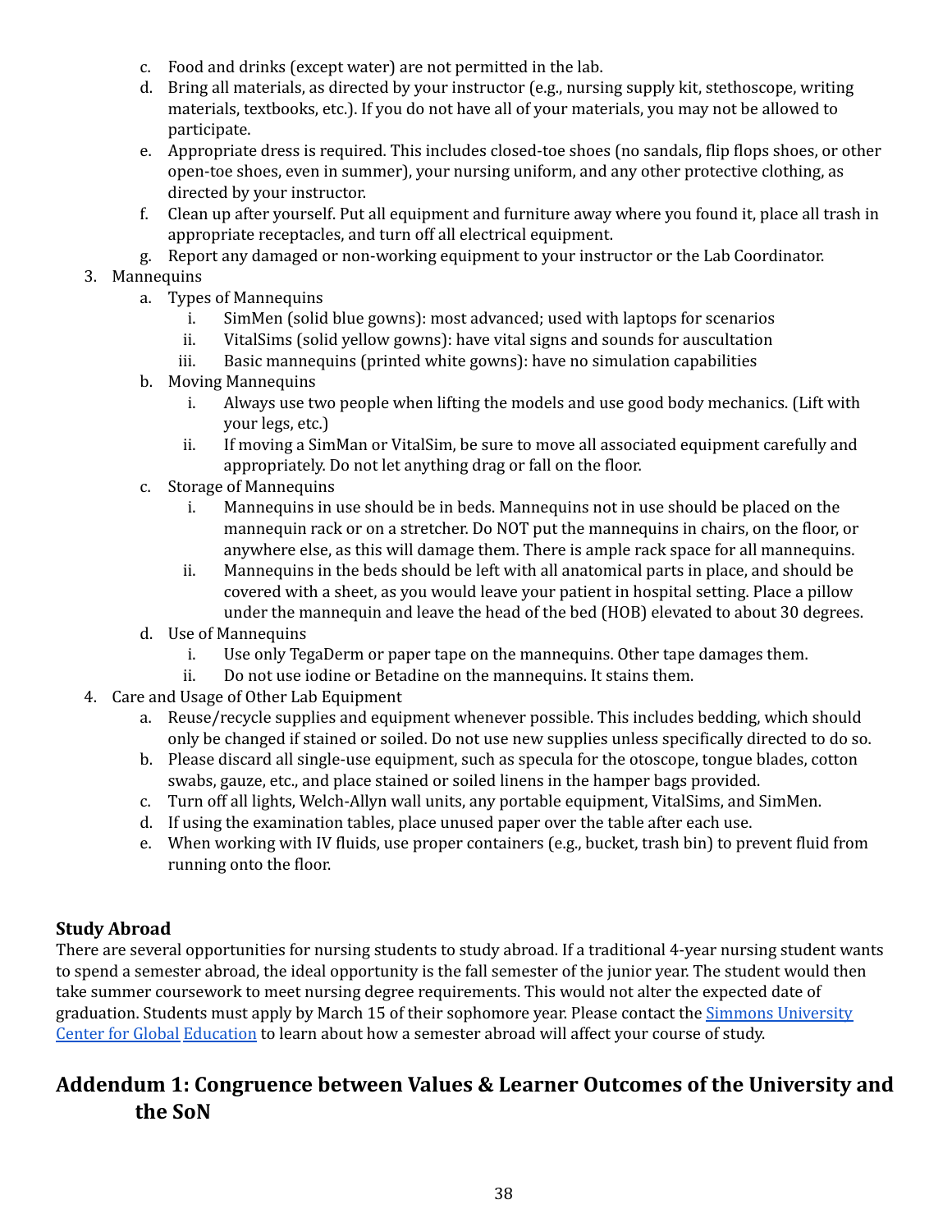c. Food and drinks (except water) are not permitted in the lab.
   d. Bring all materials, as directed by your instructor (e.g., nursing supply kit, stethoscope, writing materials, textbooks, etc.). If you do not have all of your materials, you may not be allowed to participate.
   e. Appropriate dress is required. This includes closed-toe shoes (no sandals, flip flops shoes, or other open-toe shoes, even in summer), your nursing uniform, and any other protective clothing, as directed by your instructor.
   f. Clean up after yourself. Put all equipment and furniture away where you found it, place all trash in appropriate receptacles, and turn off all electrical equipment.
   g. Report any damaged or non-working equipment to your instructor or the Lab Coordinator.

3. Mannequins
   a. Types of Mannequins
      i. SimMen (solid blue gowns): most advanced; used with laptops for scenarios
      ii. VitalSims (solid yellow gowns): have vital signs and sounds for auscultation
      iii. Basic mannequins (printed white gowns): have no simulation capabilities
   b. Moving Mannequins
      i. Always use two people when lifting the models and use good body mechanics. (Lift with your legs, etc.)
      ii. If moving a SimMan or VitalSim, be sure to move all associated equipment carefully and appropriately. Do not let anything drag or fall on the floor.
   c. Storage of Mannequins
      i. Mannequins in use should be in beds. Mannequins not in use should be placed on the mannequin rack or on a stretcher. Do NOT put the mannequins in chairs, on the floor, or anywhere else, as this will damage them. There is ample rack space for all mannequins.
      ii. Mannequins in the beds should be left with all anatomical parts in place, and should be covered with a sheet, as you would leave your patient in hospital setting. Place a pillow under the mannequin and leave the head of the bed (HOB) elevated to about 30 degrees.
   d. Use of Mannequins
      i. Use only TegaDerm or paper tape on the mannequins. Other tape damages them.
      ii. Do not use iodine or Betadine on the mannequins. It stains them.

4. Care and Usage of Other Lab Equipment
   a. Reuse/recycle supplies and equipment whenever possible. This includes bedding, which should only be changed if stained or soiled. Do not use new supplies unless specifically directed to do so.
   b. Please discard all single-use equipment, such as specula for the otoscope, tongue blades, cotton swabs, gauze, etc., and place stained or soiled linens in the hamper bags provided.
   c. Turn off all lights, Welch-Allyn wall units, any portable equipment, VitalSims, and SimMen.
   d. If using the examination tables, place unused paper over the table after each use.
   e. When working with IV fluids, use proper containers (e.g., bucket, trash bin) to prevent fluid from running onto the floor.

### Study Abroad

There are several opportunities for nursing students to study abroad. If a traditional 4-year nursing student wants to spend a semester abroad, the ideal opportunity is the fall semester of the junior year. The student would then take summer coursework to meet nursing degree requirements. This would not alter the expected date of graduation. Students must apply by March 15 of their sophomore year. Please contact the Simmons University Center for Global Education to learn about how a semester abroad will affect your course of study.

## Addendum 1: Congruence between Values & Learner Outcomes of the University and the SoN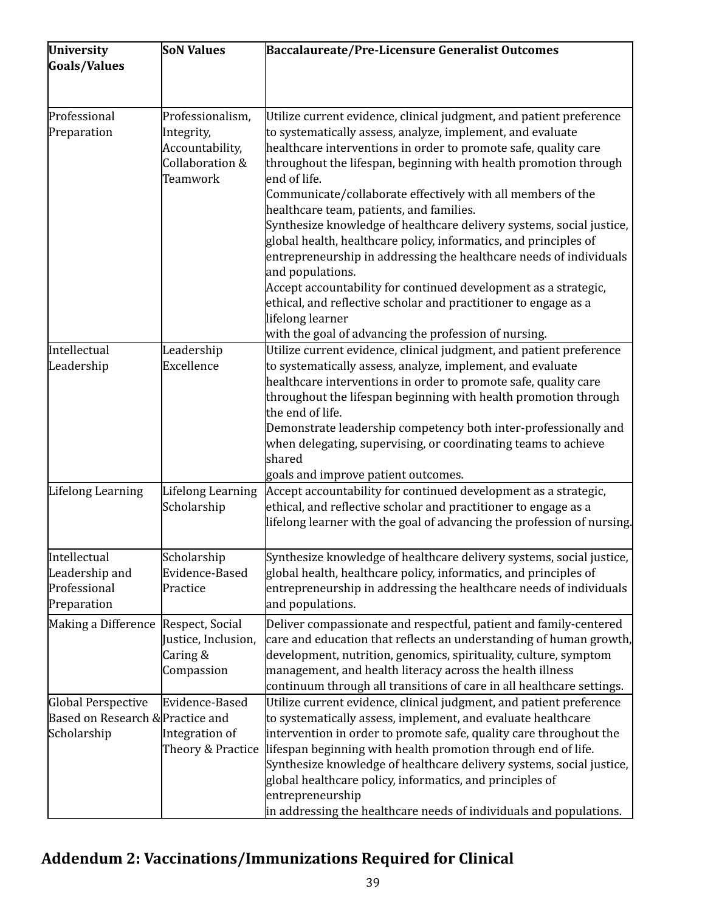| University Goals/Values | SoN Values | Baccalaureate/Pre-Licensure Generalist Outcomes |
|---|---|---|
| Professional Preparation | Professionalism, Integrity, Accountability, Collaboration & Teamwork | Utilize current evidence, clinical judgment, and patient preference to systematically assess, analyze, implement, and evaluate healthcare interventions in order to promote safe, quality care throughout the lifespan, beginning with health promotion through end of life.<br>Communicate/collaborate effectively with all members of the healthcare team, patients, and families.<br>Synthesize knowledge of healthcare delivery systems, social justice, global health, healthcare policy, informatics, and principles of entrepreneurship in addressing the healthcare needs of individuals and populations.<br>Accept accountability for continued development as a strategic, ethical, and reflective scholar and practitioner to engage as a lifelong learner with the goal of advancing the profession of nursing. |
| Intellectual Leadership | Leadership Excellence | Utilize current evidence, clinical judgment, and patient preference to systematically assess, analyze, implement, and evaluate healthcare interventions in order to promote safe, quality care throughout the lifespan beginning with health promotion through the end of life.<br>Demonstrate leadership competency both inter-professionally and when delegating, supervising, or coordinating teams to achieve shared goals and improve patient outcomes. |
| Lifelong Learning | Lifelong Learning Scholarship | Accept accountability for continued development as a strategic, ethical, and reflective scholar and practitioner to engage as a lifelong learner with the goal of advancing the profession of nursing. |
| Intellectual Leadership and Professional Preparation | Scholarship Evidence-Based Practice | Synthesize knowledge of healthcare delivery systems, social justice, global health, healthcare policy, informatics, and principles of entrepreneurship in addressing the healthcare needs of individuals and populations. |
| Making a Difference | Respect, Social Justice, Inclusion, Caring & Compassion | Deliver compassionate and respectful, patient and family-centered care and education that reflects an understanding of human growth, development, nutrition, genomics, spirituality, culture, symptom management, and health literacy across the health illness continuum through all transitions of care in all healthcare settings. |
| Global Perspective Based on Research & Scholarship | Evidence-Based Practice and Integration of Theory & Practice | Utilize current evidence, clinical judgment, and patient preference to systematically assess, implement, and evaluate healthcare intervention in order to promote safe, quality care throughout the lifespan beginning with health promotion through end of life.<br>Synthesize knowledge of healthcare delivery systems, social justice, global healthcare policy, informatics, and principles of entrepreneurship in addressing the healthcare needs of individuals and populations. |

## Addendum 2: Vaccinations/Immunizations Required for Clinical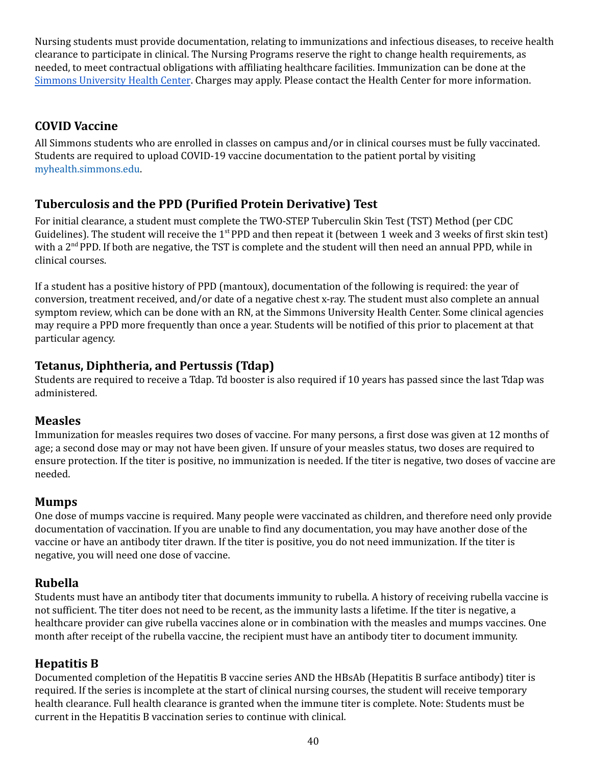Nursing students must provide documentation, relating to immunizations and infectious diseases, to receive health clearance to participate in clinical. The Nursing Programs reserve the right to change health requirements, as needed, to meet contractual obligations with affiliating healthcare facilities. Immunization can be done at the Simmons University Health Center. Charges may apply. Please contact the Health Center for more information.

## COVID Vaccine

All Simmons students who are enrolled in classes on campus and/or in clinical courses must be fully vaccinated. Students are required to upload COVID-19 vaccine documentation to the patient portal by visiting myhealth.simmons.edu.

## Tuberculosis and the PPD (Purified Protein Derivative) Test

For initial clearance, a student must complete the TWO-STEP Tuberculin Skin Test (TST) Method (per CDC Guidelines). The student will receive the 1st PPD and then repeat it (between 1 week and 3 weeks of first skin test) with a 2nd PPD. If both are negative, the TST is complete and the student will then need an annual PPD, while in clinical courses.

If a student has a positive history of PPD (mantoux), documentation of the following is required: the year of conversion, treatment received, and/or date of a negative chest x-ray. The student must also complete an annual symptom review, which can be done with an RN, at the Simmons University Health Center. Some clinical agencies may require a PPD more frequently than once a year. Students will be notified of this prior to placement at that particular agency.

## Tetanus, Diphtheria, and Pertussis (Tdap)

Students are required to receive a Tdap. Td booster is also required if 10 years has passed since the last Tdap was administered.

## Measles

Immunization for measles requires two doses of vaccine. For many persons, a first dose was given at 12 months of age; a second dose may or may not have been given. If unsure of your measles status, two doses are required to ensure protection. If the titer is positive, no immunization is needed. If the titer is negative, two doses of vaccine are needed.

## Mumps

One dose of mumps vaccine is required. Many people were vaccinated as children, and therefore need only provide documentation of vaccination. If you are unable to find any documentation, you may have another dose of the vaccine or have an antibody titer drawn. If the titer is positive, you do not need immunization. If the titer is negative, you will need one dose of vaccine.

## Rubella

Students must have an antibody titer that documents immunity to rubella. A history of receiving rubella vaccine is not sufficient. The titer does not need to be recent, as the immunity lasts a lifetime. If the titer is negative, a healthcare provider can give rubella vaccines alone or in combination with the measles and mumps vaccines. One month after receipt of the rubella vaccine, the recipient must have an antibody titer to document immunity.

## Hepatitis B

Documented completion of the Hepatitis B vaccine series AND the HBsAb (Hepatitis B surface antibody) titer is required. If the series is incomplete at the start of clinical nursing courses, the student will receive temporary health clearance. Full health clearance is granted when the immune titer is complete. Note: Students must be current in the Hepatitis B vaccination series to continue with clinical.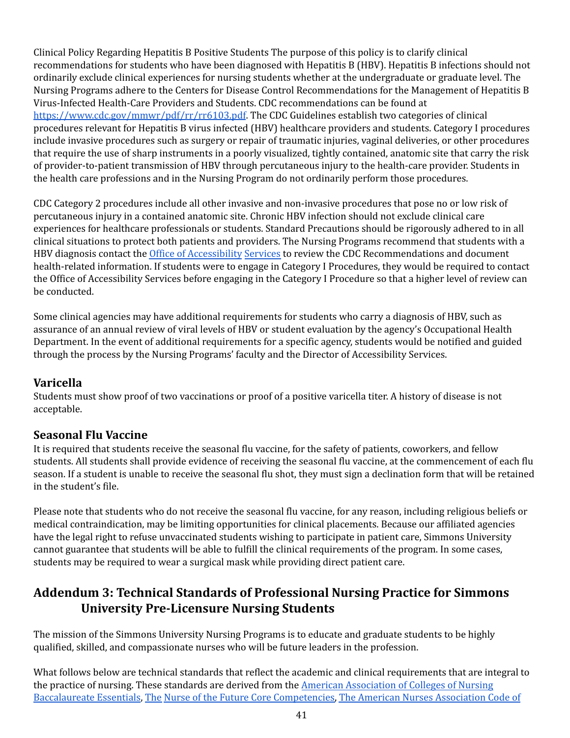Clinical Policy Regarding Hepatitis B Positive Students The purpose of this policy is to clarify clinical recommendations for students who have been diagnosed with Hepatitis B (HBV). Hepatitis B infections should not ordinarily exclude clinical experiences for nursing students whether at the undergraduate or graduate level. The Nursing Programs adhere to the Centers for Disease Control Recommendations for the Management of Hepatitis B Virus-Infected Health-Care Providers and Students. CDC recommendations can be found at [https://www.cdc.gov/mmwr/pdf/rr/rr6103.pdf](https://www.cdc.gov/mmwr/pdf/rr/rr6103.pdf). The CDC Guidelines establish two categories of clinical procedures relevant for Hepatitis B virus infected (HBV) healthcare providers and students. Category I procedures include invasive procedures such as surgery or repair of traumatic injuries, vaginal deliveries, or other procedures that require the use of sharp instruments in a poorly visualized, tightly contained, anatomic site that carry the risk of provider-to-patient transmission of HBV through percutaneous injury to the health-care provider. Students in the health care professions and in the Nursing Program do not ordinarily perform those procedures.

CDC Category 2 procedures include all other invasive and non-invasive procedures that pose no or low risk of percutaneous injury in a contained anatomic site. Chronic HBV infection should not exclude clinical care experiences for healthcare professionals or students. Standard Precautions should be rigorously adhered to in all clinical situations to protect both patients and providers. The Nursing Programs recommend that students with a HBV diagnosis contact the Office of Accessibility Services to review the CDC Recommendations and document health-related information. If students were to engage in Category I Procedures, they would be required to contact the Office of Accessibility Services before engaging in the Category I Procedure so that a higher level of review can be conducted.

Some clinical agencies may have additional requirements for students who carry a diagnosis of HBV, such as assurance of an annual review of viral levels of HBV or student evaluation by the agency's Occupational Health Department. In the event of additional requirements for a specific agency, students would be notified and guided through the process by the Nursing Programs' faculty and the Director of Accessibility Services.

### Varicella

Students must show proof of two vaccinations or proof of a positive varicella titer. A history of disease is not acceptable.

### Seasonal Flu Vaccine

It is required that students receive the seasonal flu vaccine, for the safety of patients, coworkers, and fellow students. All students shall provide evidence of receiving the seasonal flu vaccine, at the commencement of each flu season. If a student is unable to receive the seasonal flu shot, they must sign a declination form that will be retained in the student's file.

Please note that students who do not receive the seasonal flu vaccine, for any reason, including religious beliefs or medical contraindication, may be limiting opportunities for clinical placements. Because our affiliated agencies have the legal right to refuse unvaccinated students wishing to participate in patient care, Simmons University cannot guarantee that students will be able to fulfill the clinical requirements of the program. In some cases, students may be required to wear a surgical mask while providing direct patient care.

## Addendum 3: Technical Standards of Professional Nursing Practice for Simmons University Pre-Licensure Nursing Students

The mission of the Simmons University Nursing Programs is to educate and graduate students to be highly qualified, skilled, and compassionate nurses who will be future leaders in the profession.

What follows below are technical standards that reflect the academic and clinical requirements that are integral to the practice of nursing. These standards are derived from the American Association of Colleges of Nursing Baccalaureate Essentials, The Nurse of the Future Core Competencies, The American Nurses Association Code of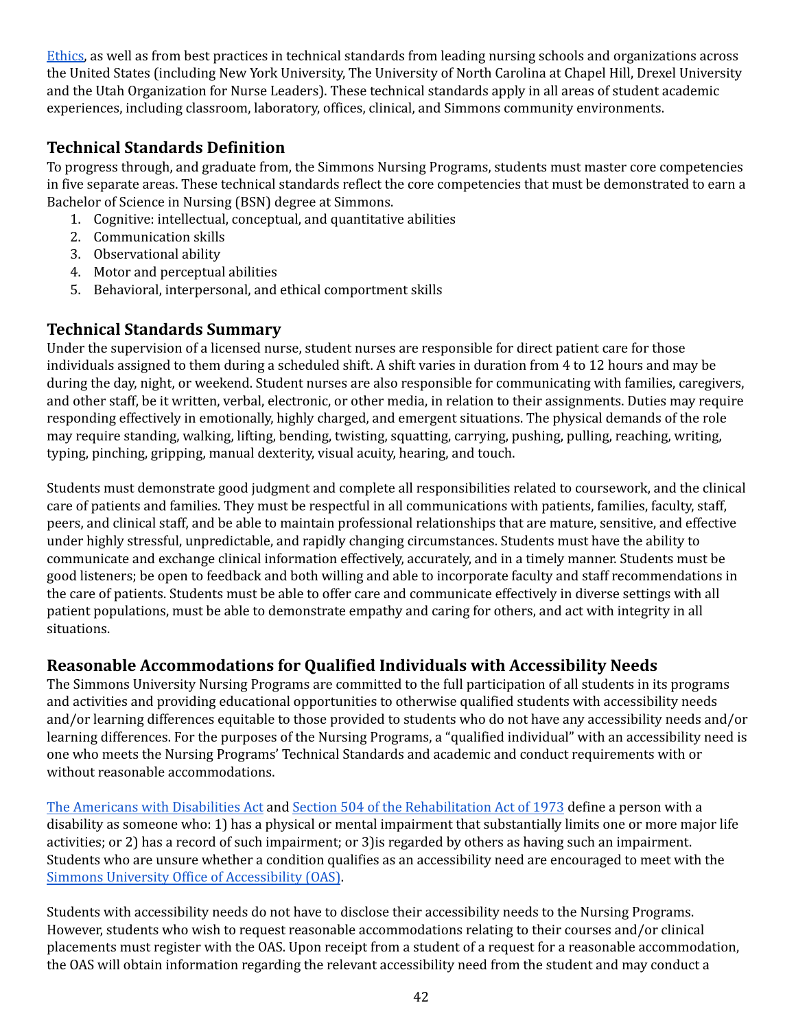Ethics, as well as from best practices in technical standards from leading nursing schools and organizations across the United States (including New York University, The University of North Carolina at Chapel Hill, Drexel University and the Utah Organization for Nurse Leaders). These technical standards apply in all areas of student academic experiences, including classroom, laboratory, offices, clinical, and Simmons community environments.

## Technical Standards Definition

To progress through, and graduate from, the Simmons Nursing Programs, students must master core competencies in five separate areas. These technical standards reflect the core competencies that must be demonstrated to earn a Bachelor of Science in Nursing (BSN) degree at Simmons.

1. Cognitive: intellectual, conceptual, and quantitative abilities
2. Communication skills
3. Observational ability
4. Motor and perceptual abilities
5. Behavioral, interpersonal, and ethical comportment skills

## Technical Standards Summary

Under the supervision of a licensed nurse, student nurses are responsible for direct patient care for those individuals assigned to them during a scheduled shift. A shift varies in duration from 4 to 12 hours and may be during the day, night, or weekend. Student nurses are also responsible for communicating with families, caregivers, and other staff, be it written, verbal, electronic, or other media, in relation to their assignments. Duties may require responding effectively in emotionally, highly charged, and emergent situations. The physical demands of the role may require standing, walking, lifting, bending, twisting, squatting, carrying, pushing, pulling, reaching, writing, typing, pinching, gripping, manual dexterity, visual acuity, hearing, and touch.

Students must demonstrate good judgment and complete all responsibilities related to coursework, and the clinical care of patients and families. They must be respectful in all communications with patients, families, faculty, staff, peers, and clinical staff, and be able to maintain professional relationships that are mature, sensitive, and effective under highly stressful, unpredictable, and rapidly changing circumstances. Students must have the ability to communicate and exchange clinical information effectively, accurately, and in a timely manner. Students must be good listeners; be open to feedback and both willing and able to incorporate faculty and staff recommendations in the care of patients. Students must be able to offer care and communicate effectively in diverse settings with all patient populations, must be able to demonstrate empathy and caring for others, and act with integrity in all situations.

## Reasonable Accommodations for Qualified Individuals with Accessibility Needs

The Simmons University Nursing Programs are committed to the full participation of all students in its programs and activities and providing educational opportunities to otherwise qualified students with accessibility needs and/or learning differences equitable to those provided to students who do not have any accessibility needs and/or learning differences. For the purposes of the Nursing Programs, a "qualified individual" with an accessibility need is one who meets the Nursing Programs' Technical Standards and academic and conduct requirements with or without reasonable accommodations.

The Americans with Disabilities Act and Section 504 of the Rehabilitation Act of 1973 define a person with a disability as someone who: 1) has a physical or mental impairment that substantially limits one or more major life activities; or 2) has a record of such impairment; or 3)is regarded by others as having such an impairment. Students who are unsure whether a condition qualifies as an accessibility need are encouraged to meet with the Simmons University Office of Accessibility (OAS).

Students with accessibility needs do not have to disclose their accessibility needs to the Nursing Programs. However, students who wish to request reasonable accommodations relating to their courses and/or clinical placements must register with the OAS. Upon receipt from a student of a request for a reasonable accommodation, the OAS will obtain information regarding the relevant accessibility need from the student and may conduct a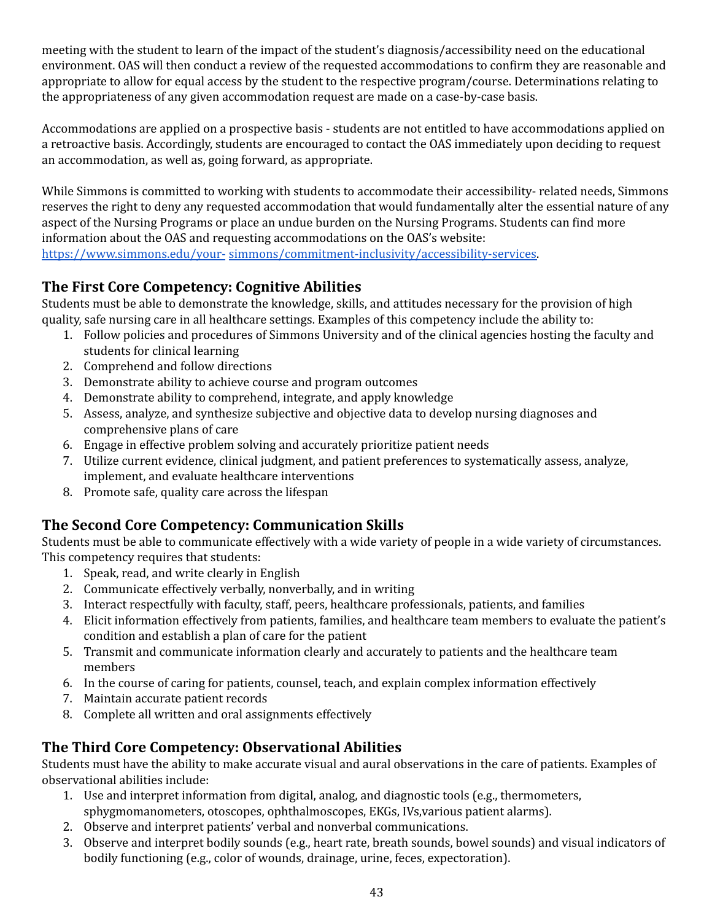meeting with the student to learn of the impact of the student's diagnosis/accessibility need on the educational environment. OAS will then conduct a review of the requested accommodations to confirm they are reasonable and appropriate to allow for equal access by the student to the respective program/course. Determinations relating to the appropriateness of any given accommodation request are made on a case-by-case basis.

Accommodations are applied on a prospective basis - students are not entitled to have accommodations applied on a retroactive basis. Accordingly, students are encouraged to contact the OAS immediately upon deciding to request an accommodation, as well as, going forward, as appropriate.

While Simmons is committed to working with students to accommodate their accessibility- related needs, Simmons reserves the right to deny any requested accommodation that would fundamentally alter the essential nature of any aspect of the Nursing Programs or place an undue burden on the Nursing Programs. Students can find more information about the OAS and requesting accommodations on the OAS's website: [https://www.simmons.edu/your- simmons/commitment-inclusivity/accessibility-services](https://www.simmons.edu/your-simmons/commitment-inclusivity/accessibility-services).

## The First Core Competency: Cognitive Abilities

Students must be able to demonstrate the knowledge, skills, and attitudes necessary for the provision of high quality, safe nursing care in all healthcare settings. Examples of this competency include the ability to:

1. Follow policies and procedures of Simmons University and of the clinical agencies hosting the faculty and students for clinical learning
2. Comprehend and follow directions
3. Demonstrate ability to achieve course and program outcomes
4. Demonstrate ability to comprehend, integrate, and apply knowledge
5. Assess, analyze, and synthesize subjective and objective data to develop nursing diagnoses and comprehensive plans of care
6. Engage in effective problem solving and accurately prioritize patient needs
7. Utilize current evidence, clinical judgment, and patient preferences to systematically assess, analyze, implement, and evaluate healthcare interventions
8. Promote safe, quality care across the lifespan

## The Second Core Competency: Communication Skills

Students must be able to communicate effectively with a wide variety of people in a wide variety of circumstances. This competency requires that students:

1. Speak, read, and write clearly in English
2. Communicate effectively verbally, nonverbally, and in writing
3. Interact respectfully with faculty, staff, peers, healthcare professionals, patients, and families
4. Elicit information effectively from patients, families, and healthcare team members to evaluate the patient's condition and establish a plan of care for the patient
5. Transmit and communicate information clearly and accurately to patients and the healthcare team members
6. In the course of caring for patients, counsel, teach, and explain complex information effectively
7. Maintain accurate patient records
8. Complete all written and oral assignments effectively

## The Third Core Competency: Observational Abilities

Students must have the ability to make accurate visual and aural observations in the care of patients. Examples of observational abilities include:

1. Use and interpret information from digital, analog, and diagnostic tools (e.g., thermometers, sphygmomanometers, otoscopes, ophthalmoscopes, EKGs, IVs,various patient alarms).
2. Observe and interpret patients' verbal and nonverbal communications.
3. Observe and interpret bodily sounds (e.g., heart rate, breath sounds, bowel sounds) and visual indicators of bodily functioning (e.g., color of wounds, drainage, urine, feces, expectoration).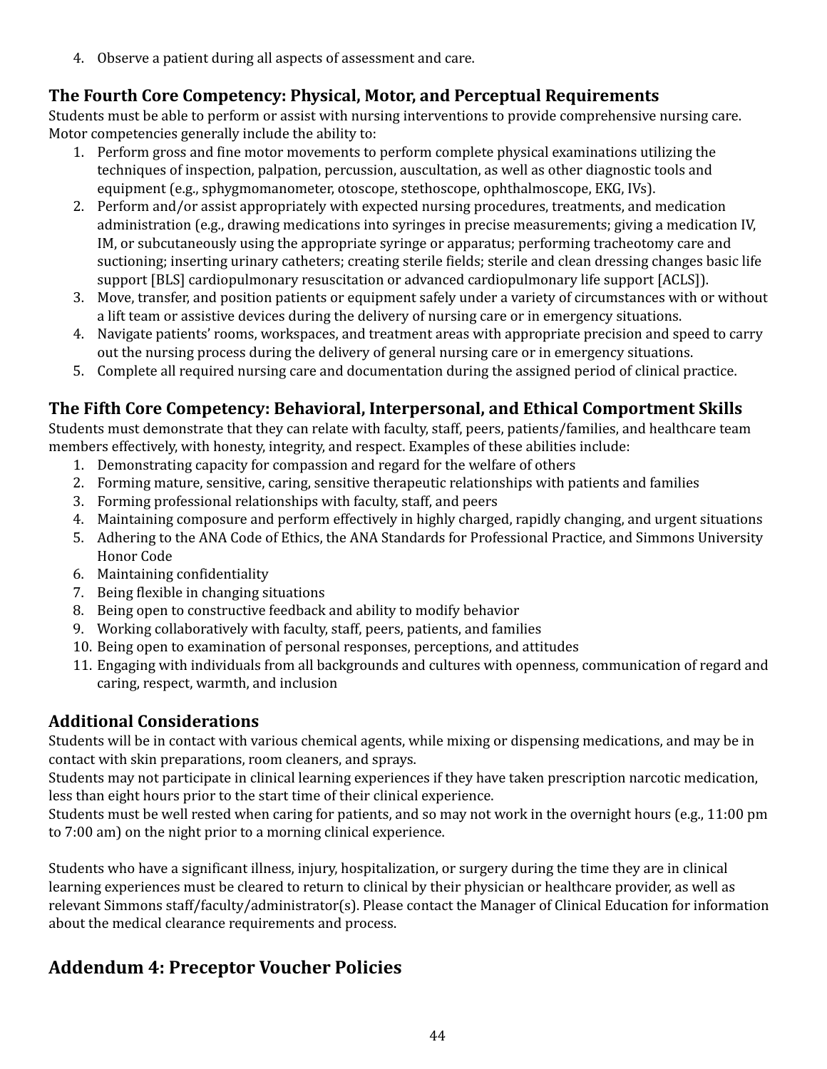4. Observe a patient during all aspects of assessment and care.

## The Fourth Core Competency: Physical, Motor, and Perceptual Requirements

Students must be able to perform or assist with nursing interventions to provide comprehensive nursing care. Motor competencies generally include the ability to:

1. Perform gross and fine motor movements to perform complete physical examinations utilizing the techniques of inspection, palpation, percussion, auscultation, as well as other diagnostic tools and equipment (e.g., sphygmomanometer, otoscope, stethoscope, ophthalmoscope, EKG, IVs).
2. Perform and/or assist appropriately with expected nursing procedures, treatments, and medication administration (e.g., drawing medications into syringes in precise measurements; giving a medication IV, IM, or subcutaneously using the appropriate syringe or apparatus; performing tracheotomy care and suctioning; inserting urinary catheters; creating sterile fields; sterile and clean dressing changes basic life support [BLS] cardiopulmonary resuscitation or advanced cardiopulmonary life support [ACLS]).
3. Move, transfer, and position patients or equipment safely under a variety of circumstances with or without a lift team or assistive devices during the delivery of nursing care or in emergency situations.
4. Navigate patients' rooms, workspaces, and treatment areas with appropriate precision and speed to carry out the nursing process during the delivery of general nursing care or in emergency situations.
5. Complete all required nursing care and documentation during the assigned period of clinical practice.

## The Fifth Core Competency: Behavioral, Interpersonal, and Ethical Comportment Skills

Students must demonstrate that they can relate with faculty, staff, peers, patients/families, and healthcare team members effectively, with honesty, integrity, and respect. Examples of these abilities include:

1. Demonstrating capacity for compassion and regard for the welfare of others
2. Forming mature, sensitive, caring, sensitive therapeutic relationships with patients and families
3. Forming professional relationships with faculty, staff, and peers
4. Maintaining composure and perform effectively in highly charged, rapidly changing, and urgent situations
5. Adhering to the ANA Code of Ethics, the ANA Standards for Professional Practice, and Simmons University Honor Code
6. Maintaining confidentiality
7. Being flexible in changing situations
8. Being open to constructive feedback and ability to modify behavior
9. Working collaboratively with faculty, staff, peers, patients, and families
10. Being open to examination of personal responses, perceptions, and attitudes
11. Engaging with individuals from all backgrounds and cultures with openness, communication of regard and caring, respect, warmth, and inclusion

## Additional Considerations

Students will be in contact with various chemical agents, while mixing or dispensing medications, and may be in contact with skin preparations, room cleaners, and sprays.
Students may not participate in clinical learning experiences if they have taken prescription narcotic medication, less than eight hours prior to the start time of their clinical experience.
Students must be well rested when caring for patients, and so may not work in the overnight hours (e.g., 11:00 pm to 7:00 am) on the night prior to a morning clinical experience.

Students who have a significant illness, injury, hospitalization, or surgery during the time they are in clinical learning experiences must be cleared to return to clinical by their physician or healthcare provider, as well as relevant Simmons staff/faculty/administrator(s). Please contact the Manager of Clinical Education for information about the medical clearance requirements and process.

# Addendum 4: Preceptor Voucher Policies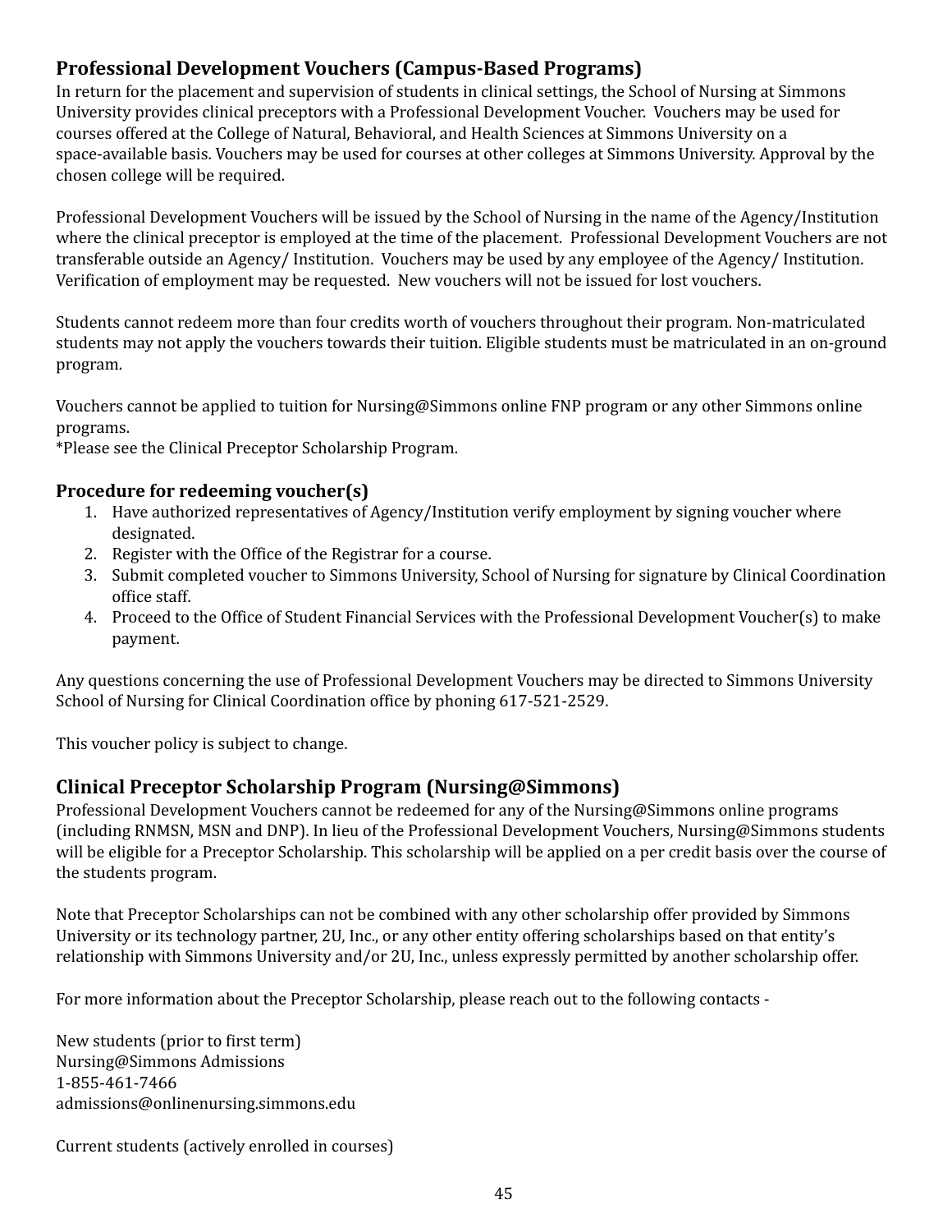## Professional Development Vouchers (Campus-Based Programs)

In return for the placement and supervision of students in clinical settings, the School of Nursing at Simmons University provides clinical preceptors with a Professional Development Voucher. Vouchers may be used for courses offered at the College of Natural, Behavioral, and Health Sciences at Simmons University on a space-available basis. Vouchers may be used for courses at other colleges at Simmons University. Approval by the chosen college will be required.

Professional Development Vouchers will be issued by the School of Nursing in the name of the Agency/Institution where the clinical preceptor is employed at the time of the placement. Professional Development Vouchers are not transferable outside an Agency/ Institution. Vouchers may be used by any employee of the Agency/ Institution. Verification of employment may be requested. New vouchers will not be issued for lost vouchers.

Students cannot redeem more than four credits worth of vouchers throughout their program. Non-matriculated students may not apply the vouchers towards their tuition. Eligible students must be matriculated in an on-ground program.

Vouchers cannot be applied to tuition for Nursing@Simmons online FNP program or any other Simmons online programs.
*Please see the Clinical Preceptor Scholarship Program.

### Procedure for redeeming voucher(s)

1. Have authorized representatives of Agency/Institution verify employment by signing voucher where designated.
2. Register with the Office of the Registrar for a course.
3. Submit completed voucher to Simmons University, School of Nursing for signature by Clinical Coordination office staff.
4. Proceed to the Office of Student Financial Services with the Professional Development Voucher(s) to make payment.

Any questions concerning the use of Professional Development Vouchers may be directed to Simmons University School of Nursing for Clinical Coordination office by phoning 617-521-2529.

This voucher policy is subject to change.

## Clinical Preceptor Scholarship Program (Nursing@Simmons)

Professional Development Vouchers cannot be redeemed for any of the Nursing@Simmons online programs (including RNMSN, MSN and DNP). In lieu of the Professional Development Vouchers, Nursing@Simmons students will be eligible for a Preceptor Scholarship. This scholarship will be applied on a per credit basis over the course of the students program.

Note that Preceptor Scholarships can not be combined with any other scholarship offer provided by Simmons University or its technology partner, 2U, Inc., or any other entity offering scholarships based on that entity's relationship with Simmons University and/or 2U, Inc., unless expressly permitted by another scholarship offer.

For more information about the Preceptor Scholarship, please reach out to the following contacts -

New students (prior to first term)
Nursing@Simmons Admissions
1-855-461-7466
admissions@onlinenursing.simmons.edu

Current students (actively enrolled in courses)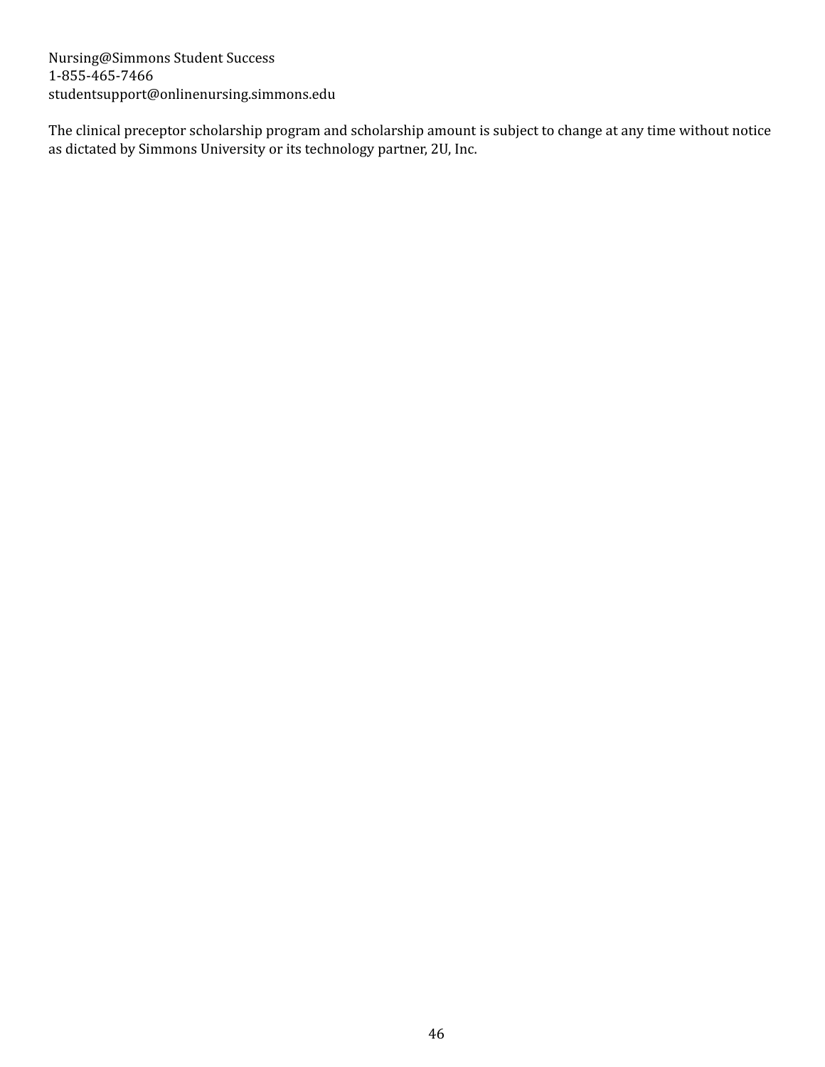Nursing@Simmons Student Success
1-855-465-7466
studentsupport@onlinenursing.simmons.edu

The clinical preceptor scholarship program and scholarship amount is subject to change at any time without notice as dictated by Simmons University or its technology partner, 2U, Inc.